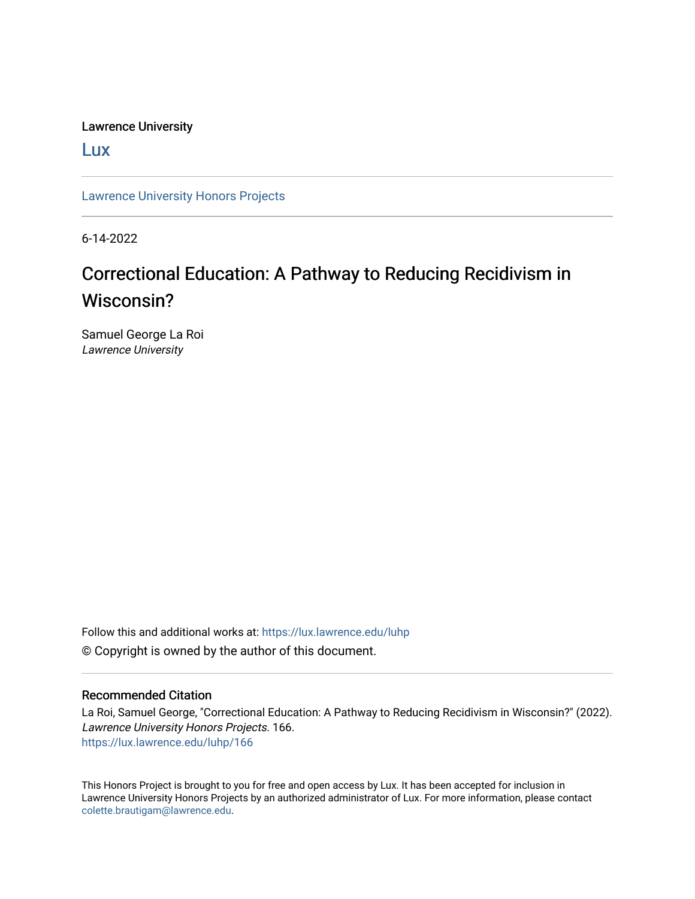Lawrence University

Lux

Lawrence University Honors Projects

6-14-2022

# Correctional Education: A Pathway to Reducing Recidivism in Wisconsin?

Samuel George La Roi
*Lawrence University*

Follow this and additional works at: https://lux.lawrence.edu/luhp

© Copyright is owned by the author of this document.

## Recommended Citation

La Roi, Samuel George, "Correctional Education: A Pathway to Reducing Recidivism in Wisconsin?" (2022). *Lawrence University Honors Projects*. 166.
https://lux.lawrence.edu/luhp/166

This Honors Project is brought to you for free and open access by Lux. It has been accepted for inclusion in Lawrence University Honors Projects by an authorized administrator of Lux. For more information, please contact colette.brautigam@lawrence.edu.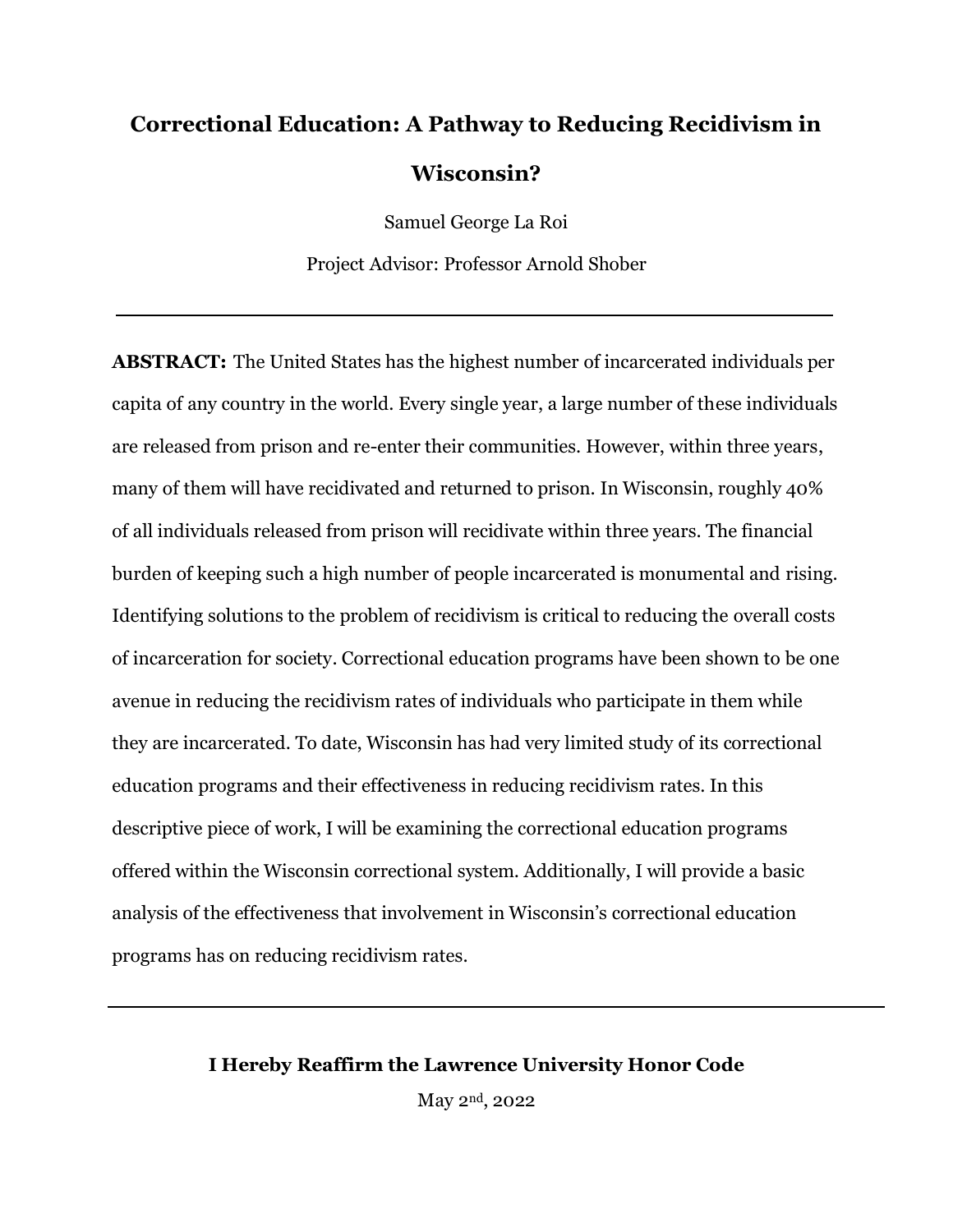# Correctional Education: A Pathway to Reducing Recidivism in Wisconsin?

Samuel George La Roi

Project Advisor: Professor Arnold Shober

---

**ABSTRACT:** The United States has the highest number of incarcerated individuals per capita of any country in the world. Every single year, a large number of these individuals are released from prison and re-enter their communities. However, within three years, many of them will have recidivated and returned to prison. In Wisconsin, roughly 40% of all individuals released from prison will recidivate within three years. The financial burden of keeping such a high number of people incarcerated is monumental and rising. Identifying solutions to the problem of recidivism is critical to reducing the overall costs of incarceration for society. Correctional education programs have been shown to be one avenue in reducing the recidivism rates of individuals who participate in them while they are incarcerated. To date, Wisconsin has had very limited study of its correctional education programs and their effectiveness in reducing recidivism rates. In this descriptive piece of work, I will be examining the correctional education programs offered within the Wisconsin correctional system. Additionally, I will provide a basic analysis of the effectiveness that involvement in Wisconsin's correctional education programs has on reducing recidivism rates.

---

**I Hereby Reaffirm the Lawrence University Honor Code**

May 2nd, 2022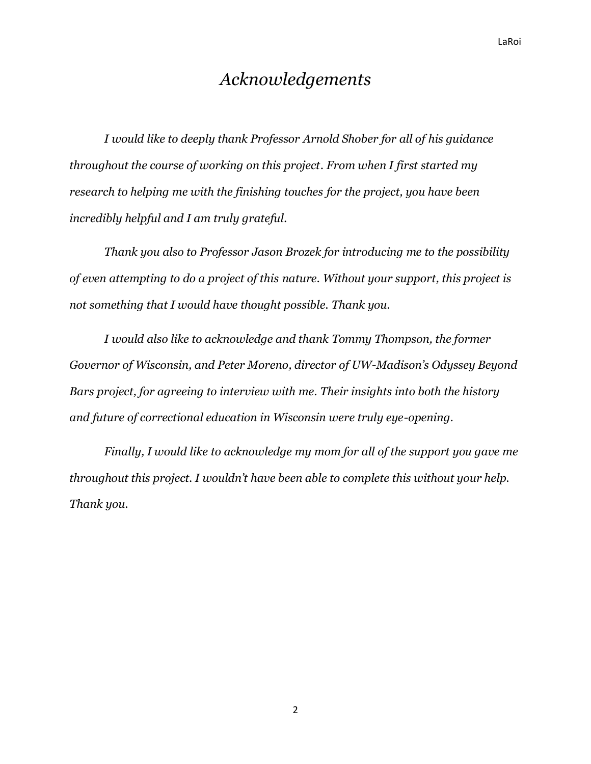# *Acknowledgements*

*I would like to deeply thank Professor Arnold Shober for all of his guidance throughout the course of working on this project. From when I first started my research to helping me with the finishing touches for the project, you have been incredibly helpful and I am truly grateful.*

*Thank you also to Professor Jason Brozek for introducing me to the possibility of even attempting to do a project of this nature. Without your support, this project is not something that I would have thought possible. Thank you.*

*I would also like to acknowledge and thank Tommy Thompson, the former Governor of Wisconsin, and Peter Moreno, director of UW-Madison's Odyssey Beyond Bars project, for agreeing to interview with me. Their insights into both the history and future of correctional education in Wisconsin were truly eye-opening.*

*Finally, I would like to acknowledge my mom for all of the support you gave me throughout this project. I wouldn't have been able to complete this without your help. Thank you.*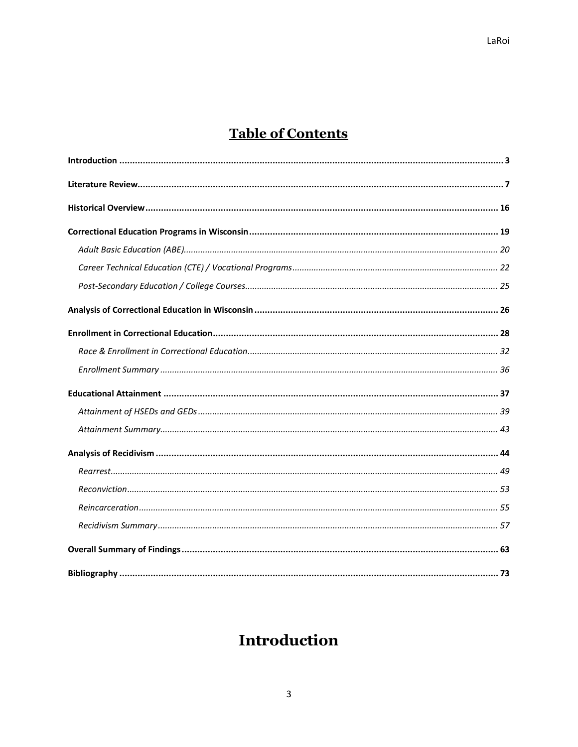# Table of Contents

**Introduction** .................................................................... 3

**Literature Review** .................................................................... 7

**Historical Overview** .................................................................... 16

**Correctional Education Programs in Wisconsin** .................................................................... 19

*Adult Basic Education (ABE)* .................................................................... 20

*Career Technical Education (CTE) / Vocational Programs* .................................................................... 22

*Post-Secondary Education / College Courses* .................................................................... 25

**Analysis of Correctional Education in Wisconsin** .................................................................... 26

**Enrollment in Correctional Education** .................................................................... 28

*Race & Enrollment in Correctional Education* .................................................................... 32

*Enrollment Summary* .................................................................... 36

**Educational Attainment** .................................................................... 37

*Attainment of HSEDs and GEDs* .................................................................... 39

*Attainment Summary* .................................................................... 43

**Analysis of Recidivism** .................................................................... 44

*Rearrest* .................................................................... 49

*Reconviction* .................................................................... 53

*Reincarceration* .................................................................... 55

*Recidivism Summary* .................................................................... 57

**Overall Summary of Findings** .................................................................... 63

**Bibliography** .................................................................... 73

# Introduction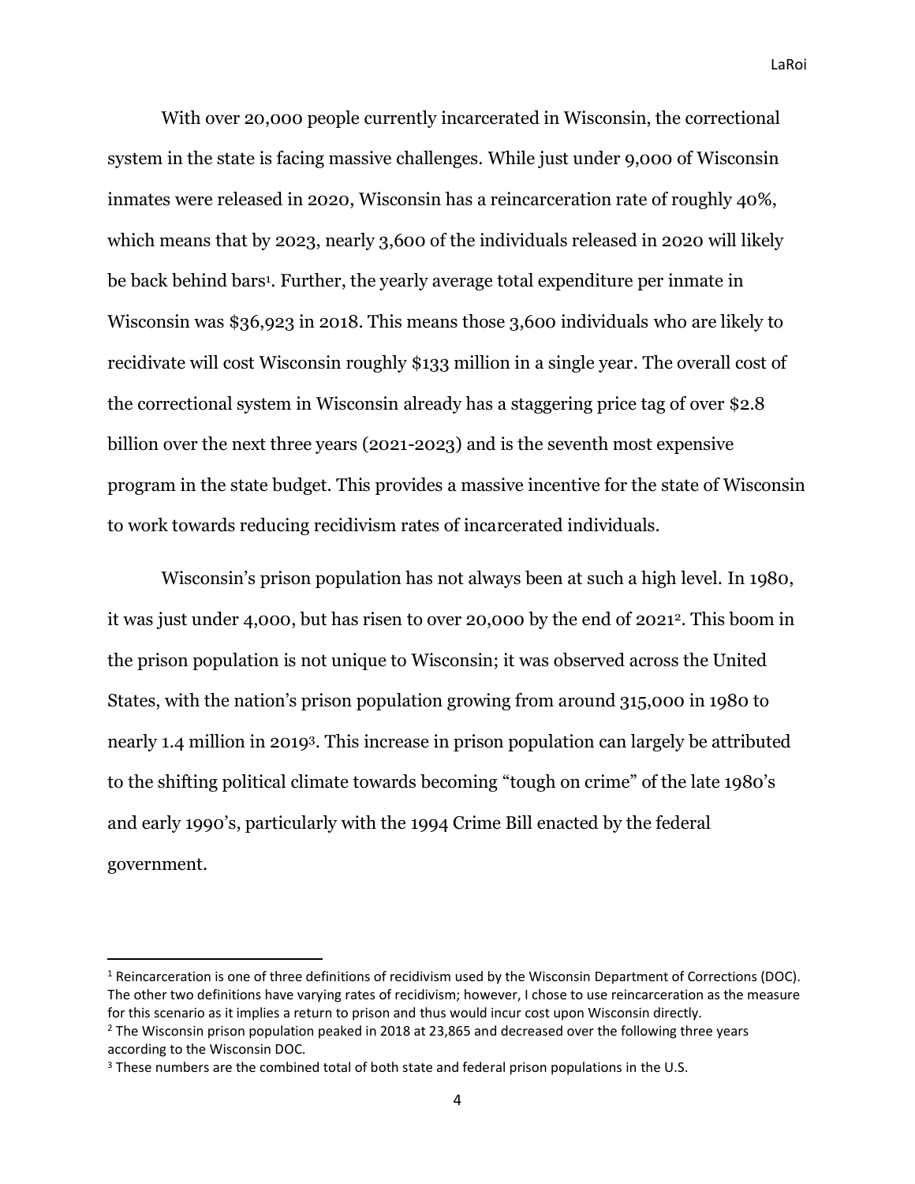With over 20,000 people currently incarcerated in Wisconsin, the correctional system in the state is facing massive challenges. While just under 9,000 of Wisconsin inmates were released in 2020, Wisconsin has a reincarceration rate of roughly 40%, which means that by 2023, nearly 3,600 of the individuals released in 2020 will likely be back behind bars[1]. Further, the yearly average total expenditure per inmate in Wisconsin was $36,923 in 2018. This means those 3,600 individuals who are likely to recidivate will cost Wisconsin roughly $133 million in a single year. The overall cost of the correctional system in Wisconsin already has a staggering price tag of over $2.8 billion over the next three years (2021-2023) and is the seventh most expensive program in the state budget. This provides a massive incentive for the state of Wisconsin to work towards reducing recidivism rates of incarcerated individuals.

Wisconsin's prison population has not always been at such a high level. In 1980, it was just under 4,000, but has risen to over 20,000 by the end of 2021[2]. This boom in the prison population is not unique to Wisconsin; it was observed across the United States, with the nation's prison population growing from around 315,000 in 1980 to nearly 1.4 million in 2019[3]. This increase in prison population can largely be attributed to the shifting political climate towards becoming "tough on crime" of the late 1980's and early 1990's, particularly with the 1994 Crime Bill enacted by the federal government.

---

[1] Reincarceration is one of three definitions of recidivism used by the Wisconsin Department of Corrections (DOC). The other two definitions have varying rates of recidivism; however, I chose to use reincarceration as the measure for this scenario as it implies a return to prison and thus would incur cost upon Wisconsin directly.

[2] The Wisconsin prison population peaked in 2018 at 23,865 and decreased over the following three years according to the Wisconsin DOC.

[3] These numbers are the combined total of both state and federal prison populations in the U.S.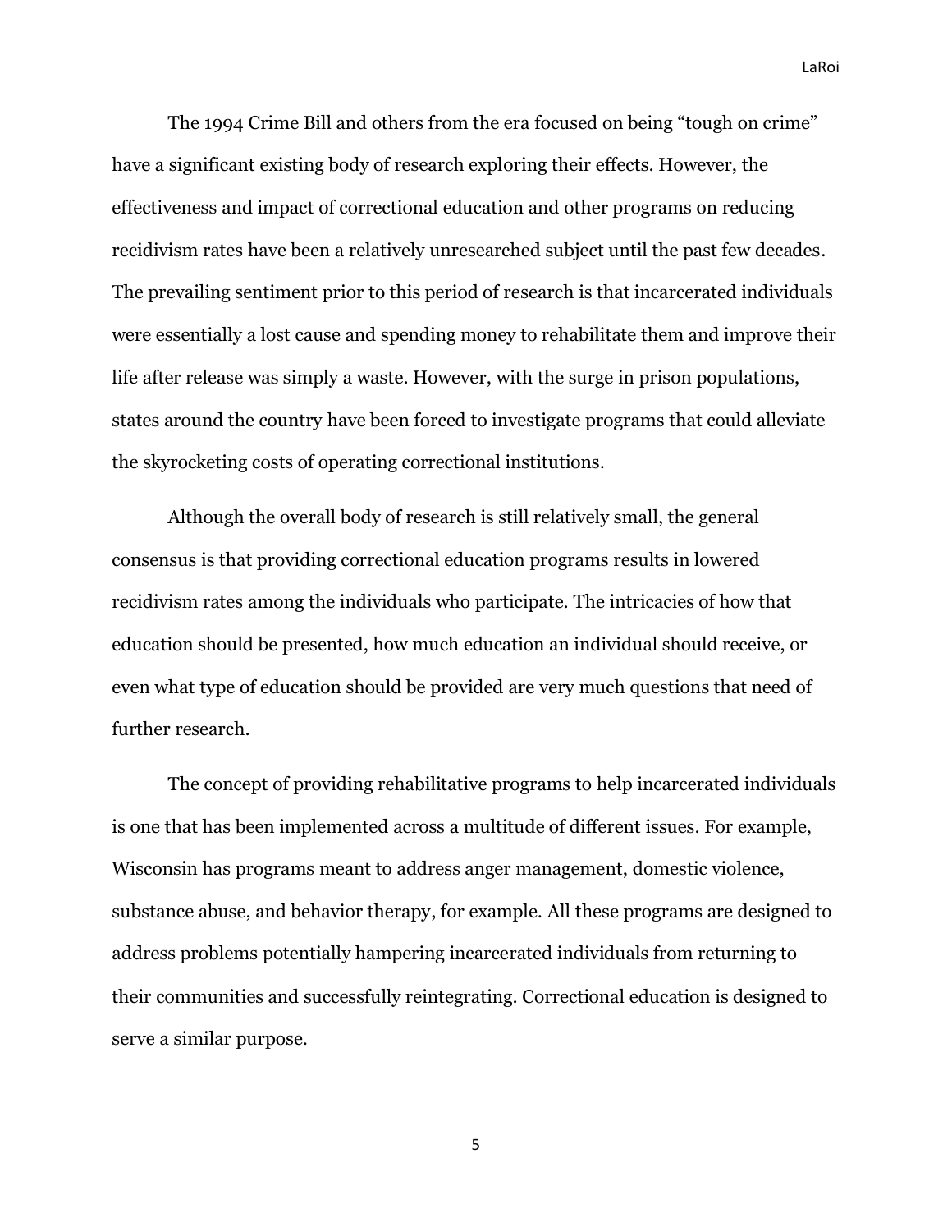The 1994 Crime Bill and others from the era focused on being "tough on crime" have a significant existing body of research exploring their effects. However, the effectiveness and impact of correctional education and other programs on reducing recidivism rates have been a relatively unresearched subject until the past few decades. The prevailing sentiment prior to this period of research is that incarcerated individuals were essentially a lost cause and spending money to rehabilitate them and improve their life after release was simply a waste. However, with the surge in prison populations, states around the country have been forced to investigate programs that could alleviate the skyrocketing costs of operating correctional institutions.

Although the overall body of research is still relatively small, the general consensus is that providing correctional education programs results in lowered recidivism rates among the individuals who participate. The intricacies of how that education should be presented, how much education an individual should receive, or even what type of education should be provided are very much questions that need of further research.

The concept of providing rehabilitative programs to help incarcerated individuals is one that has been implemented across a multitude of different issues. For example, Wisconsin has programs meant to address anger management, domestic violence, substance abuse, and behavior therapy, for example. All these programs are designed to address problems potentially hampering incarcerated individuals from returning to their communities and successfully reintegrating. Correctional education is designed to serve a similar purpose.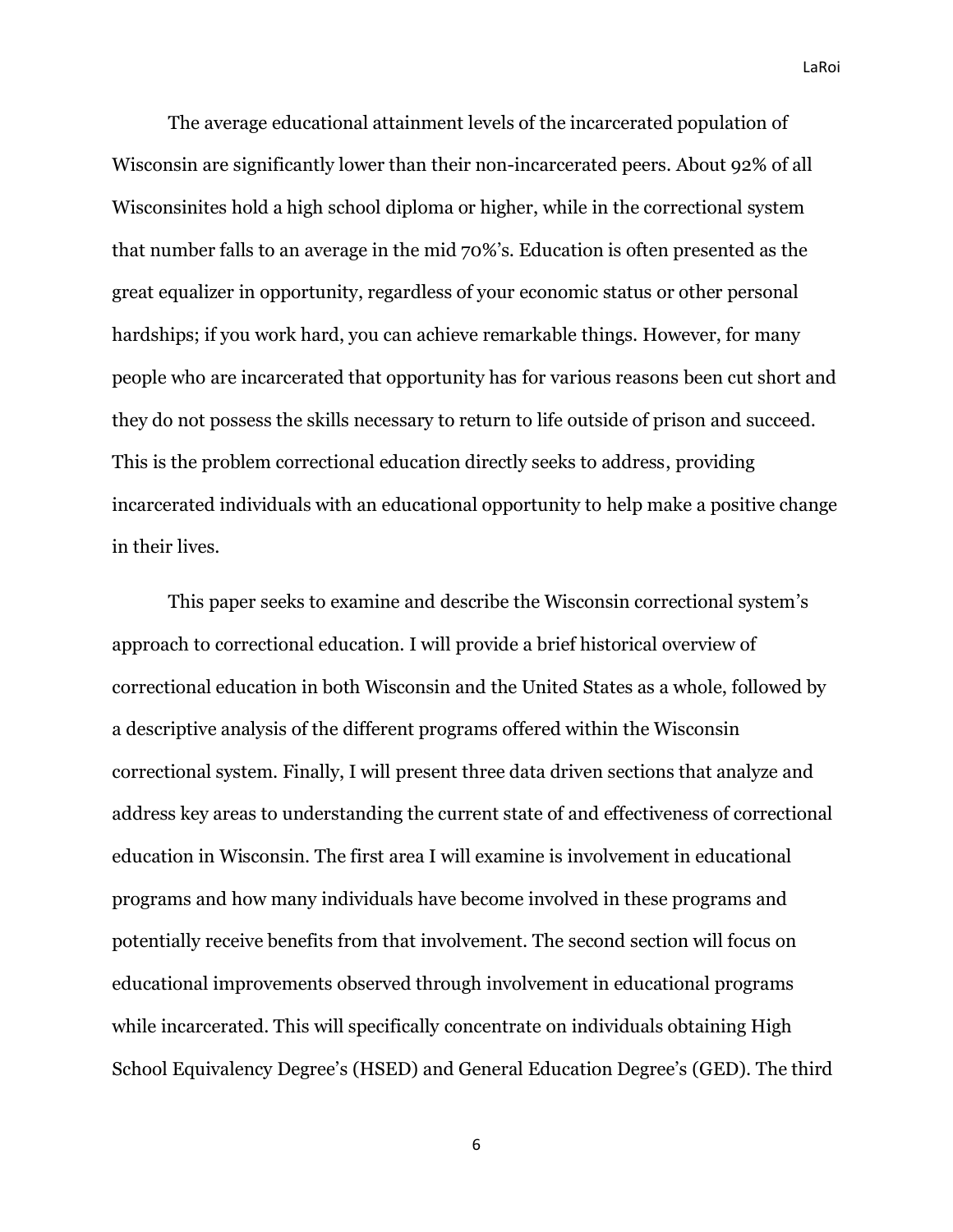The average educational attainment levels of the incarcerated population of Wisconsin are significantly lower than their non-incarcerated peers. About 92% of all Wisconsinites hold a high school diploma or higher, while in the correctional system that number falls to an average in the mid 70%'s. Education is often presented as the great equalizer in opportunity, regardless of your economic status or other personal hardships; if you work hard, you can achieve remarkable things. However, for many people who are incarcerated that opportunity has for various reasons been cut short and they do not possess the skills necessary to return to life outside of prison and succeed. This is the problem correctional education directly seeks to address, providing incarcerated individuals with an educational opportunity to help make a positive change in their lives.

This paper seeks to examine and describe the Wisconsin correctional system's approach to correctional education. I will provide a brief historical overview of correctional education in both Wisconsin and the United States as a whole, followed by a descriptive analysis of the different programs offered within the Wisconsin correctional system. Finally, I will present three data driven sections that analyze and address key areas to understanding the current state of and effectiveness of correctional education in Wisconsin. The first area I will examine is involvement in educational programs and how many individuals have become involved in these programs and potentially receive benefits from that involvement. The second section will focus on educational improvements observed through involvement in educational programs while incarcerated. This will specifically concentrate on individuals obtaining High School Equivalency Degree's (HSED) and General Education Degree's (GED). The third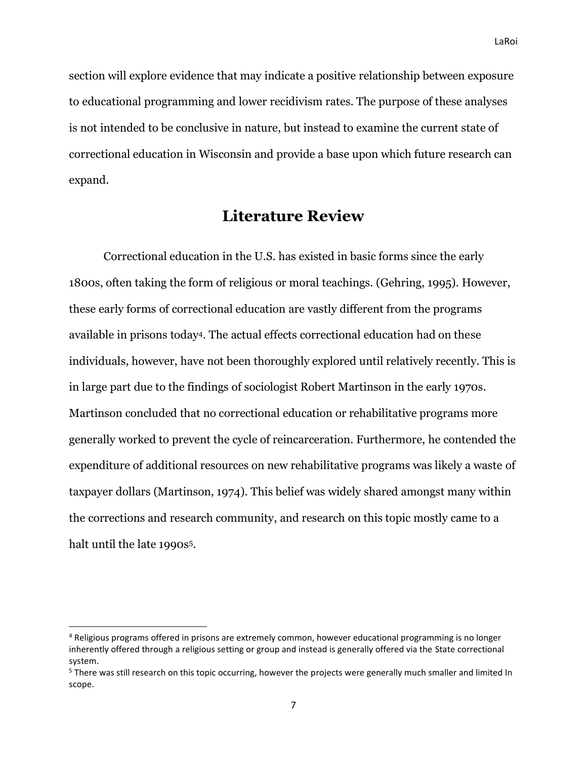section will explore evidence that may indicate a positive relationship between exposure to educational programming and lower recidivism rates. The purpose of these analyses is not intended to be conclusive in nature, but instead to examine the current state of correctional education in Wisconsin and provide a base upon which future research can expand.

## Literature Review

Correctional education in the U.S. has existed in basic forms since the early 1800s, often taking the form of religious or moral teachings. (Gehring, 1995). However, these early forms of correctional education are vastly different from the programs available in prisons today[4]. The actual effects correctional education had on these individuals, however, have not been thoroughly explored until relatively recently. This is in large part due to the findings of sociologist Robert Martinson in the early 1970s. Martinson concluded that no correctional education or rehabilitative programs more generally worked to prevent the cycle of reincarceration. Furthermore, he contended the expenditure of additional resources on new rehabilitative programs was likely a waste of taxpayer dollars (Martinson, 1974). This belief was widely shared amongst many within the corrections and research community, and research on this topic mostly came to a halt until the late 1990s[5].

---

[4] Religious programs offered in prisons are extremely common, however educational programming is no longer inherently offered through a religious setting or group and instead is generally offered via the State correctional system.

[5] There was still research on this topic occurring, however the projects were generally much smaller and limited In scope.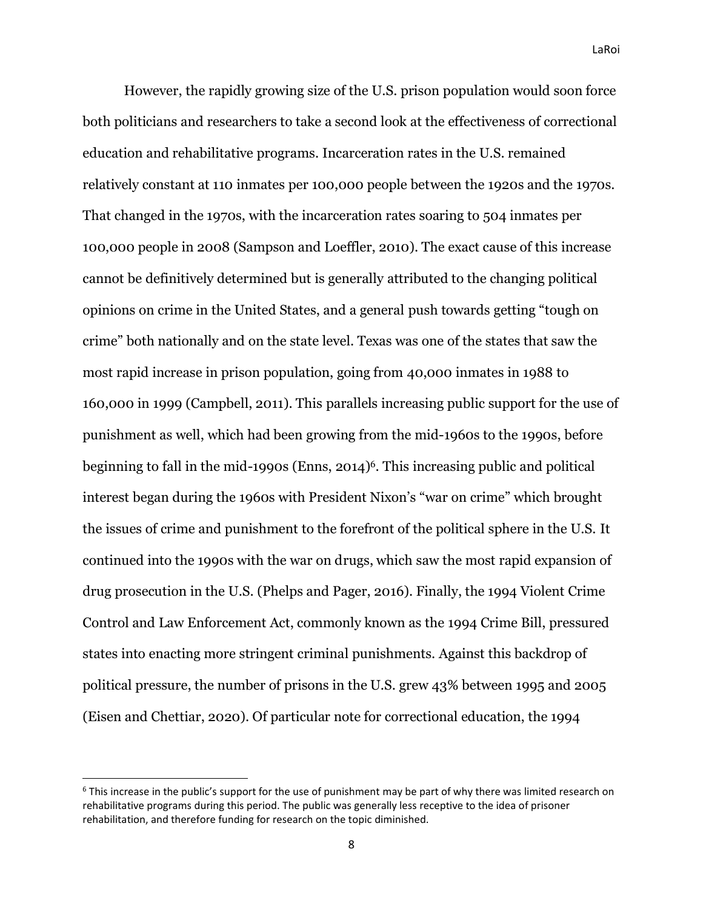However, the rapidly growing size of the U.S. prison population would soon force both politicians and researchers to take a second look at the effectiveness of correctional education and rehabilitative programs. Incarceration rates in the U.S. remained relatively constant at 110 inmates per 100,000 people between the 1920s and the 1970s. That changed in the 1970s, with the incarceration rates soaring to 504 inmates per 100,000 people in 2008 (Sampson and Loeffler, 2010). The exact cause of this increase cannot be definitively determined but is generally attributed to the changing political opinions on crime in the United States, and a general push towards getting "tough on crime" both nationally and on the state level. Texas was one of the states that saw the most rapid increase in prison population, going from 40,000 inmates in 1988 to 160,000 in 1999 (Campbell, 2011). This parallels increasing public support for the use of punishment as well, which had been growing from the mid-1960s to the 1990s, before beginning to fall in the mid-1990s (Enns, 2014)[6]. This increasing public and political interest began during the 1960s with President Nixon's "war on crime" which brought the issues of crime and punishment to the forefront of the political sphere in the U.S. It continued into the 1990s with the war on drugs, which saw the most rapid expansion of drug prosecution in the U.S. (Phelps and Pager, 2016). Finally, the 1994 Violent Crime Control and Law Enforcement Act, commonly known as the 1994 Crime Bill, pressured states into enacting more stringent criminal punishments. Against this backdrop of political pressure, the number of prisons in the U.S. grew 43% between 1995 and 2005 (Eisen and Chettiar, 2020). Of particular note for correctional education, the 1994

[6] This increase in the public's support for the use of punishment may be part of why there was limited research on rehabilitative programs during this period. The public was generally less receptive to the idea of prisoner rehabilitation, and therefore funding for research on the topic diminished.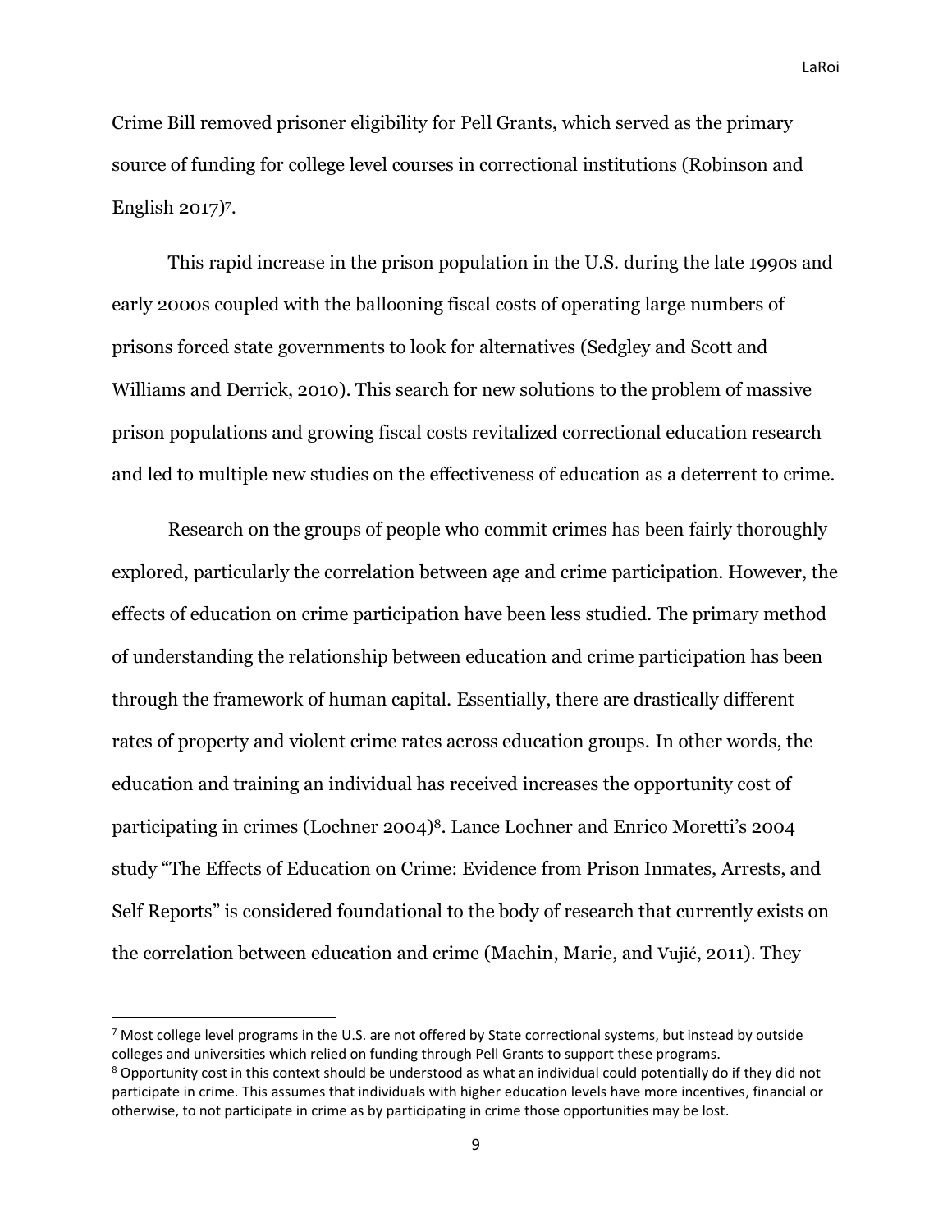Crime Bill removed prisoner eligibility for Pell Grants, which served as the primary source of funding for college level courses in correctional institutions (Robinson and English 2017)[7].

This rapid increase in the prison population in the U.S. during the late 1990s and early 2000s coupled with the ballooning fiscal costs of operating large numbers of prisons forced state governments to look for alternatives (Sedgley and Scott and Williams and Derrick, 2010). This search for new solutions to the problem of massive prison populations and growing fiscal costs revitalized correctional education research and led to multiple new studies on the effectiveness of education as a deterrent to crime.

Research on the groups of people who commit crimes has been fairly thoroughly explored, particularly the correlation between age and crime participation. However, the effects of education on crime participation have been less studied. The primary method of understanding the relationship between education and crime participation has been through the framework of human capital. Essentially, there are drastically different rates of property and violent crime rates across education groups. In other words, the education and training an individual has received increases the opportunity cost of participating in crimes (Lochner 2004)[8]. Lance Lochner and Enrico Moretti's 2004 study "The Effects of Education on Crime: Evidence from Prison Inmates, Arrests, and Self Reports" is considered foundational to the body of research that currently exists on the correlation between education and crime (Machin, Marie, and Vujić, 2011). They

---

[7] Most college level programs in the U.S. are not offered by State correctional systems, but instead by outside colleges and universities which relied on funding through Pell Grants to support these programs.

[8] Opportunity cost in this context should be understood as what an individual could potentially do if they did not participate in crime. This assumes that individuals with higher education levels have more incentives, financial or otherwise, to not participate in crime as by participating in crime those opportunities may be lost.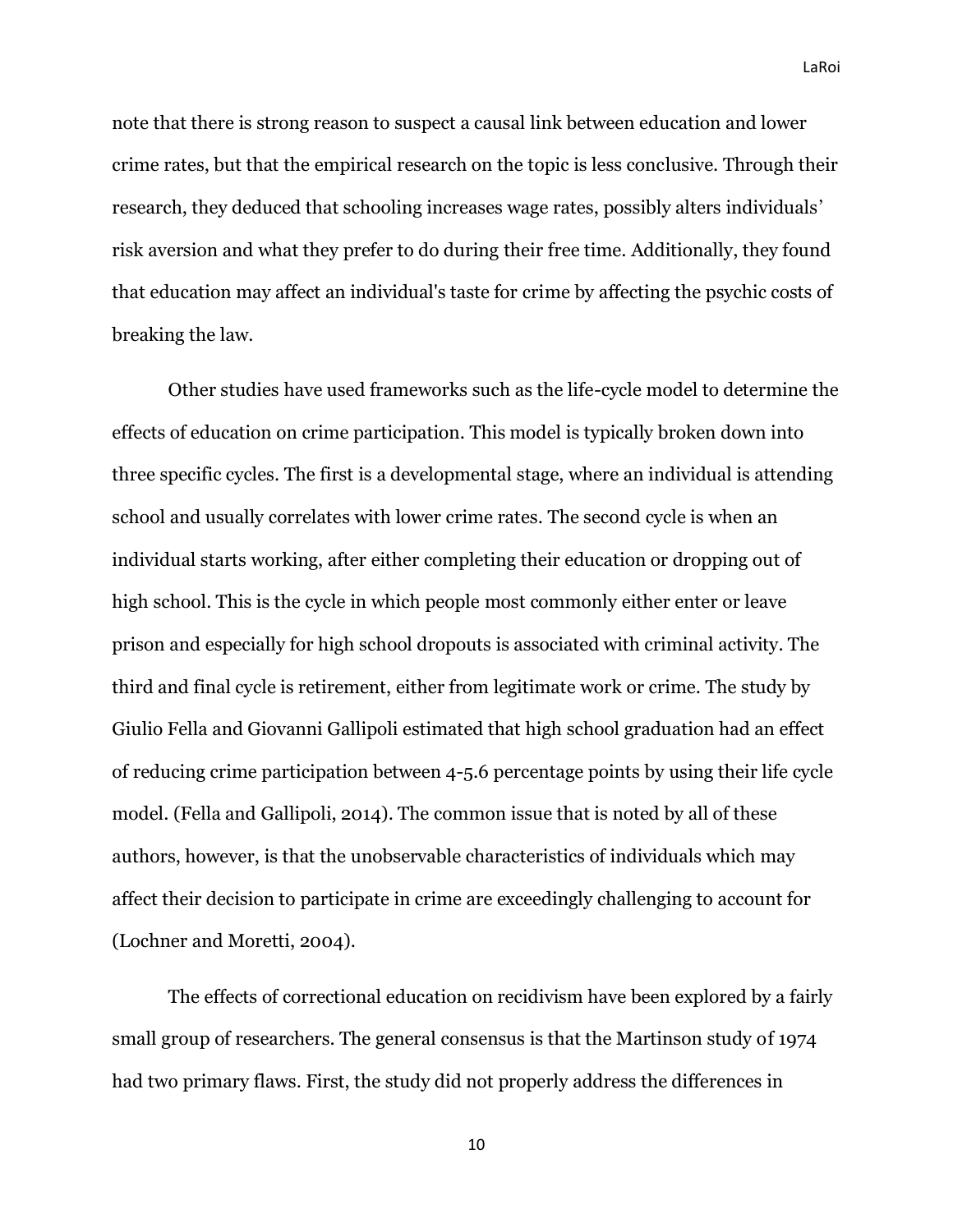note that there is strong reason to suspect a causal link between education and lower crime rates, but that the empirical research on the topic is less conclusive. Through their research, they deduced that schooling increases wage rates, possibly alters individuals' risk aversion and what they prefer to do during their free time. Additionally, they found that education may affect an individual's taste for crime by affecting the psychic costs of breaking the law.

Other studies have used frameworks such as the life-cycle model to determine the effects of education on crime participation. This model is typically broken down into three specific cycles. The first is a developmental stage, where an individual is attending school and usually correlates with lower crime rates. The second cycle is when an individual starts working, after either completing their education or dropping out of high school. This is the cycle in which people most commonly either enter or leave prison and especially for high school dropouts is associated with criminal activity. The third and final cycle is retirement, either from legitimate work or crime. The study by Giulio Fella and Giovanni Gallipoli estimated that high school graduation had an effect of reducing crime participation between 4-5.6 percentage points by using their life cycle model. (Fella and Gallipoli, 2014). The common issue that is noted by all of these authors, however, is that the unobservable characteristics of individuals which may affect their decision to participate in crime are exceedingly challenging to account for (Lochner and Moretti, 2004).

The effects of correctional education on recidivism have been explored by a fairly small group of researchers. The general consensus is that the Martinson study of 1974 had two primary flaws. First, the study did not properly address the differences in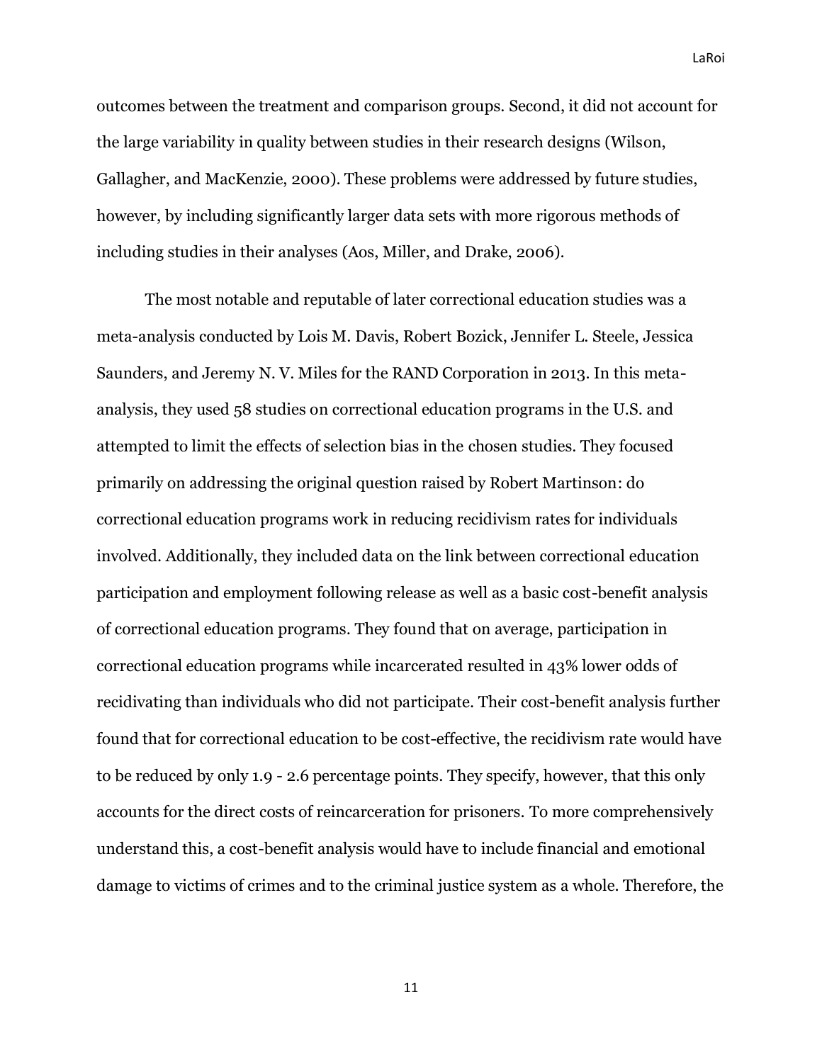outcomes between the treatment and comparison groups. Second, it did not account for the large variability in quality between studies in their research designs (Wilson, Gallagher, and MacKenzie, 2000). These problems were addressed by future studies, however, by including significantly larger data sets with more rigorous methods of including studies in their analyses (Aos, Miller, and Drake, 2006).

The most notable and reputable of later correctional education studies was a meta-analysis conducted by Lois M. Davis, Robert Bozick, Jennifer L. Steele, Jessica Saunders, and Jeremy N. V. Miles for the RAND Corporation in 2013. In this meta-analysis, they used 58 studies on correctional education programs in the U.S. and attempted to limit the effects of selection bias in the chosen studies. They focused primarily on addressing the original question raised by Robert Martinson: do correctional education programs work in reducing recidivism rates for individuals involved. Additionally, they included data on the link between correctional education participation and employment following release as well as a basic cost-benefit analysis of correctional education programs. They found that on average, participation in correctional education programs while incarcerated resulted in 43% lower odds of recidivating than individuals who did not participate. Their cost-benefit analysis further found that for correctional education to be cost-effective, the recidivism rate would have to be reduced by only 1.9 - 2.6 percentage points. They specify, however, that this only accounts for the direct costs of reincarceration for prisoners. To more comprehensively understand this, a cost-benefit analysis would have to include financial and emotional damage to victims of crimes and to the criminal justice system as a whole. Therefore, the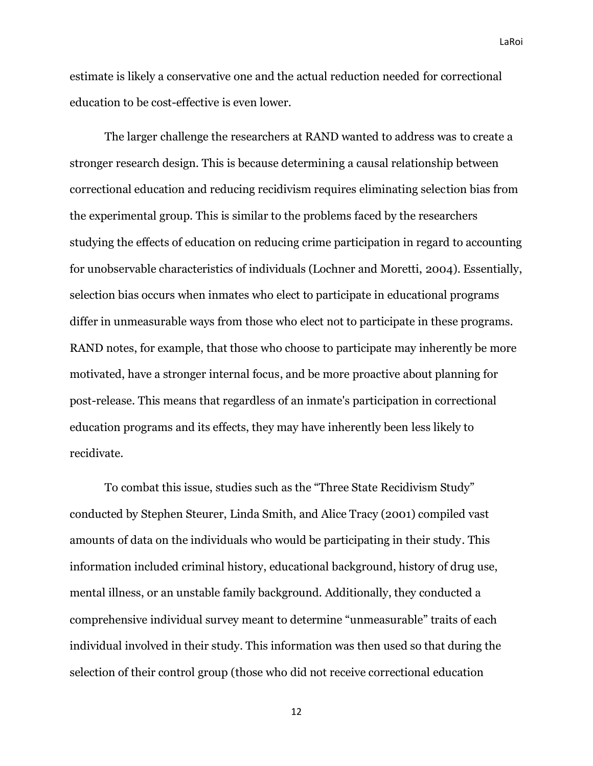estimate is likely a conservative one and the actual reduction needed for correctional education to be cost-effective is even lower.

The larger challenge the researchers at RAND wanted to address was to create a stronger research design. This is because determining a causal relationship between correctional education and reducing recidivism requires eliminating selection bias from the experimental group. This is similar to the problems faced by the researchers studying the effects of education on reducing crime participation in regard to accounting for unobservable characteristics of individuals (Lochner and Moretti, 2004). Essentially, selection bias occurs when inmates who elect to participate in educational programs differ in unmeasurable ways from those who elect not to participate in these programs. RAND notes, for example, that those who choose to participate may inherently be more motivated, have a stronger internal focus, and be more proactive about planning for post-release. This means that regardless of an inmate's participation in correctional education programs and its effects, they may have inherently been less likely to recidivate.

To combat this issue, studies such as the "Three State Recidivism Study" conducted by Stephen Steurer, Linda Smith, and Alice Tracy (2001) compiled vast amounts of data on the individuals who would be participating in their study. This information included criminal history, educational background, history of drug use, mental illness, or an unstable family background. Additionally, they conducted a comprehensive individual survey meant to determine "unmeasurable" traits of each individual involved in their study. This information was then used so that during the selection of their control group (those who did not receive correctional education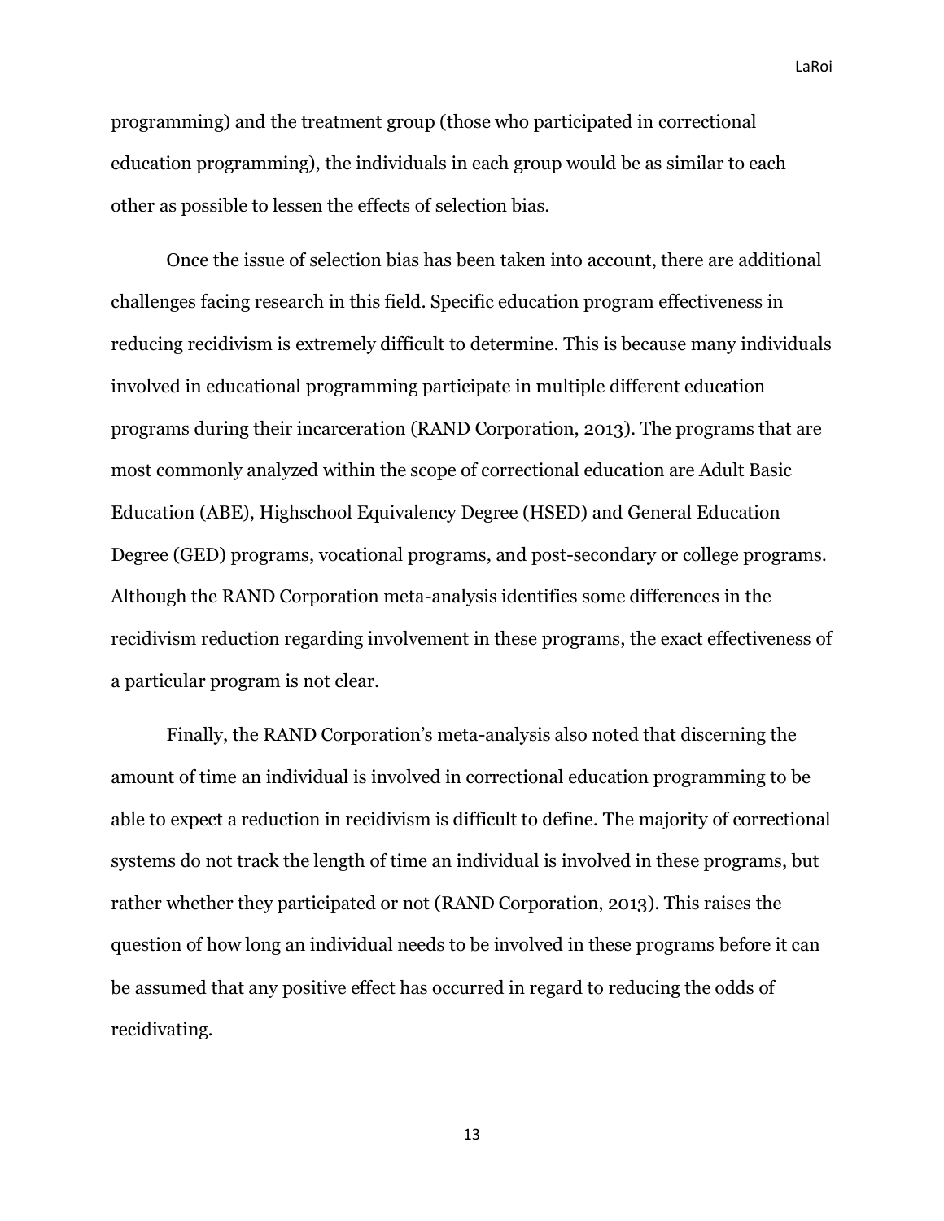programming) and the treatment group (those who participated in correctional education programming), the individuals in each group would be as similar to each other as possible to lessen the effects of selection bias.

Once the issue of selection bias has been taken into account, there are additional challenges facing research in this field. Specific education program effectiveness in reducing recidivism is extremely difficult to determine. This is because many individuals involved in educational programming participate in multiple different education programs during their incarceration (RAND Corporation, 2013). The programs that are most commonly analyzed within the scope of correctional education are Adult Basic Education (ABE), Highschool Equivalency Degree (HSED) and General Education Degree (GED) programs, vocational programs, and post-secondary or college programs. Although the RAND Corporation meta-analysis identifies some differences in the recidivism reduction regarding involvement in these programs, the exact effectiveness of a particular program is not clear.

Finally, the RAND Corporation's meta-analysis also noted that discerning the amount of time an individual is involved in correctional education programming to be able to expect a reduction in recidivism is difficult to define. The majority of correctional systems do not track the length of time an individual is involved in these programs, but rather whether they participated or not (RAND Corporation, 2013). This raises the question of how long an individual needs to be involved in these programs before it can be assumed that any positive effect has occurred in regard to reducing the odds of recidivating.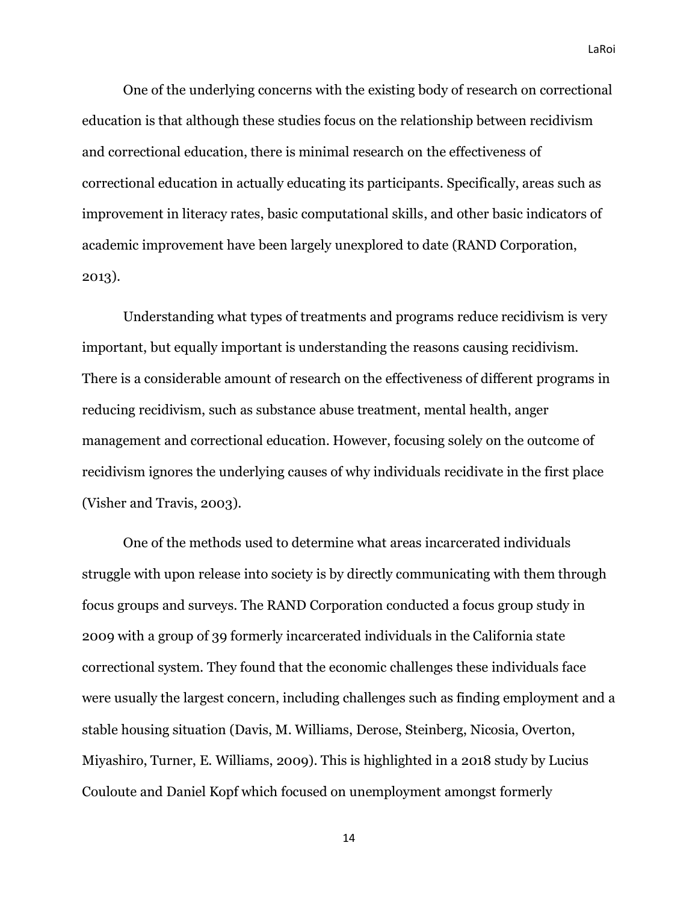One of the underlying concerns with the existing body of research on correctional education is that although these studies focus on the relationship between recidivism and correctional education, there is minimal research on the effectiveness of correctional education in actually educating its participants. Specifically, areas such as improvement in literacy rates, basic computational skills, and other basic indicators of academic improvement have been largely unexplored to date (RAND Corporation, 2013).

Understanding what types of treatments and programs reduce recidivism is very important, but equally important is understanding the reasons causing recidivism. There is a considerable amount of research on the effectiveness of different programs in reducing recidivism, such as substance abuse treatment, mental health, anger management and correctional education. However, focusing solely on the outcome of recidivism ignores the underlying causes of why individuals recidivate in the first place (Visher and Travis, 2003).

One of the methods used to determine what areas incarcerated individuals struggle with upon release into society is by directly communicating with them through focus groups and surveys. The RAND Corporation conducted a focus group study in 2009 with a group of 39 formerly incarcerated individuals in the California state correctional system. They found that the economic challenges these individuals face were usually the largest concern, including challenges such as finding employment and a stable housing situation (Davis, M. Williams, Derose, Steinberg, Nicosia, Overton, Miyashiro, Turner, E. Williams, 2009). This is highlighted in a 2018 study by Lucius Couloute and Daniel Kopf which focused on unemployment amongst formerly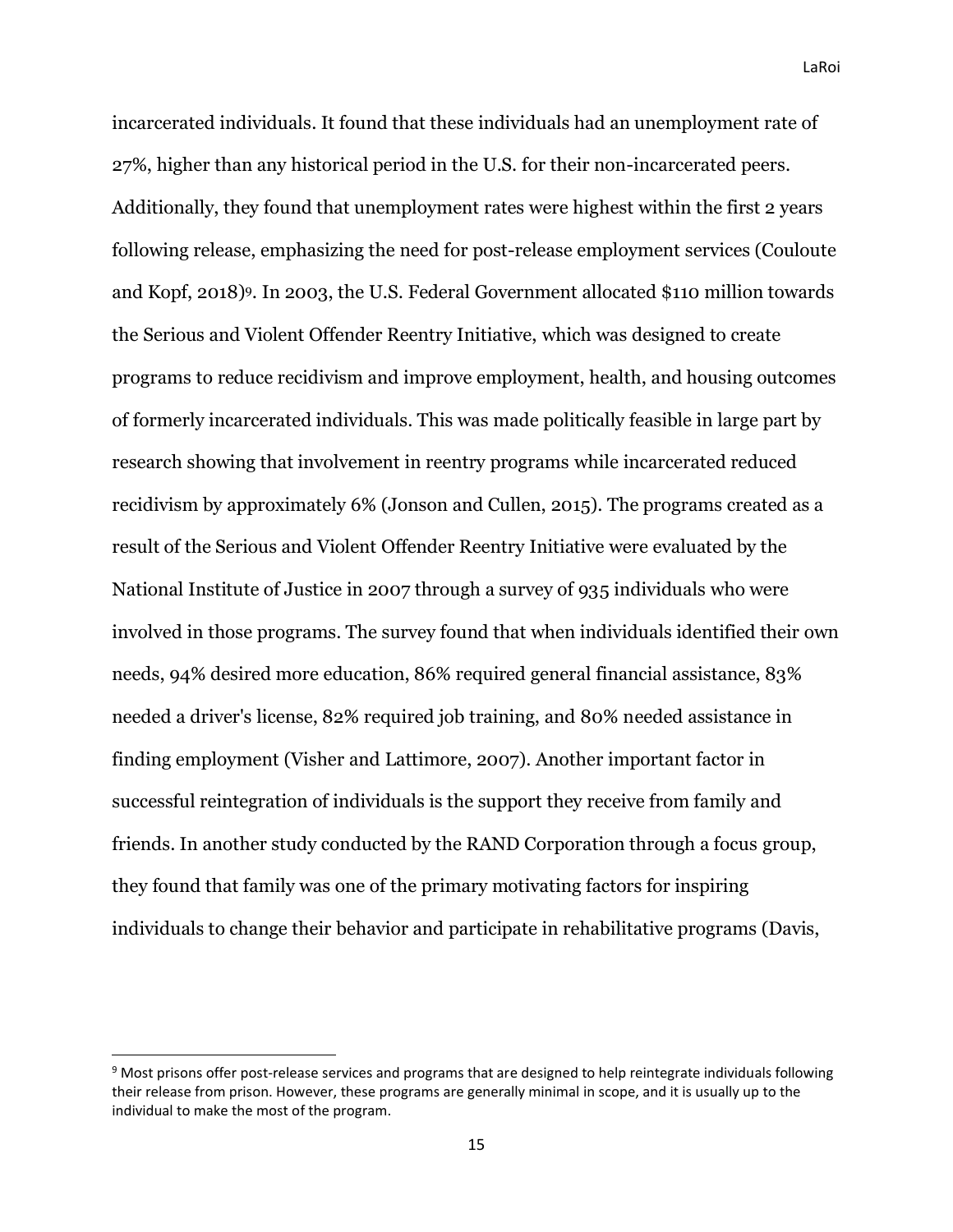incarcerated individuals. It found that these individuals had an unemployment rate of 27%, higher than any historical period in the U.S. for their non-incarcerated peers. Additionally, they found that unemployment rates were highest within the first 2 years following release, emphasizing the need for post-release employment services (Couloute and Kopf, 2018)[9]. In 2003, the U.S. Federal Government allocated $110 million towards the Serious and Violent Offender Reentry Initiative, which was designed to create programs to reduce recidivism and improve employment, health, and housing outcomes of formerly incarcerated individuals. This was made politically feasible in large part by research showing that involvement in reentry programs while incarcerated reduced recidivism by approximately 6% (Jonson and Cullen, 2015). The programs created as a result of the Serious and Violent Offender Reentry Initiative were evaluated by the National Institute of Justice in 2007 through a survey of 935 individuals who were involved in those programs. The survey found that when individuals identified their own needs, 94% desired more education, 86% required general financial assistance, 83% needed a driver's license, 82% required job training, and 80% needed assistance in finding employment (Visher and Lattimore, 2007). Another important factor in successful reintegration of individuals is the support they receive from family and friends. In another study conducted by the RAND Corporation through a focus group, they found that family was one of the primary motivating factors for inspiring individuals to change their behavior and participate in rehabilitative programs (Davis,

[9] Most prisons offer post-release services and programs that are designed to help reintegrate individuals following their release from prison. However, these programs are generally minimal in scope, and it is usually up to the individual to make the most of the program.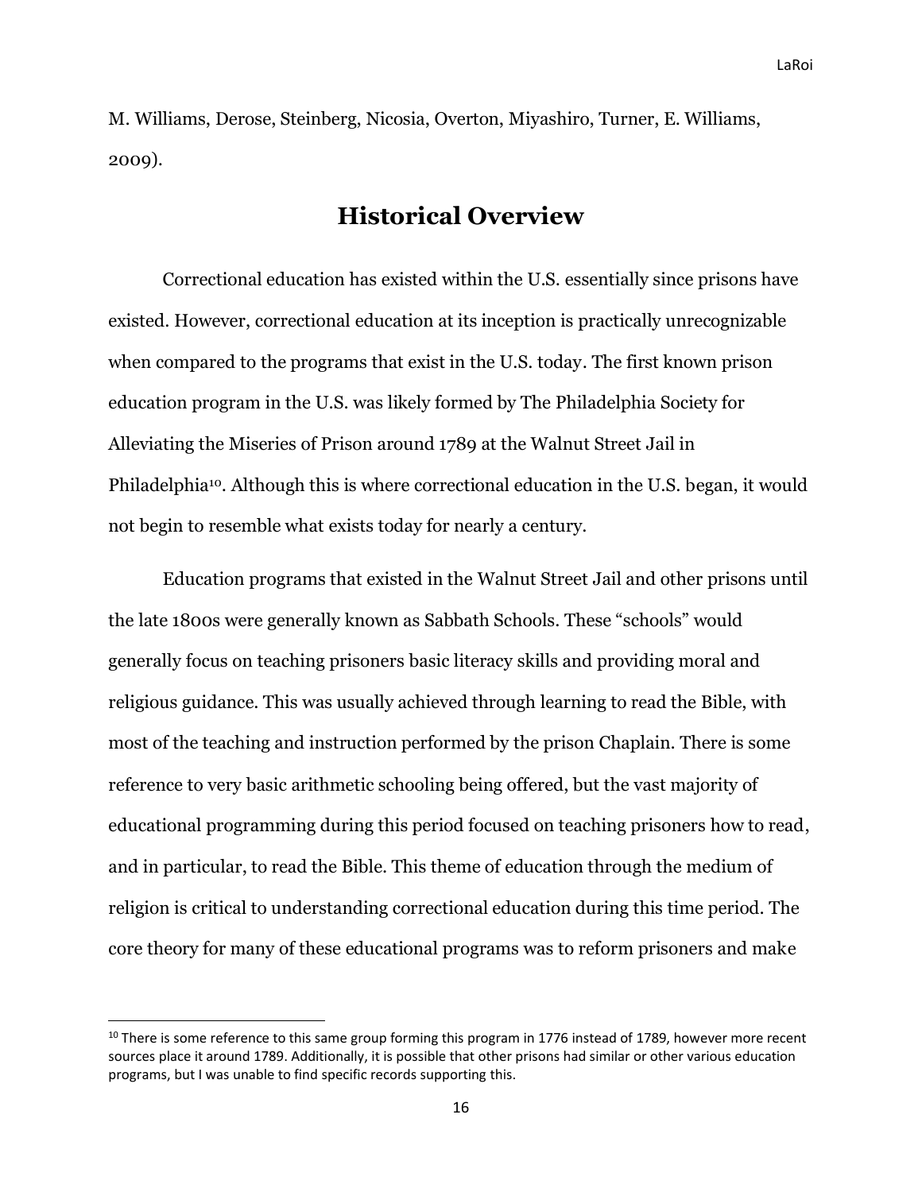M. Williams, Derose, Steinberg, Nicosia, Overton, Miyashiro, Turner, E. Williams, 2009).

## Historical Overview

Correctional education has existed within the U.S. essentially since prisons have existed. However, correctional education at its inception is practically unrecognizable when compared to the programs that exist in the U.S. today. The first known prison education program in the U.S. was likely formed by The Philadelphia Society for Alleviating the Miseries of Prison around 1789 at the Walnut Street Jail in Philadelphia[10]. Although this is where correctional education in the U.S. began, it would not begin to resemble what exists today for nearly a century.

Education programs that existed in the Walnut Street Jail and other prisons until the late 1800s were generally known as Sabbath Schools. These "schools" would generally focus on teaching prisoners basic literacy skills and providing moral and religious guidance. This was usually achieved through learning to read the Bible, with most of the teaching and instruction performed by the prison Chaplain. There is some reference to very basic arithmetic schooling being offered, but the vast majority of educational programming during this period focused on teaching prisoners how to read, and in particular, to read the Bible. This theme of education through the medium of religion is critical to understanding correctional education during this time period. The core theory for many of these educational programs was to reform prisoners and make

[10] There is some reference to this same group forming this program in 1776 instead of 1789, however more recent sources place it around 1789. Additionally, it is possible that other prisons had similar or other various education programs, but I was unable to find specific records supporting this.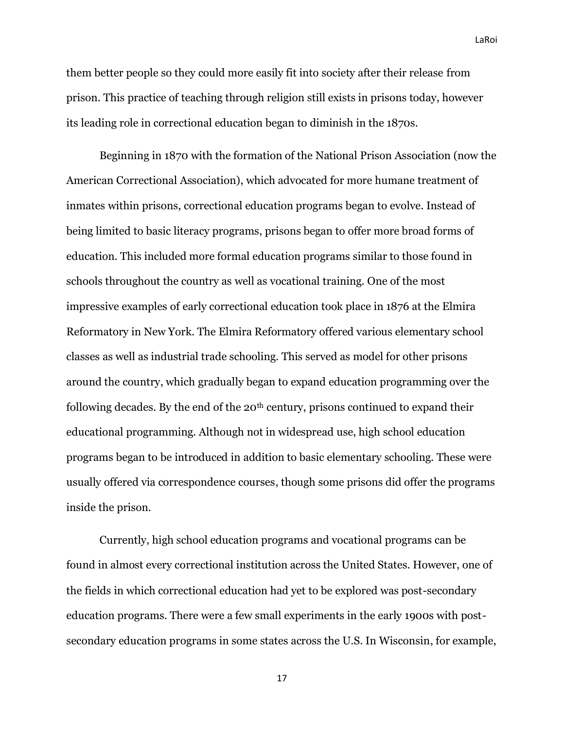them better people so they could more easily fit into society after their release from prison. This practice of teaching through religion still exists in prisons today, however its leading role in correctional education began to diminish in the 1870s.

Beginning in 1870 with the formation of the National Prison Association (now the American Correctional Association), which advocated for more humane treatment of inmates within prisons, correctional education programs began to evolve. Instead of being limited to basic literacy programs, prisons began to offer more broad forms of education. This included more formal education programs similar to those found in schools throughout the country as well as vocational training. One of the most impressive examples of early correctional education took place in 1876 at the Elmira Reformatory in New York. The Elmira Reformatory offered various elementary school classes as well as industrial trade schooling. This served as model for other prisons around the country, which gradually began to expand education programming over the following decades. By the end of the 20th century, prisons continued to expand their educational programming. Although not in widespread use, high school education programs began to be introduced in addition to basic elementary schooling. These were usually offered via correspondence courses, though some prisons did offer the programs inside the prison.

Currently, high school education programs and vocational programs can be found in almost every correctional institution across the United States. However, one of the fields in which correctional education had yet to be explored was post-secondary education programs. There were a few small experiments in the early 1900s with post-secondary education programs in some states across the U.S. In Wisconsin, for example,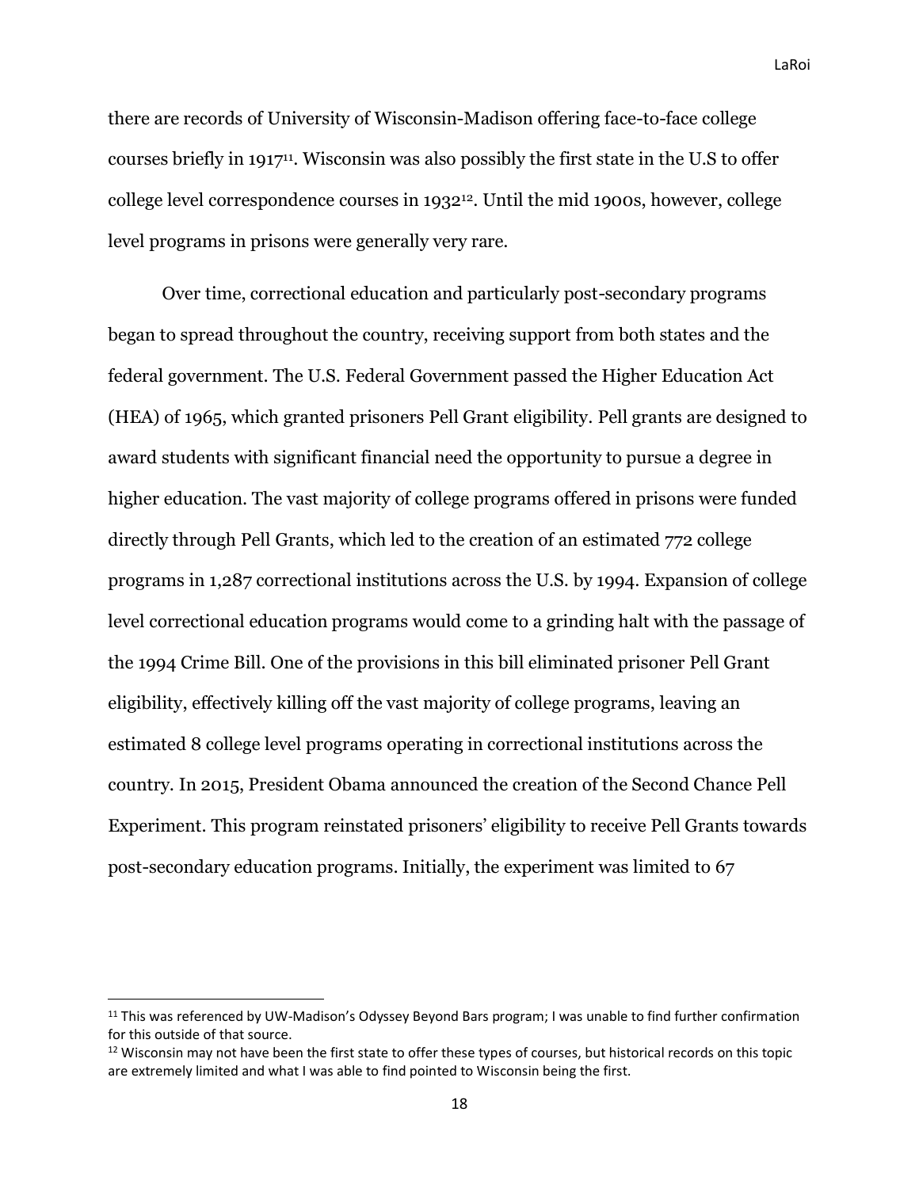there are records of University of Wisconsin-Madison offering face-to-face college courses briefly in 1917[11]. Wisconsin was also possibly the first state in the U.S to offer college level correspondence courses in 1932[12]. Until the mid 1900s, however, college level programs in prisons were generally very rare.

Over time, correctional education and particularly post-secondary programs began to spread throughout the country, receiving support from both states and the federal government. The U.S. Federal Government passed the Higher Education Act (HEA) of 1965, which granted prisoners Pell Grant eligibility. Pell grants are designed to award students with significant financial need the opportunity to pursue a degree in higher education. The vast majority of college programs offered in prisons were funded directly through Pell Grants, which led to the creation of an estimated 772 college programs in 1,287 correctional institutions across the U.S. by 1994. Expansion of college level correctional education programs would come to a grinding halt with the passage of the 1994 Crime Bill. One of the provisions in this bill eliminated prisoner Pell Grant eligibility, effectively killing off the vast majority of college programs, leaving an estimated 8 college level programs operating in correctional institutions across the country. In 2015, President Obama announced the creation of the Second Chance Pell Experiment. This program reinstated prisoners' eligibility to receive Pell Grants towards post-secondary education programs. Initially, the experiment was limited to 67

[11] This was referenced by UW-Madison's Odyssey Beyond Bars program; I was unable to find further confirmation for this outside of that source.

[12] Wisconsin may not have been the first state to offer these types of courses, but historical records on this topic are extremely limited and what I was able to find pointed to Wisconsin being the first.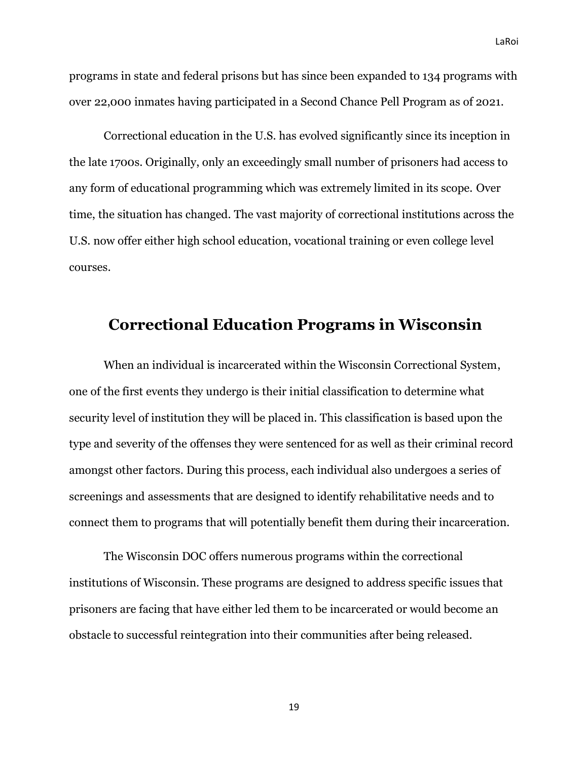programs in state and federal prisons but has since been expanded to 134 programs with over 22,000 inmates having participated in a Second Chance Pell Program as of 2021.

Correctional education in the U.S. has evolved significantly since its inception in the late 1700s. Originally, only an exceedingly small number of prisoners had access to any form of educational programming which was extremely limited in its scope. Over time, the situation has changed. The vast majority of correctional institutions across the U.S. now offer either high school education, vocational training or even college level courses.

## Correctional Education Programs in Wisconsin

When an individual is incarcerated within the Wisconsin Correctional System, one of the first events they undergo is their initial classification to determine what security level of institution they will be placed in. This classification is based upon the type and severity of the offenses they were sentenced for as well as their criminal record amongst other factors. During this process, each individual also undergoes a series of screenings and assessments that are designed to identify rehabilitative needs and to connect them to programs that will potentially benefit them during their incarceration.

The Wisconsin DOC offers numerous programs within the correctional institutions of Wisconsin. These programs are designed to address specific issues that prisoners are facing that have either led them to be incarcerated or would become an obstacle to successful reintegration into their communities after being released.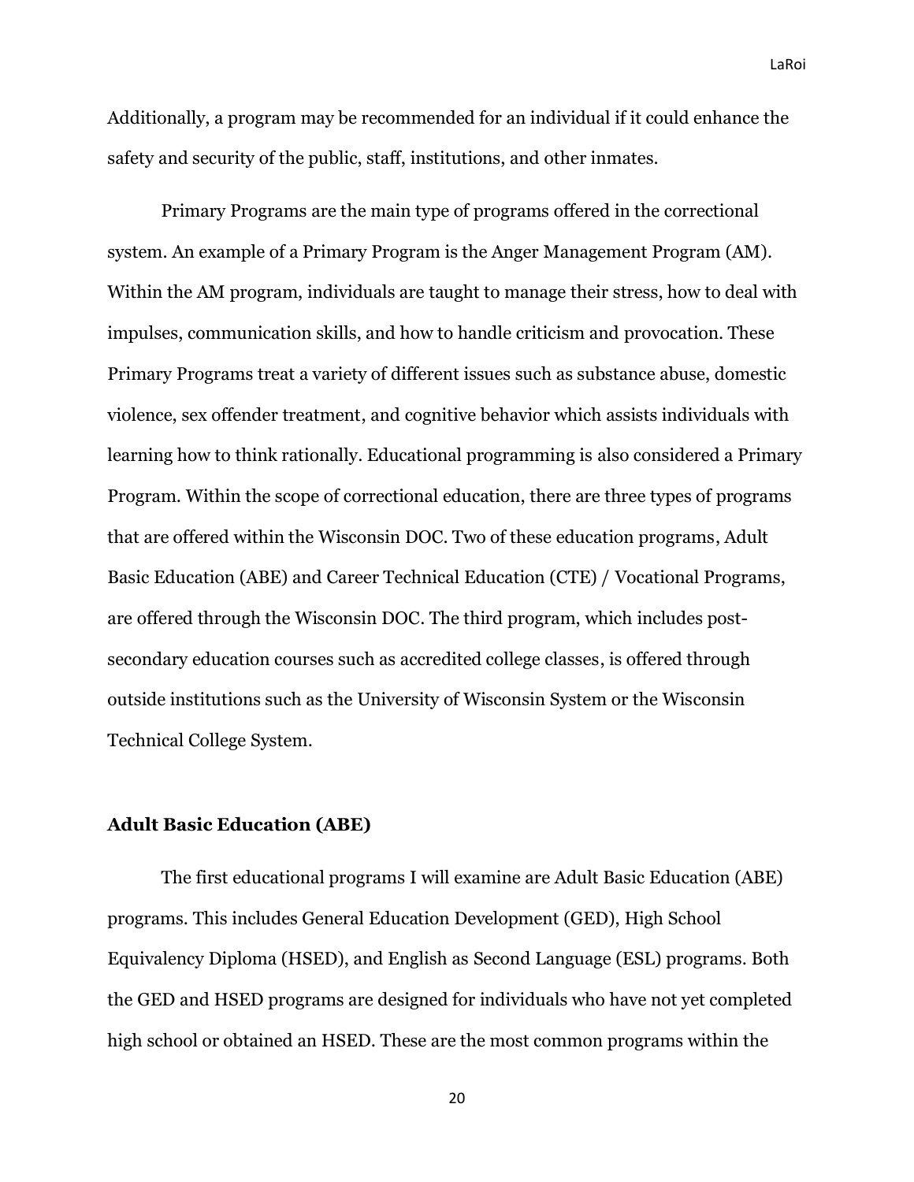Additionally, a program may be recommended for an individual if it could enhance the safety and security of the public, staff, institutions, and other inmates.

Primary Programs are the main type of programs offered in the correctional system. An example of a Primary Program is the Anger Management Program (AM). Within the AM program, individuals are taught to manage their stress, how to deal with impulses, communication skills, and how to handle criticism and provocation. These Primary Programs treat a variety of different issues such as substance abuse, domestic violence, sex offender treatment, and cognitive behavior which assists individuals with learning how to think rationally. Educational programming is also considered a Primary Program. Within the scope of correctional education, there are three types of programs that are offered within the Wisconsin DOC. Two of these education programs, Adult Basic Education (ABE) and Career Technical Education (CTE) / Vocational Programs, are offered through the Wisconsin DOC. The third program, which includes post-secondary education courses such as accredited college classes, is offered through outside institutions such as the University of Wisconsin System or the Wisconsin Technical College System.

**Adult Basic Education (ABE)**

The first educational programs I will examine are Adult Basic Education (ABE) programs. This includes General Education Development (GED), High School Equivalency Diploma (HSED), and English as Second Language (ESL) programs. Both the GED and HSED programs are designed for individuals who have not yet completed high school or obtained an HSED. These are the most common programs within the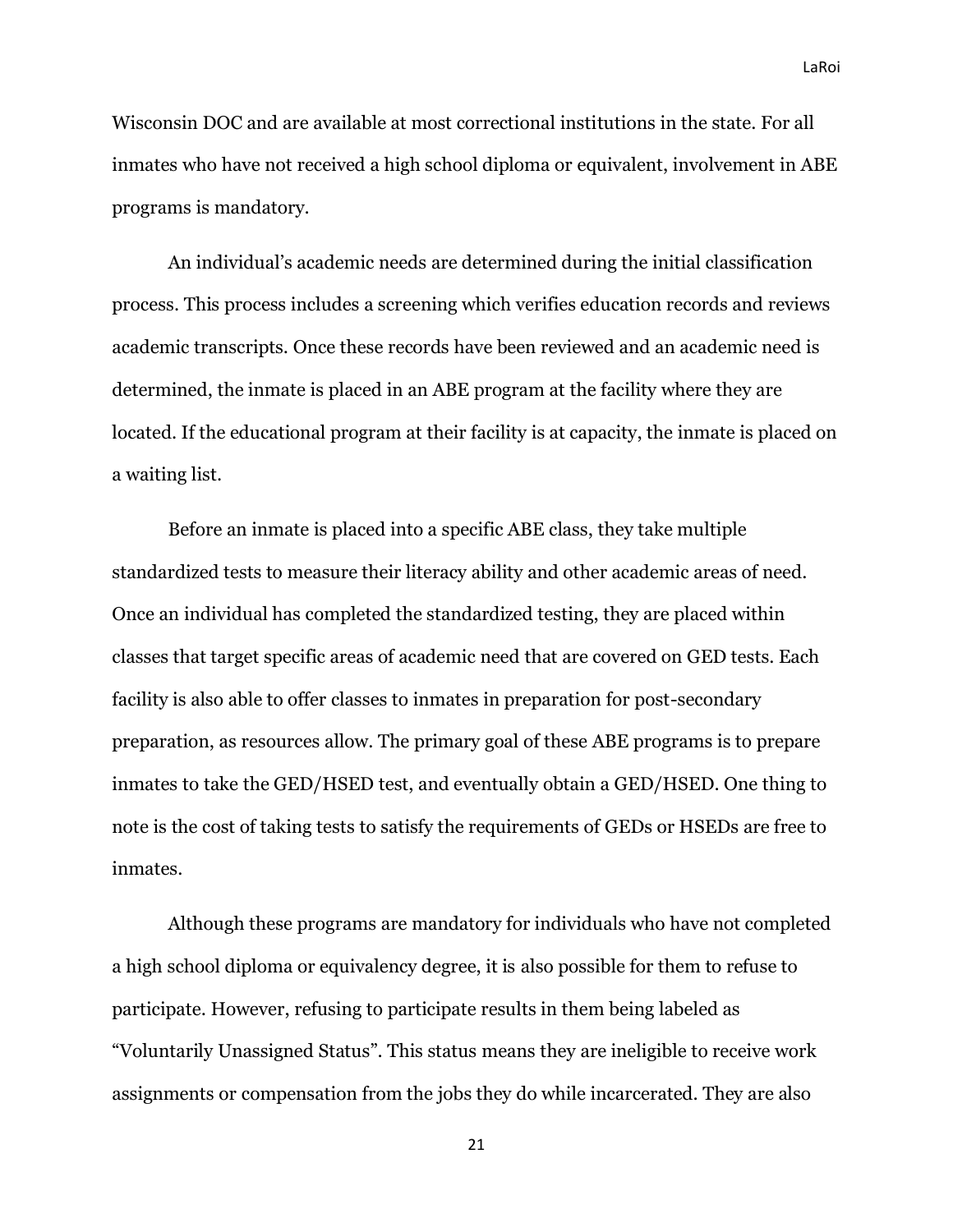Wisconsin DOC and are available at most correctional institutions in the state. For all inmates who have not received a high school diploma or equivalent, involvement in ABE programs is mandatory.

An individual's academic needs are determined during the initial classification process. This process includes a screening which verifies education records and reviews academic transcripts. Once these records have been reviewed and an academic need is determined, the inmate is placed in an ABE program at the facility where they are located. If the educational program at their facility is at capacity, the inmate is placed on a waiting list.

Before an inmate is placed into a specific ABE class, they take multiple standardized tests to measure their literacy ability and other academic areas of need. Once an individual has completed the standardized testing, they are placed within classes that target specific areas of academic need that are covered on GED tests. Each facility is also able to offer classes to inmates in preparation for post-secondary preparation, as resources allow. The primary goal of these ABE programs is to prepare inmates to take the GED/HSED test, and eventually obtain a GED/HSED. One thing to note is the cost of taking tests to satisfy the requirements of GEDs or HSEDs are free to inmates.

Although these programs are mandatory for individuals who have not completed a high school diploma or equivalency degree, it is also possible for them to refuse to participate. However, refusing to participate results in them being labeled as "Voluntarily Unassigned Status". This status means they are ineligible to receive work assignments or compensation from the jobs they do while incarcerated. They are also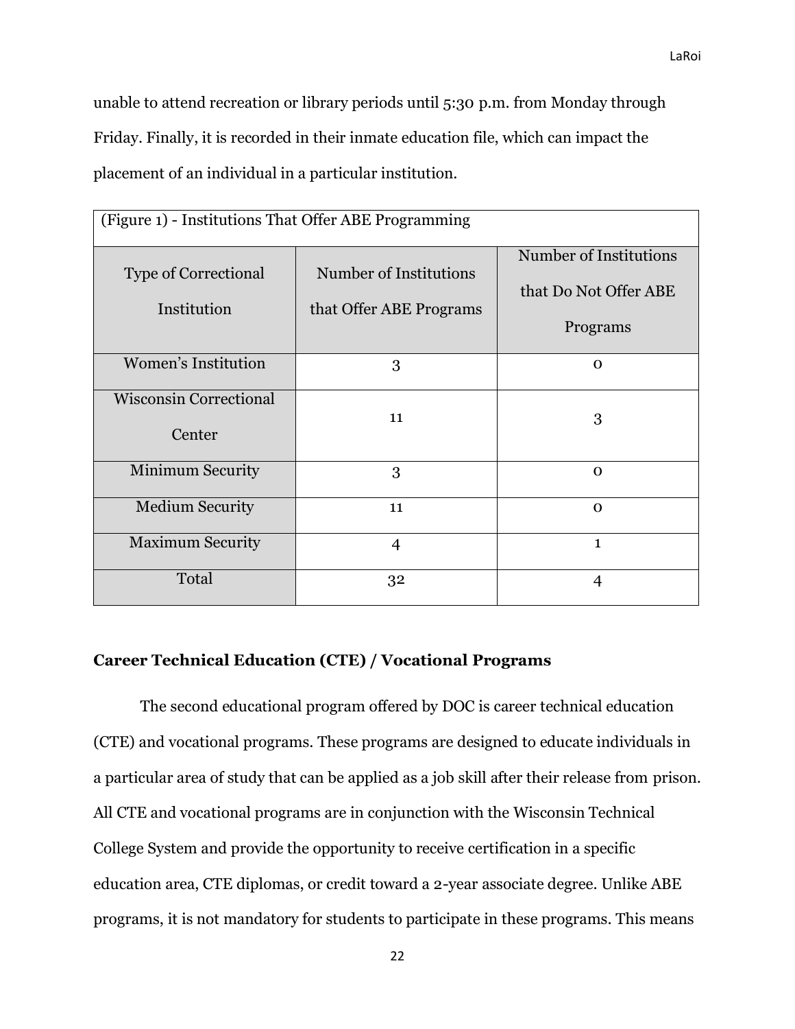unable to attend recreation or library periods until 5:30 p.m. from Monday through Friday. Finally, it is recorded in their inmate education file, which can impact the placement of an individual in a particular institution.

(Figure 1) - Institutions That Offer ABE Programming

| Type of Correctional Institution | Number of Institutions that Offer ABE Programs | Number of Institutions that Do Not Offer ABE Programs |
|---|---|---|
| Women's Institution | 3 | 0 |
| Wisconsin Correctional Center | 11 | 3 |
| Minimum Security | 3 | 0 |
| Medium Security | 11 | 0 |
| Maximum Security | 4 | 1 |
| Total | 32 | 4 |

### Career Technical Education (CTE) / Vocational Programs

The second educational program offered by DOC is career technical education (CTE) and vocational programs. These programs are designed to educate individuals in a particular area of study that can be applied as a job skill after their release from prison. All CTE and vocational programs are in conjunction with the Wisconsin Technical College System and provide the opportunity to receive certification in a specific education area, CTE diplomas, or credit toward a 2-year associate degree. Unlike ABE programs, it is not mandatory for students to participate in these programs. This means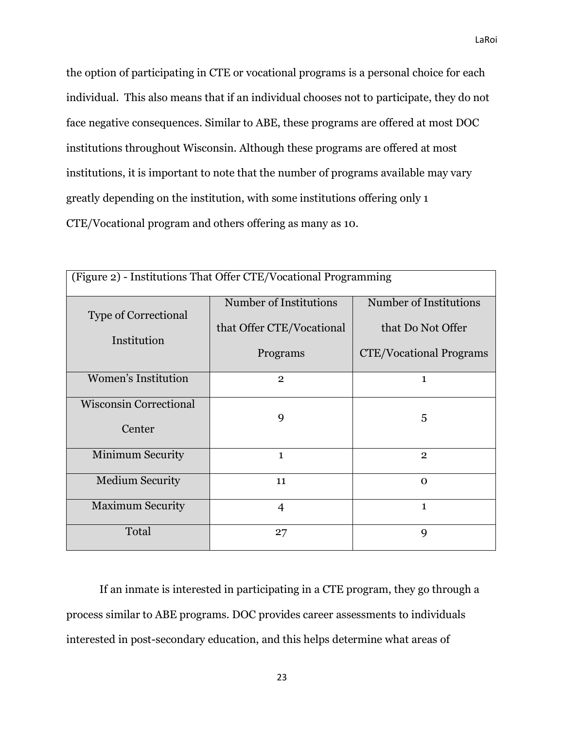the option of participating in CTE or vocational programs is a personal choice for each individual. This also means that if an individual chooses not to participate, they do not face negative consequences. Similar to ABE, these programs are offered at most DOC institutions throughout Wisconsin. Although these programs are offered at most institutions, it is important to note that the number of programs available may vary greatly depending on the institution, with some institutions offering only 1 CTE/Vocational program and others offering as many as 10.

(Figure 2) - Institutions That Offer CTE/Vocational Programming

| Type of Correctional Institution | Number of Institutions that Offer CTE/Vocational Programs | Number of Institutions that Do Not Offer CTE/Vocational Programs |
|---|---|---|
| Women's Institution | 2 | 1 |
| Wisconsin Correctional Center | 9 | 5 |
| Minimum Security | 1 | 2 |
| Medium Security | 11 | 0 |
| Maximum Security | 4 | 1 |
| Total | 27 | 9 |

If an inmate is interested in participating in a CTE program, they go through a process similar to ABE programs. DOC provides career assessments to individuals interested in post-secondary education, and this helps determine what areas of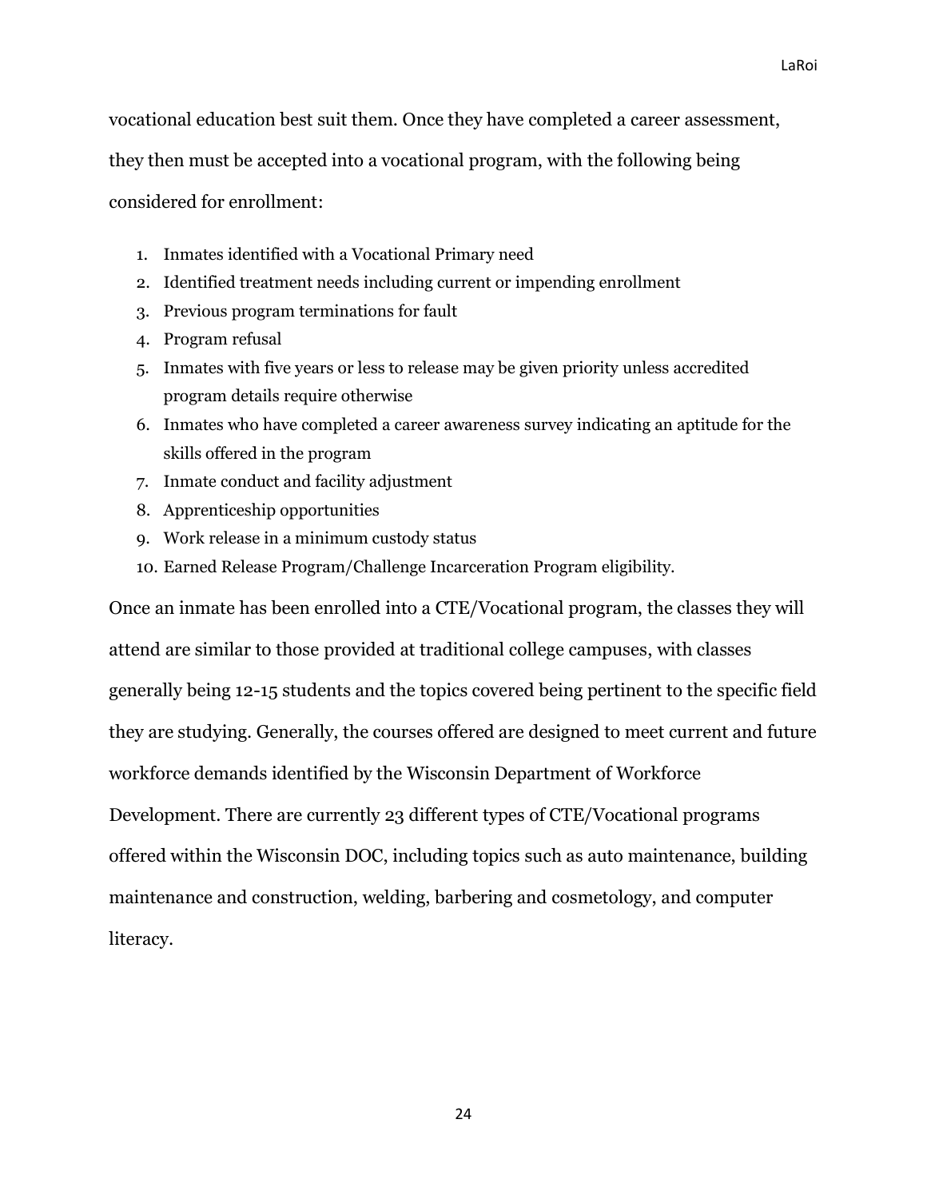vocational education best suit them. Once they have completed a career assessment, they then must be accepted into a vocational program, with the following being considered for enrollment:

1. Inmates identified with a Vocational Primary need
2. Identified treatment needs including current or impending enrollment
3. Previous program terminations for fault
4. Program refusal
5. Inmates with five years or less to release may be given priority unless accredited program details require otherwise
6. Inmates who have completed a career awareness survey indicating an aptitude for the skills offered in the program
7. Inmate conduct and facility adjustment
8. Apprenticeship opportunities
9. Work release in a minimum custody status
10. Earned Release Program/Challenge Incarceration Program eligibility.

Once an inmate has been enrolled into a CTE/Vocational program, the classes they will attend are similar to those provided at traditional college campuses, with classes generally being 12-15 students and the topics covered being pertinent to the specific field they are studying. Generally, the courses offered are designed to meet current and future workforce demands identified by the Wisconsin Department of Workforce Development. There are currently 23 different types of CTE/Vocational programs offered within the Wisconsin DOC, including topics such as auto maintenance, building maintenance and construction, welding, barbering and cosmetology, and computer literacy.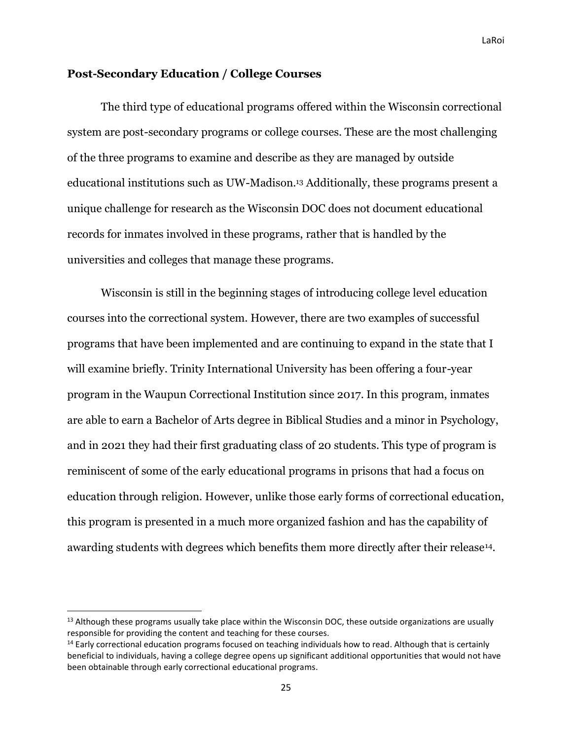## Post-Secondary Education / College Courses

The third type of educational programs offered within the Wisconsin correctional system are post-secondary programs or college courses. These are the most challenging of the three programs to examine and describe as they are managed by outside educational institutions such as UW-Madison.[13] Additionally, these programs present a unique challenge for research as the Wisconsin DOC does not document educational records for inmates involved in these programs, rather that is handled by the universities and colleges that manage these programs.

Wisconsin is still in the beginning stages of introducing college level education courses into the correctional system. However, there are two examples of successful programs that have been implemented and are continuing to expand in the state that I will examine briefly. Trinity International University has been offering a four-year program in the Waupun Correctional Institution since 2017. In this program, inmates are able to earn a Bachelor of Arts degree in Biblical Studies and a minor in Psychology, and in 2021 they had their first graduating class of 20 students. This type of program is reminiscent of some of the early educational programs in prisons that had a focus on education through religion. However, unlike those early forms of correctional education, this program is presented in a much more organized fashion and has the capability of awarding students with degrees which benefits them more directly after their release[14].

---

[13] Although these programs usually take place within the Wisconsin DOC, these outside organizations are usually responsible for providing the content and teaching for these courses.

[14] Early correctional education programs focused on teaching individuals how to read. Although that is certainly beneficial to individuals, having a college degree opens up significant additional opportunities that would not have been obtainable through early correctional educational programs.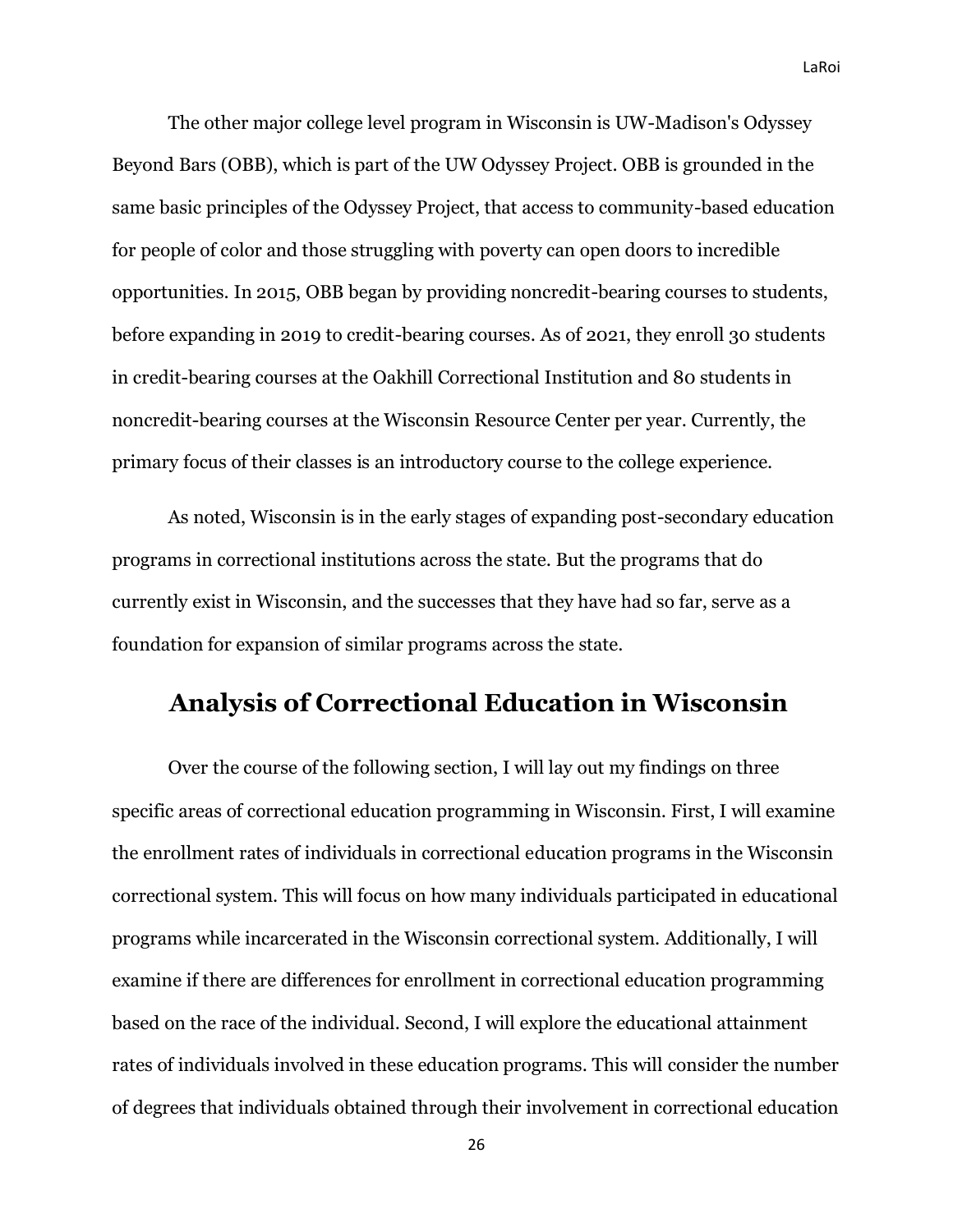The other major college level program in Wisconsin is UW-Madison's Odyssey Beyond Bars (OBB), which is part of the UW Odyssey Project. OBB is grounded in the same basic principles of the Odyssey Project, that access to community-based education for people of color and those struggling with poverty can open doors to incredible opportunities. In 2015, OBB began by providing noncredit-bearing courses to students, before expanding in 2019 to credit-bearing courses. As of 2021, they enroll 30 students in credit-bearing courses at the Oakhill Correctional Institution and 80 students in noncredit-bearing courses at the Wisconsin Resource Center per year. Currently, the primary focus of their classes is an introductory course to the college experience.

As noted, Wisconsin is in the early stages of expanding post-secondary education programs in correctional institutions across the state. But the programs that do currently exist in Wisconsin, and the successes that they have had so far, serve as a foundation for expansion of similar programs across the state.

## Analysis of Correctional Education in Wisconsin

Over the course of the following section, I will lay out my findings on three specific areas of correctional education programming in Wisconsin. First, I will examine the enrollment rates of individuals in correctional education programs in the Wisconsin correctional system. This will focus on how many individuals participated in educational programs while incarcerated in the Wisconsin correctional system. Additionally, I will examine if there are differences for enrollment in correctional education programming based on the race of the individual. Second, I will explore the educational attainment rates of individuals involved in these education programs. This will consider the number of degrees that individuals obtained through their involvement in correctional education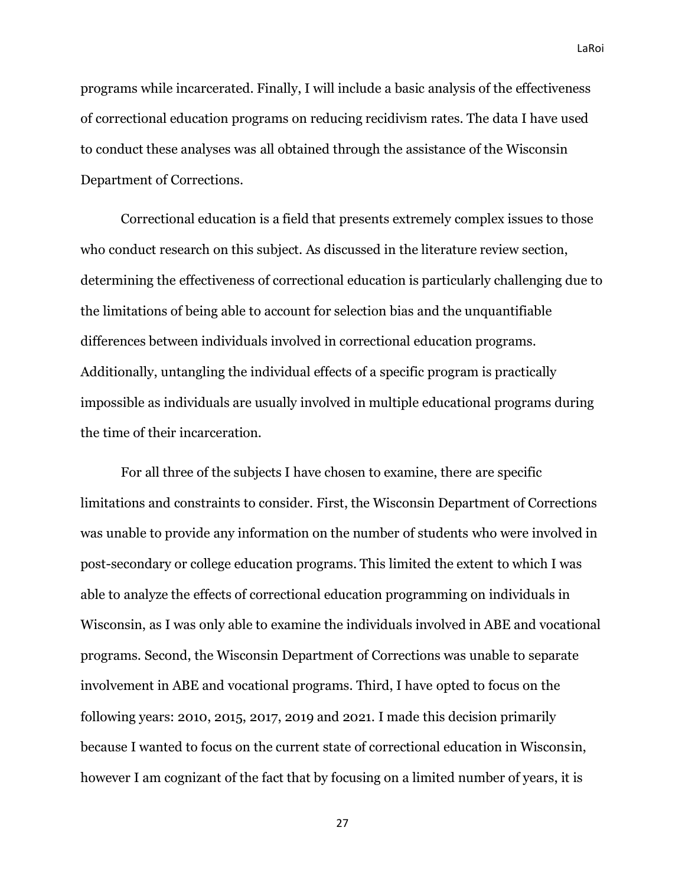programs while incarcerated. Finally, I will include a basic analysis of the effectiveness of correctional education programs on reducing recidivism rates. The data I have used to conduct these analyses was all obtained through the assistance of the Wisconsin Department of Corrections.

Correctional education is a field that presents extremely complex issues to those who conduct research on this subject. As discussed in the literature review section, determining the effectiveness of correctional education is particularly challenging due to the limitations of being able to account for selection bias and the unquantifiable differences between individuals involved in correctional education programs. Additionally, untangling the individual effects of a specific program is practically impossible as individuals are usually involved in multiple educational programs during the time of their incarceration.

For all three of the subjects I have chosen to examine, there are specific limitations and constraints to consider. First, the Wisconsin Department of Corrections was unable to provide any information on the number of students who were involved in post-secondary or college education programs. This limited the extent to which I was able to analyze the effects of correctional education programming on individuals in Wisconsin, as I was only able to examine the individuals involved in ABE and vocational programs. Second, the Wisconsin Department of Corrections was unable to separate involvement in ABE and vocational programs. Third, I have opted to focus on the following years: 2010, 2015, 2017, 2019 and 2021. I made this decision primarily because I wanted to focus on the current state of correctional education in Wisconsin, however I am cognizant of the fact that by focusing on a limited number of years, it is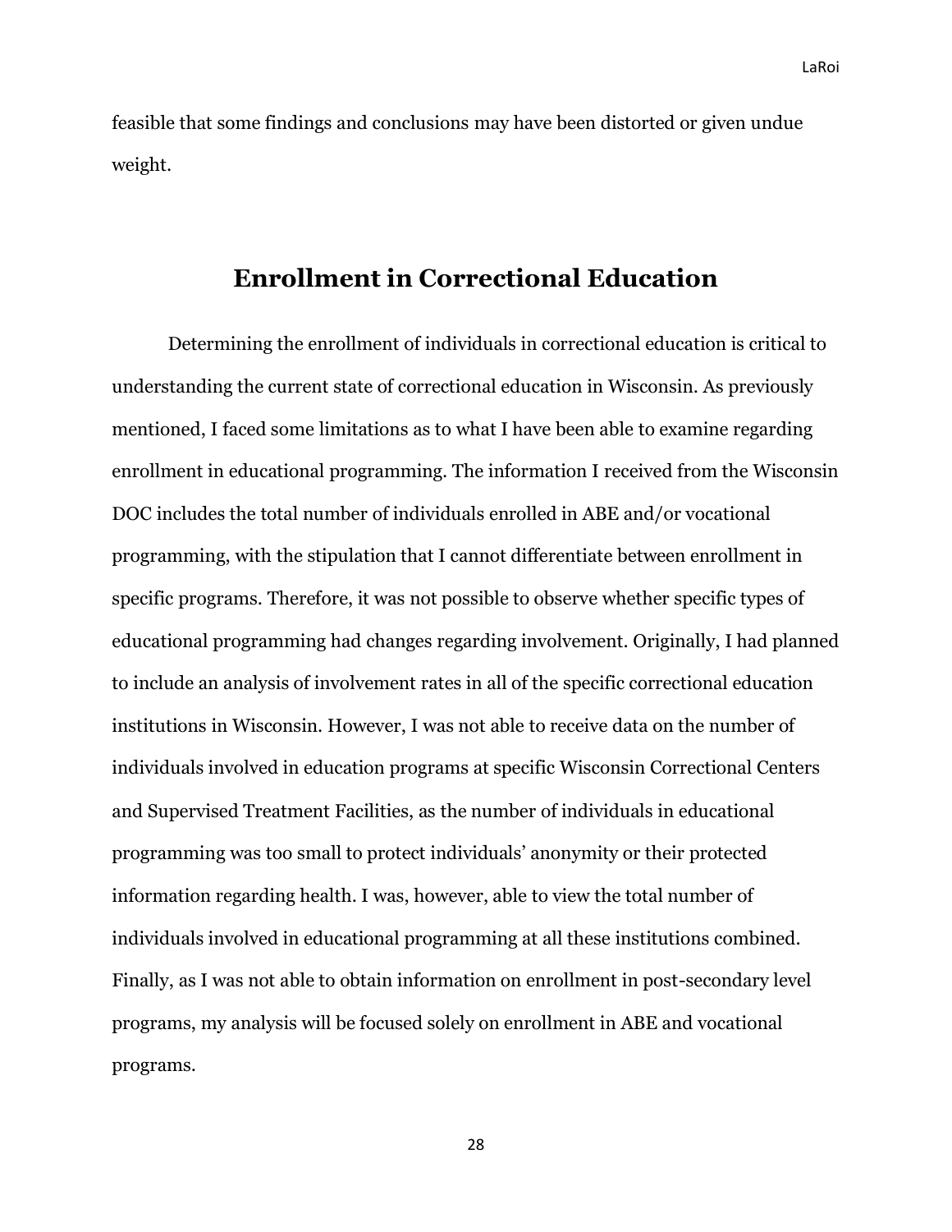feasible that some findings and conclusions may have been distorted or given undue weight.

## Enrollment in Correctional Education

Determining the enrollment of individuals in correctional education is critical to understanding the current state of correctional education in Wisconsin. As previously mentioned, I faced some limitations as to what I have been able to examine regarding enrollment in educational programming. The information I received from the Wisconsin DOC includes the total number of individuals enrolled in ABE and/or vocational programming, with the stipulation that I cannot differentiate between enrollment in specific programs. Therefore, it was not possible to observe whether specific types of educational programming had changes regarding involvement. Originally, I had planned to include an analysis of involvement rates in all of the specific correctional education institutions in Wisconsin. However, I was not able to receive data on the number of individuals involved in education programs at specific Wisconsin Correctional Centers and Supervised Treatment Facilities, as the number of individuals in educational programming was too small to protect individuals' anonymity or their protected information regarding health. I was, however, able to view the total number of individuals involved in educational programming at all these institutions combined. Finally, as I was not able to obtain information on enrollment in post-secondary level programs, my analysis will be focused solely on enrollment in ABE and vocational programs.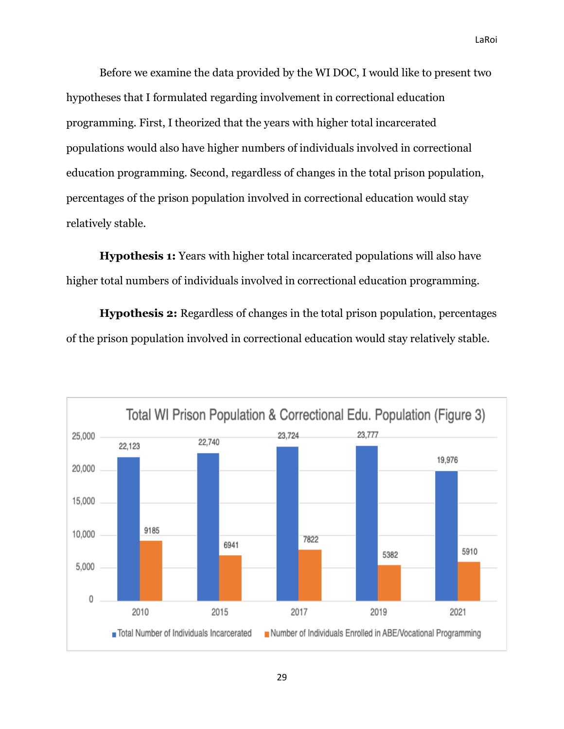Before we examine the data provided by the WI DOC, I would like to present two hypotheses that I formulated regarding involvement in correctional education programming. First, I theorized that the years with higher total incarcerated populations would also have higher numbers of individuals involved in correctional education programming. Second, regardless of changes in the total prison population, percentages of the prison population involved in correctional education would stay relatively stable.

**Hypothesis 1:** Years with higher total incarcerated populations will also have higher total numbers of individuals involved in correctional education programming.

**Hypothesis 2:** Regardless of changes in the total prison population, percentages of the prison population involved in correctional education would stay relatively stable.

Total WI Prison Population & Correctional Edu. Population (Figure 3)

| Year | Total Number of Individuals Incarcerated | Number of Individuals Enrolled in ABE/Vocational Programming |
| --- | --- | --- |
| 2010 | 22,123 | 9185 |
| 2015 | 22,740 | 6941 |
| 2017 | 23,724 | 7822 |
| 2019 | 23,777 | 5382 |
| 2021 | 19,976 | 5910 |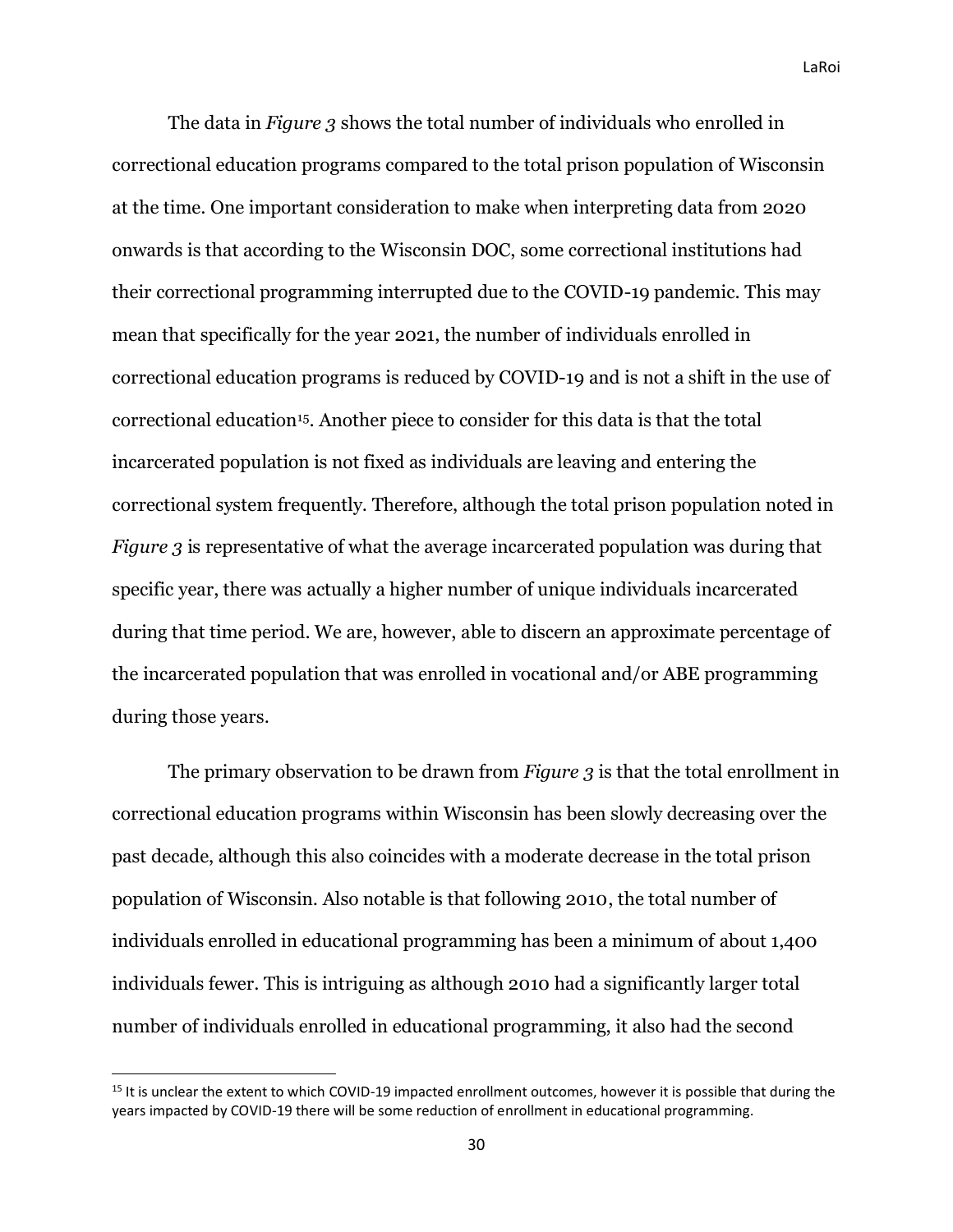The data in *Figure 3* shows the total number of individuals who enrolled in correctional education programs compared to the total prison population of Wisconsin at the time. One important consideration to make when interpreting data from 2020 onwards is that according to the Wisconsin DOC, some correctional institutions had their correctional programming interrupted due to the COVID-19 pandemic. This may mean that specifically for the year 2021, the number of individuals enrolled in correctional education programs is reduced by COVID-19 and is not a shift in the use of correctional education[15]. Another piece to consider for this data is that the total incarcerated population is not fixed as individuals are leaving and entering the correctional system frequently. Therefore, although the total prison population noted in *Figure 3* is representative of what the average incarcerated population was during that specific year, there was actually a higher number of unique individuals incarcerated during that time period. We are, however, able to discern an approximate percentage of the incarcerated population that was enrolled in vocational and/or ABE programming during those years.

The primary observation to be drawn from *Figure 3* is that the total enrollment in correctional education programs within Wisconsin has been slowly decreasing over the past decade, although this also coincides with a moderate decrease in the total prison population of Wisconsin. Also notable is that following 2010, the total number of individuals enrolled in educational programming has been a minimum of about 1,400 individuals fewer. This is intriguing as although 2010 had a significantly larger total number of individuals enrolled in educational programming, it also had the second

---

[15] It is unclear the extent to which COVID-19 impacted enrollment outcomes, however it is possible that during the years impacted by COVID-19 there will be some reduction of enrollment in educational programming.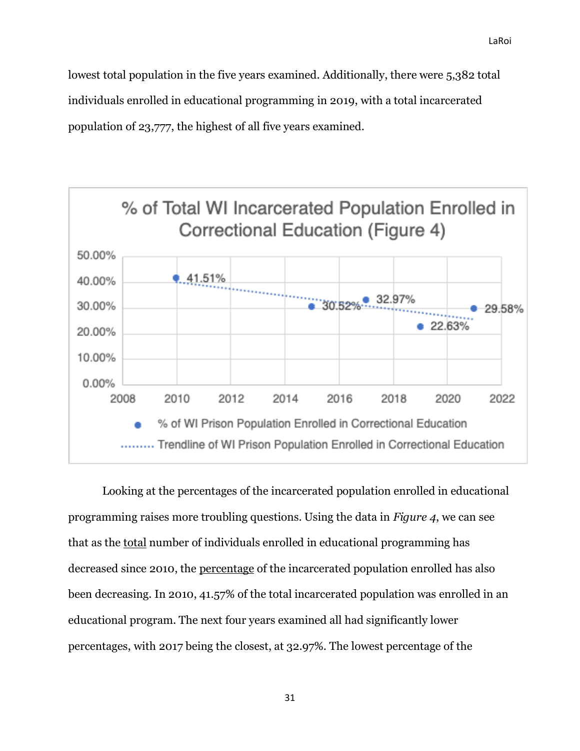lowest total population in the five years examined. Additionally, there were 5,382 total individuals enrolled in educational programming in 2019, with a total incarcerated population of 23,777, the highest of all five years examined.

Looking at the percentages of the incarcerated population enrolled in educational programming raises more troubling questions. Using the data in *Figure 4*, we can see that as the <u>total</u> number of individuals enrolled in educational programming has decreased since 2010, the <u>percentage</u> of the incarcerated population enrolled has also been decreasing. In 2010, 41.57% of the total incarcerated population was enrolled in an educational program. The next four years examined all had significantly lower percentages, with 2017 being the closest, at 32.97%. The lowest percentage of the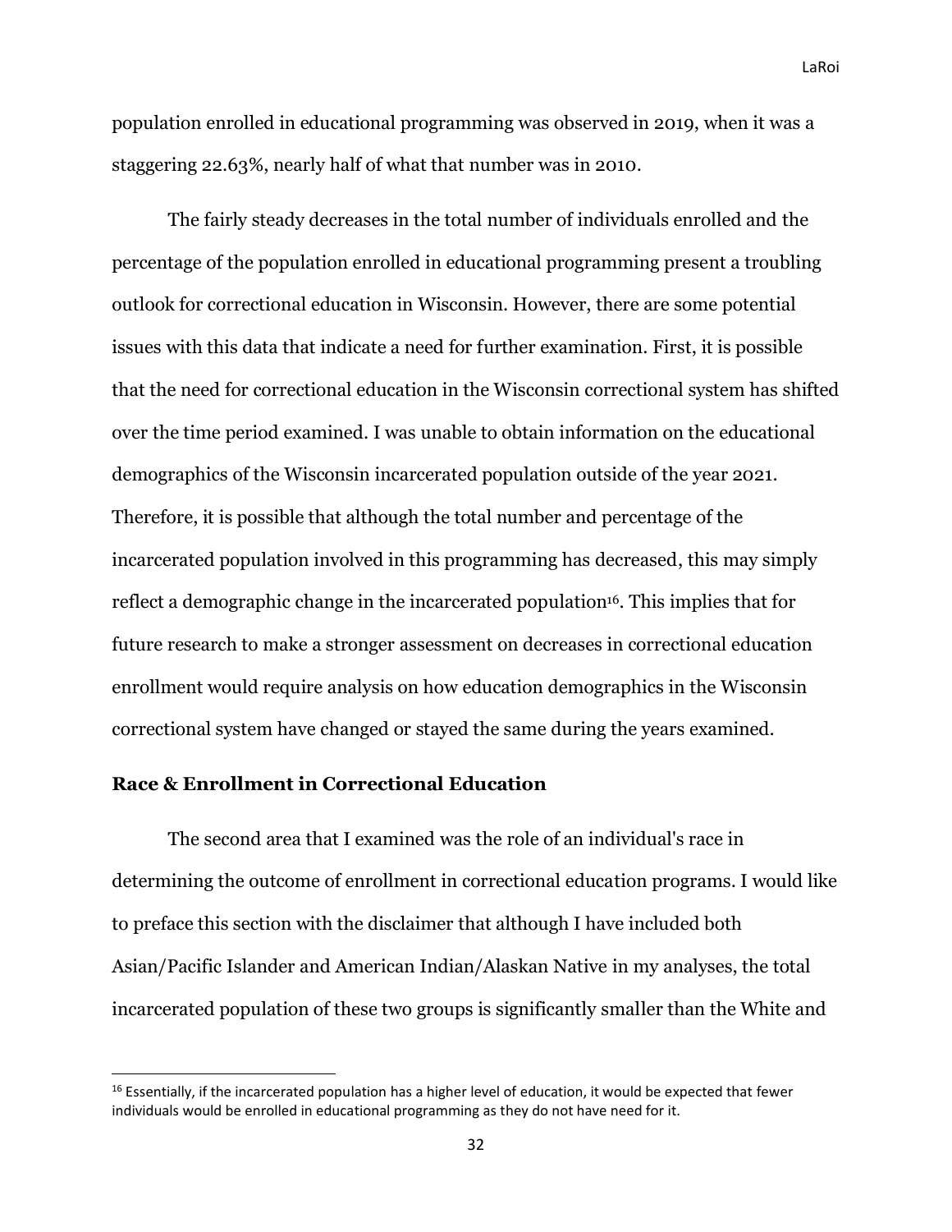population enrolled in educational programming was observed in 2019, when it was a staggering 22.63%, nearly half of what that number was in 2010.

The fairly steady decreases in the total number of individuals enrolled and the percentage of the population enrolled in educational programming present a troubling outlook for correctional education in Wisconsin. However, there are some potential issues with this data that indicate a need for further examination. First, it is possible that the need for correctional education in the Wisconsin correctional system has shifted over the time period examined. I was unable to obtain information on the educational demographics of the Wisconsin incarcerated population outside of the year 2021. Therefore, it is possible that although the total number and percentage of the incarcerated population involved in this programming has decreased, this may simply reflect a demographic change in the incarcerated population[16]. This implies that for future research to make a stronger assessment on decreases in correctional education enrollment would require analysis on how education demographics in the Wisconsin correctional system have changed or stayed the same during the years examined.

### Race & Enrollment in Correctional Education

The second area that I examined was the role of an individual's race in determining the outcome of enrollment in correctional education programs. I would like to preface this section with the disclaimer that although I have included both Asian/Pacific Islander and American Indian/Alaskan Native in my analyses, the total incarcerated population of these two groups is significantly smaller than the White and

---

[16] Essentially, if the incarcerated population has a higher level of education, it would be expected that fewer individuals would be enrolled in educational programming as they do not have need for it.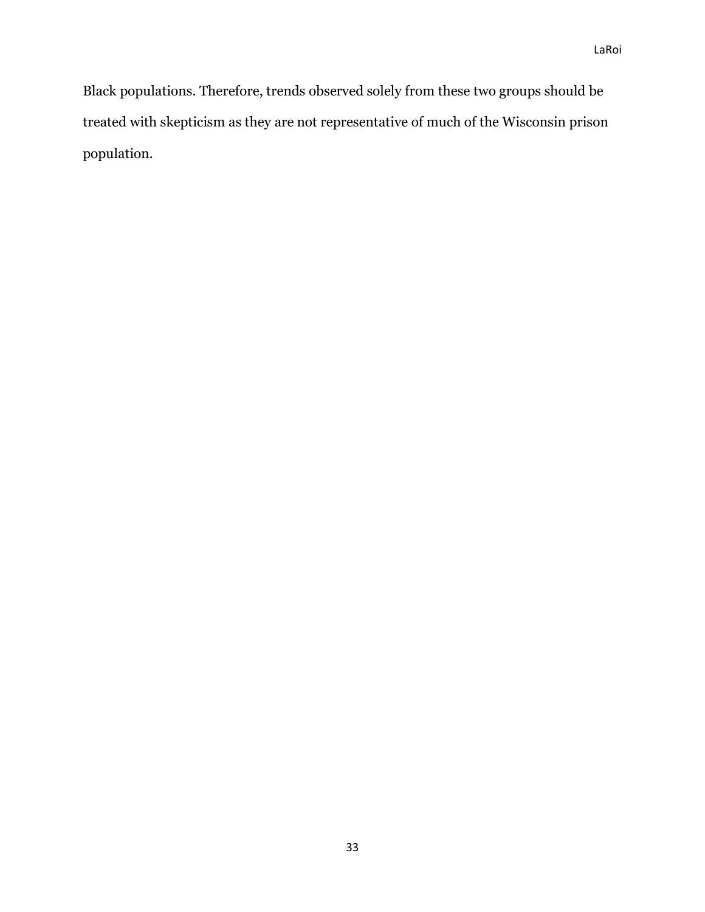Black populations. Therefore, trends observed solely from these two groups should be treated with skepticism as they are not representative of much of the Wisconsin prison population.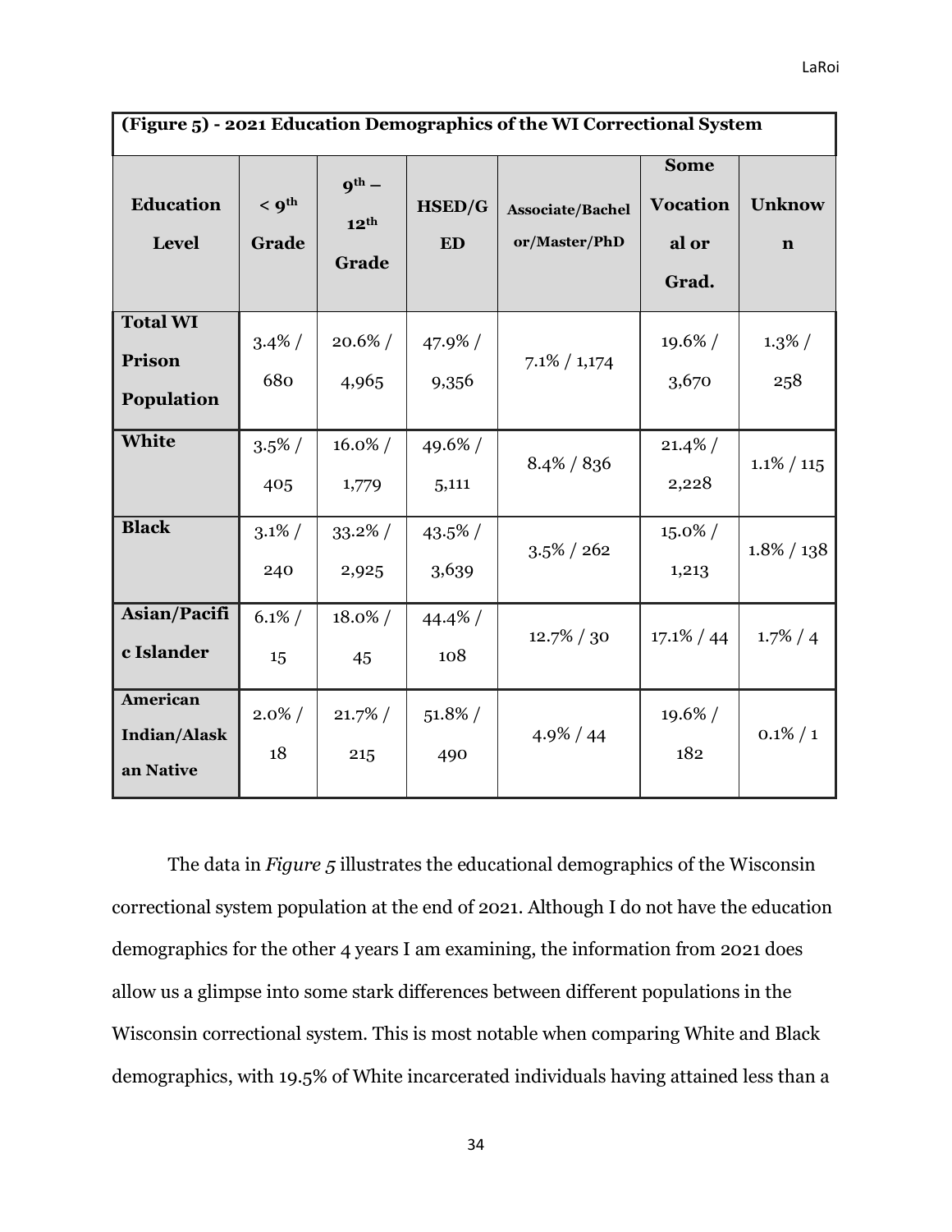**(Figure 5) - 2021 Education Demographics of the WI Correctional System**

| Education Level | < 9th Grade | 9th – 12th Grade | HSED/GED | Associate/Bachelor/Master/PhD | Some Vocational or Grad. | Unknown |
|---|---|---|---|---|---|---|
| **Total WI Prison Population** | 3.4% / 680 | 20.6% / 4,965 | 47.9% / 9,356 | 7.1% / 1,174 | 19.6% / 3,670 | 1.3% / 258 |
| **White** | 3.5% / 405 | 16.0% / 1,779 | 49.6% / 5,111 | 8.4% / 836 | 21.4% / 2,228 | 1.1% / 115 |
| **Black** | 3.1% / 240 | 33.2% / 2,925 | 43.5% / 3,639 | 3.5% / 262 | 15.0% / 1,213 | 1.8% / 138 |
| **Asian/Pacific Islander** | 6.1% / 15 | 18.0% / 45 | 44.4% / 108 | 12.7% / 30 | 17.1% / 44 | 1.7% / 4 |
| **American Indian/Alaskan Native** | 2.0% / 18 | 21.7% / 215 | 51.8% / 490 | 4.9% / 44 | 19.6% / 182 | 0.1% / 1 |

The data in *Figure 5* illustrates the educational demographics of the Wisconsin correctional system population at the end of 2021. Although I do not have the education demographics for the other 4 years I am examining, the information from 2021 does allow us a glimpse into some stark differences between different populations in the Wisconsin correctional system. This is most notable when comparing White and Black demographics, with 19.5% of White incarcerated individuals having attained less than a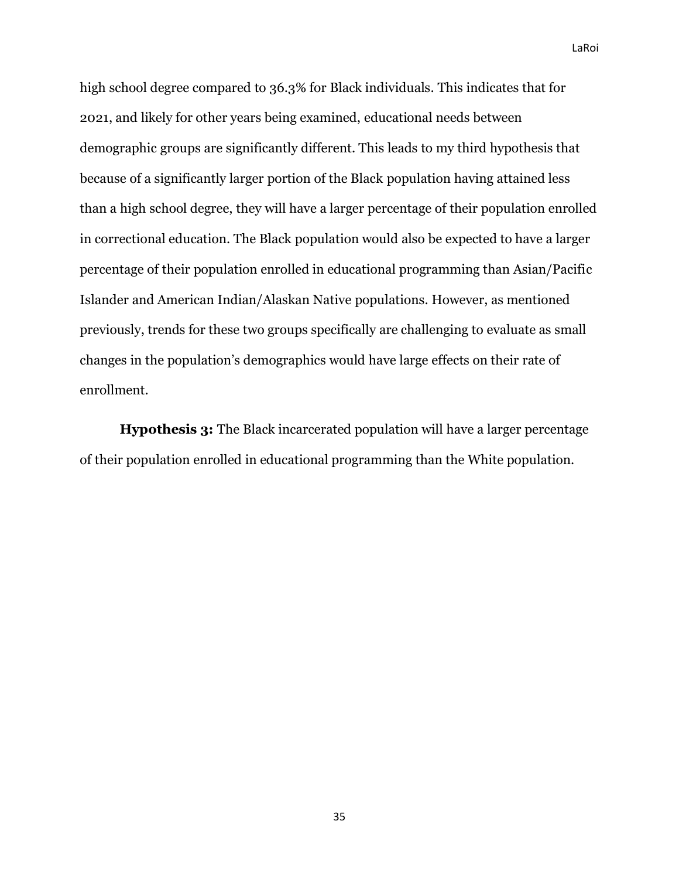high school degree compared to 36.3% for Black individuals. This indicates that for 2021, and likely for other years being examined, educational needs between demographic groups are significantly different. This leads to my third hypothesis that because of a significantly larger portion of the Black population having attained less than a high school degree, they will have a larger percentage of their population enrolled in correctional education. The Black population would also be expected to have a larger percentage of their population enrolled in educational programming than Asian/Pacific Islander and American Indian/Alaskan Native populations. However, as mentioned previously, trends for these two groups specifically are challenging to evaluate as small changes in the population's demographics would have large effects on their rate of enrollment.

**Hypothesis 3:** The Black incarcerated population will have a larger percentage of their population enrolled in educational programming than the White population.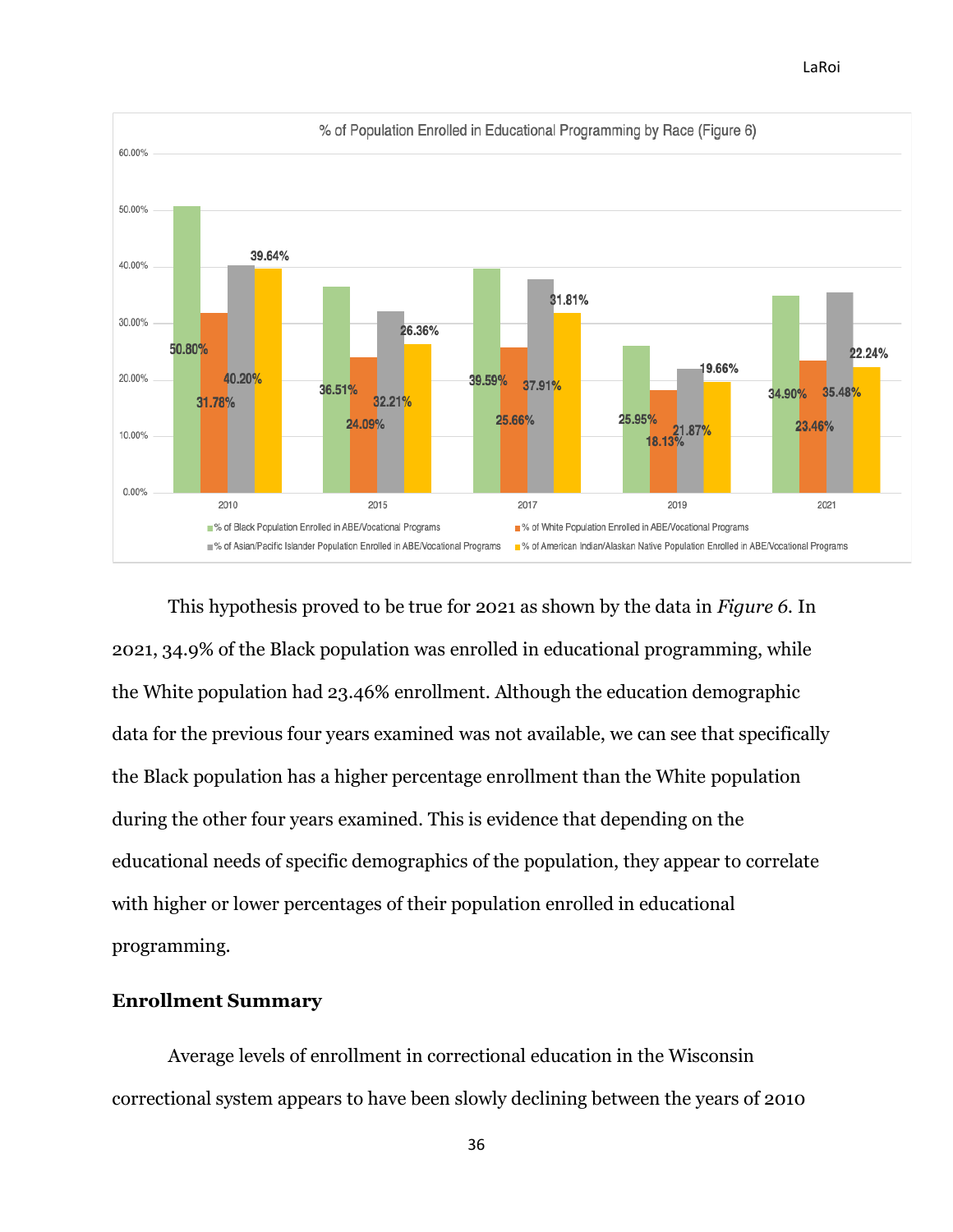**% of Population Enrolled in Educational Programming by Race (Figure 6)**

| Year | % of Black Population Enrolled in ABE/Vocational Programs | % of White Population Enrolled in ABE/Vocational Programs | % of Asian/Pacific Islander Population Enrolled in ABE/Vocational Programs | % of American Indian/Alaskan Native Population Enrolled in ABE/Vocational Programs |
|---|---|---|---|---|
| 2010 | 50.80% | 31.78% | 40.20% | 39.64% |
| 2015 | 36.51% | 24.09% | 32.21% | 26.36% |
| 2017 | 39.59% | 25.66% | 37.91% | 31.81% |
| 2019 | 25.95% | 18.13% | 21.87% | 19.66% |
| 2021 | 34.90% | 23.46% | 35.48% | 22.24% |

This hypothesis proved to be true for 2021 as shown by the data in *Figure 6*. In 2021, 34.9% of the Black population was enrolled in educational programming, while the White population had 23.46% enrollment. Although the education demographic data for the previous four years examined was not available, we can see that specifically the Black population has a higher percentage enrollment than the White population during the other four years examined. This is evidence that depending on the educational needs of specific demographics of the population, they appear to correlate with higher or lower percentages of their population enrolled in educational programming.

**Enrollment Summary**

Average levels of enrollment in correctional education in the Wisconsin correctional system appears to have been slowly declining between the years of 2010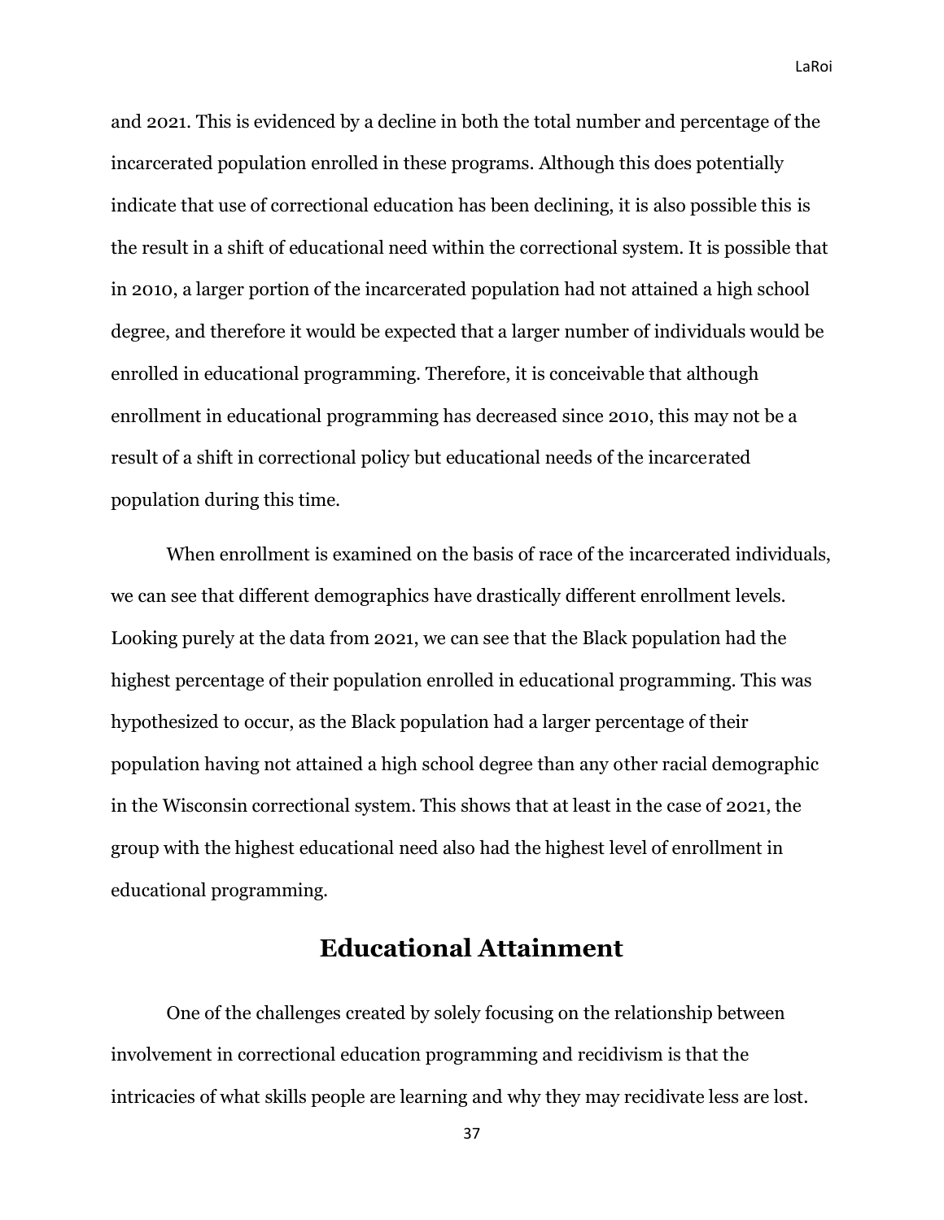and 2021. This is evidenced by a decline in both the total number and percentage of the incarcerated population enrolled in these programs. Although this does potentially indicate that use of correctional education has been declining, it is also possible this is the result in a shift of educational need within the correctional system. It is possible that in 2010, a larger portion of the incarcerated population had not attained a high school degree, and therefore it would be expected that a larger number of individuals would be enrolled in educational programming. Therefore, it is conceivable that although enrollment in educational programming has decreased since 2010, this may not be a result of a shift in correctional policy but educational needs of the incarcerated population during this time.

When enrollment is examined on the basis of race of the incarcerated individuals, we can see that different demographics have drastically different enrollment levels. Looking purely at the data from 2021, we can see that the Black population had the highest percentage of their population enrolled in educational programming. This was hypothesized to occur, as the Black population had a larger percentage of their population having not attained a high school degree than any other racial demographic in the Wisconsin correctional system. This shows that at least in the case of 2021, the group with the highest educational need also had the highest level of enrollment in educational programming.

## Educational Attainment

One of the challenges created by solely focusing on the relationship between involvement in correctional education programming and recidivism is that the intricacies of what skills people are learning and why they may recidivate less are lost.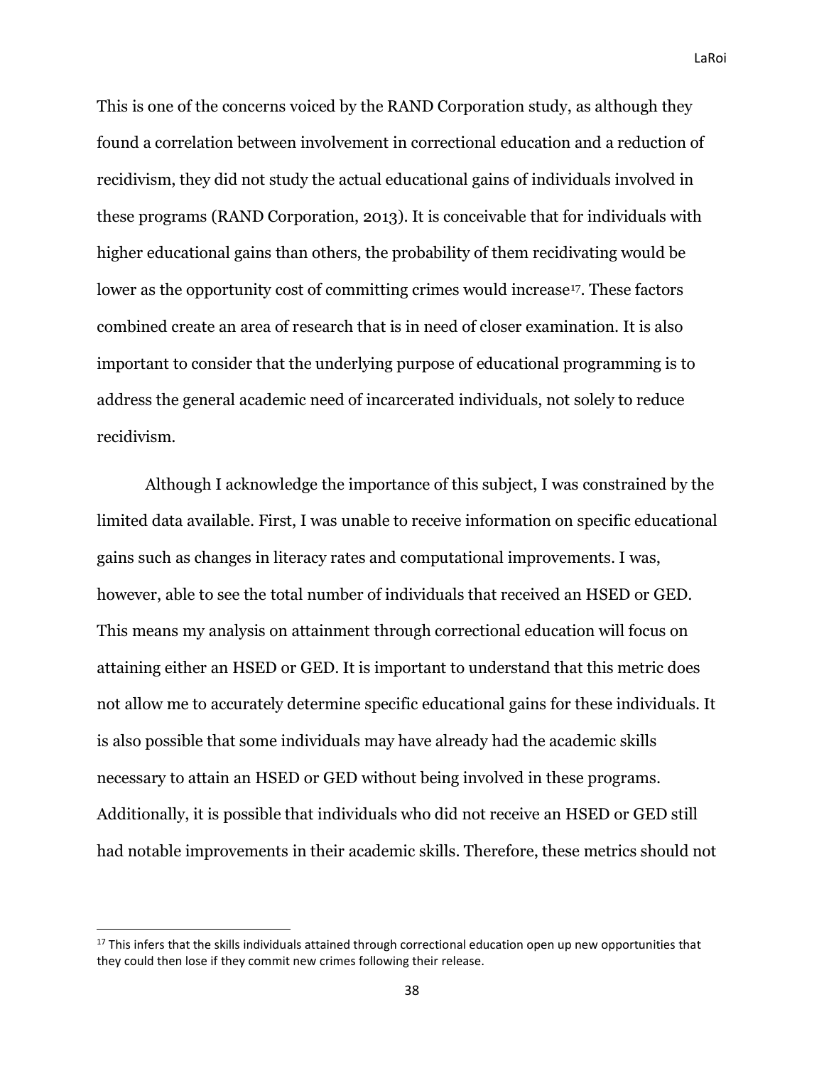This is one of the concerns voiced by the RAND Corporation study, as although they found a correlation between involvement in correctional education and a reduction of recidivism, they did not study the actual educational gains of individuals involved in these programs (RAND Corporation, 2013). It is conceivable that for individuals with higher educational gains than others, the probability of them recidivating would be lower as the opportunity cost of committing crimes would increase[17]. These factors combined create an area of research that is in need of closer examination. It is also important to consider that the underlying purpose of educational programming is to address the general academic need of incarcerated individuals, not solely to reduce recidivism.

Although I acknowledge the importance of this subject, I was constrained by the limited data available. First, I was unable to receive information on specific educational gains such as changes in literacy rates and computational improvements. I was, however, able to see the total number of individuals that received an HSED or GED. This means my analysis on attainment through correctional education will focus on attaining either an HSED or GED. It is important to understand that this metric does not allow me to accurately determine specific educational gains for these individuals. It is also possible that some individuals may have already had the academic skills necessary to attain an HSED or GED without being involved in these programs. Additionally, it is possible that individuals who did not receive an HSED or GED still had notable improvements in their academic skills. Therefore, these metrics should not

[17] This infers that the skills individuals attained through correctional education open up new opportunities that they could then lose if they commit new crimes following their release.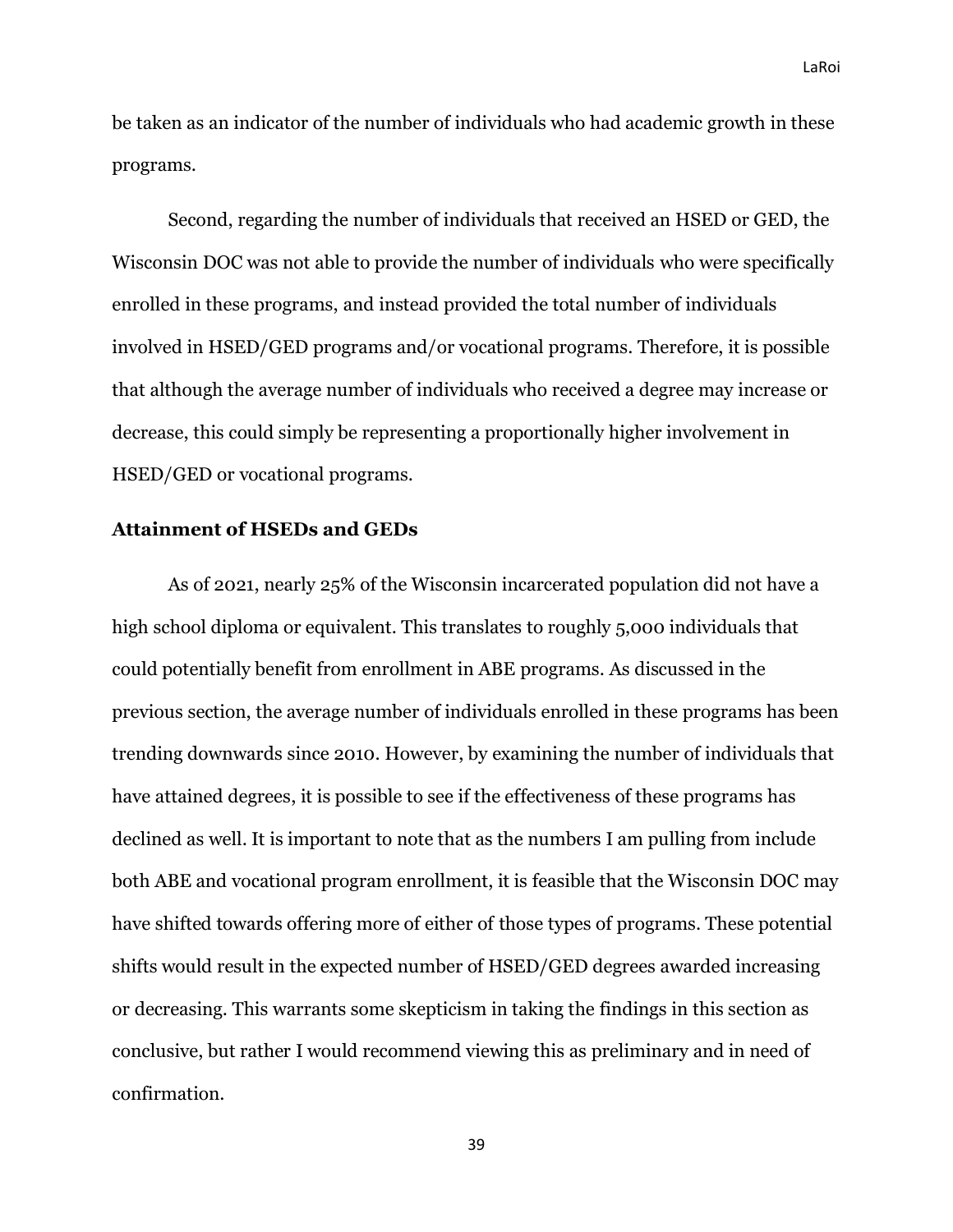be taken as an indicator of the number of individuals who had academic growth in these programs.

Second, regarding the number of individuals that received an HSED or GED, the Wisconsin DOC was not able to provide the number of individuals who were specifically enrolled in these programs, and instead provided the total number of individuals involved in HSED/GED programs and/or vocational programs. Therefore, it is possible that although the average number of individuals who received a degree may increase or decrease, this could simply be representing a proportionally higher involvement in HSED/GED or vocational programs.

### Attainment of HSEDs and GEDs

As of 2021, nearly 25% of the Wisconsin incarcerated population did not have a high school diploma or equivalent. This translates to roughly 5,000 individuals that could potentially benefit from enrollment in ABE programs. As discussed in the previous section, the average number of individuals enrolled in these programs has been trending downwards since 2010. However, by examining the number of individuals that have attained degrees, it is possible to see if the effectiveness of these programs has declined as well. It is important to note that as the numbers I am pulling from include both ABE and vocational program enrollment, it is feasible that the Wisconsin DOC may have shifted towards offering more of either of those types of programs. These potential shifts would result in the expected number of HSED/GED degrees awarded increasing or decreasing. This warrants some skepticism in taking the findings in this section as conclusive, but rather I would recommend viewing this as preliminary and in need of confirmation.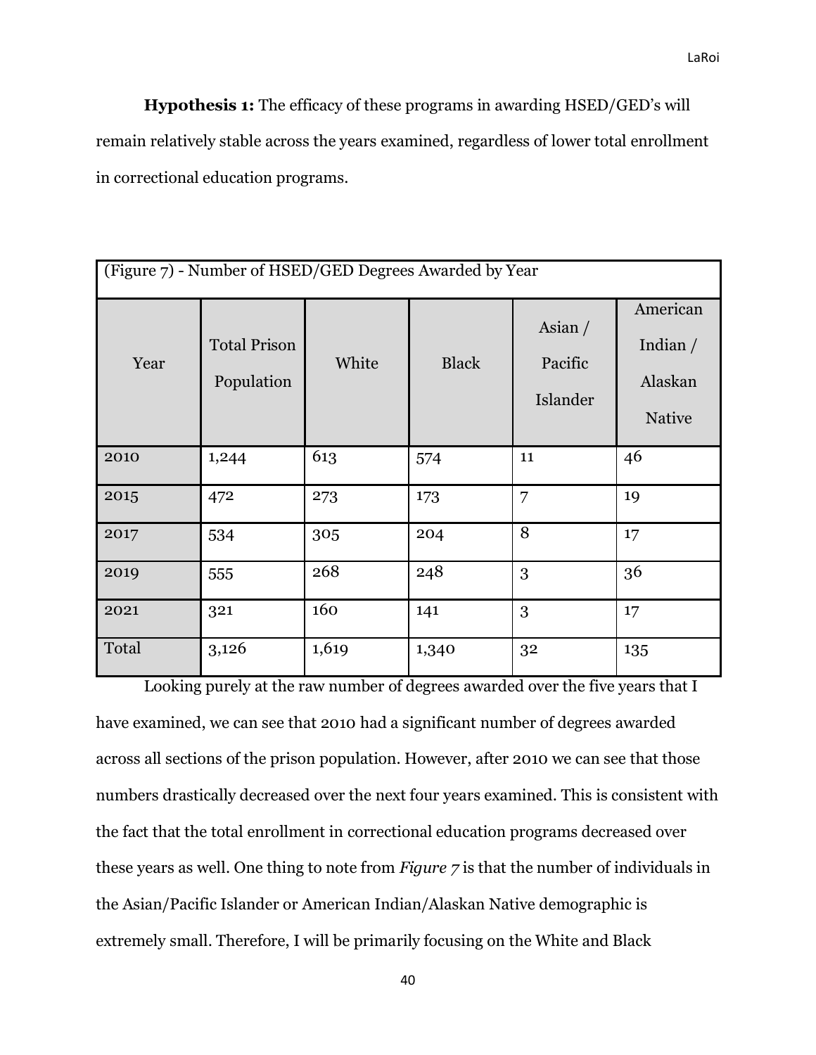**Hypothesis 1:** The efficacy of these programs in awarding HSED/GED's will remain relatively stable across the years examined, regardless of lower total enrollment in correctional education programs.

(Figure 7) - Number of HSED/GED Degrees Awarded by Year

| Year | Total Prison Population | White | Black | Asian / Pacific Islander | American Indian / Alaskan Native |
|---|---|---|---|---|---|
| 2010 | 1,244 | 613 | 574 | 11 | 46 |
| 2015 | 472 | 273 | 173 | 7 | 19 |
| 2017 | 534 | 305 | 204 | 8 | 17 |
| 2019 | 555 | 268 | 248 | 3 | 36 |
| 2021 | 321 | 160 | 141 | 3 | 17 |
| Total | 3,126 | 1,619 | 1,340 | 32 | 135 |

Looking purely at the raw number of degrees awarded over the five years that I have examined, we can see that 2010 had a significant number of degrees awarded across all sections of the prison population. However, after 2010 we can see that those numbers drastically decreased over the next four years examined. This is consistent with the fact that the total enrollment in correctional education programs decreased over these years as well. One thing to note from *Figure 7* is that the number of individuals in the Asian/Pacific Islander or American Indian/Alaskan Native demographic is extremely small. Therefore, I will be primarily focusing on the White and Black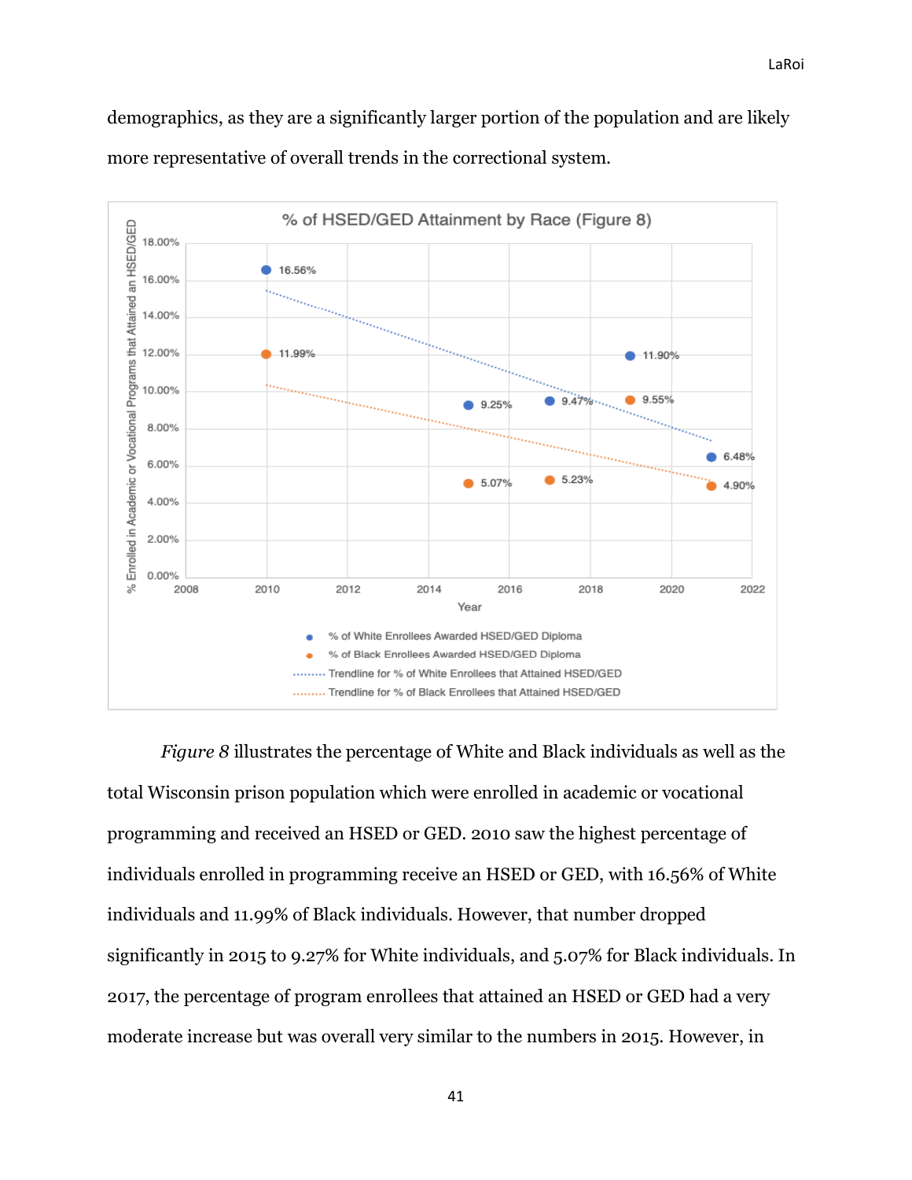demographics, as they are a significantly larger portion of the population and are likely more representative of overall trends in the correctional system.

% of HSED/GED Attainment by Race (Figure 8)

| Year | % of White Enrollees Awarded HSED/GED Diploma | % of Black Enrollees Awarded HSED/GED Diploma |
|---|---|---|
| 2010 | 16.56% | 11.99% |
| 2015 | 9.25% | 5.07% |
| 2017 | 9.47% | 5.23% |
| 2019 | 11.90% | 9.55% |
| 2021 | 6.48% | 4.90% |

*Figure 8* illustrates the percentage of White and Black individuals as well as the total Wisconsin prison population which were enrolled in academic or vocational programming and received an HSED or GED. 2010 saw the highest percentage of individuals enrolled in programming receive an HSED or GED, with 16.56% of White individuals and 11.99% of Black individuals. However, that number dropped significantly in 2015 to 9.27% for White individuals, and 5.07% for Black individuals. In 2017, the percentage of program enrollees that attained an HSED or GED had a very moderate increase but was overall very similar to the numbers in 2015. However, in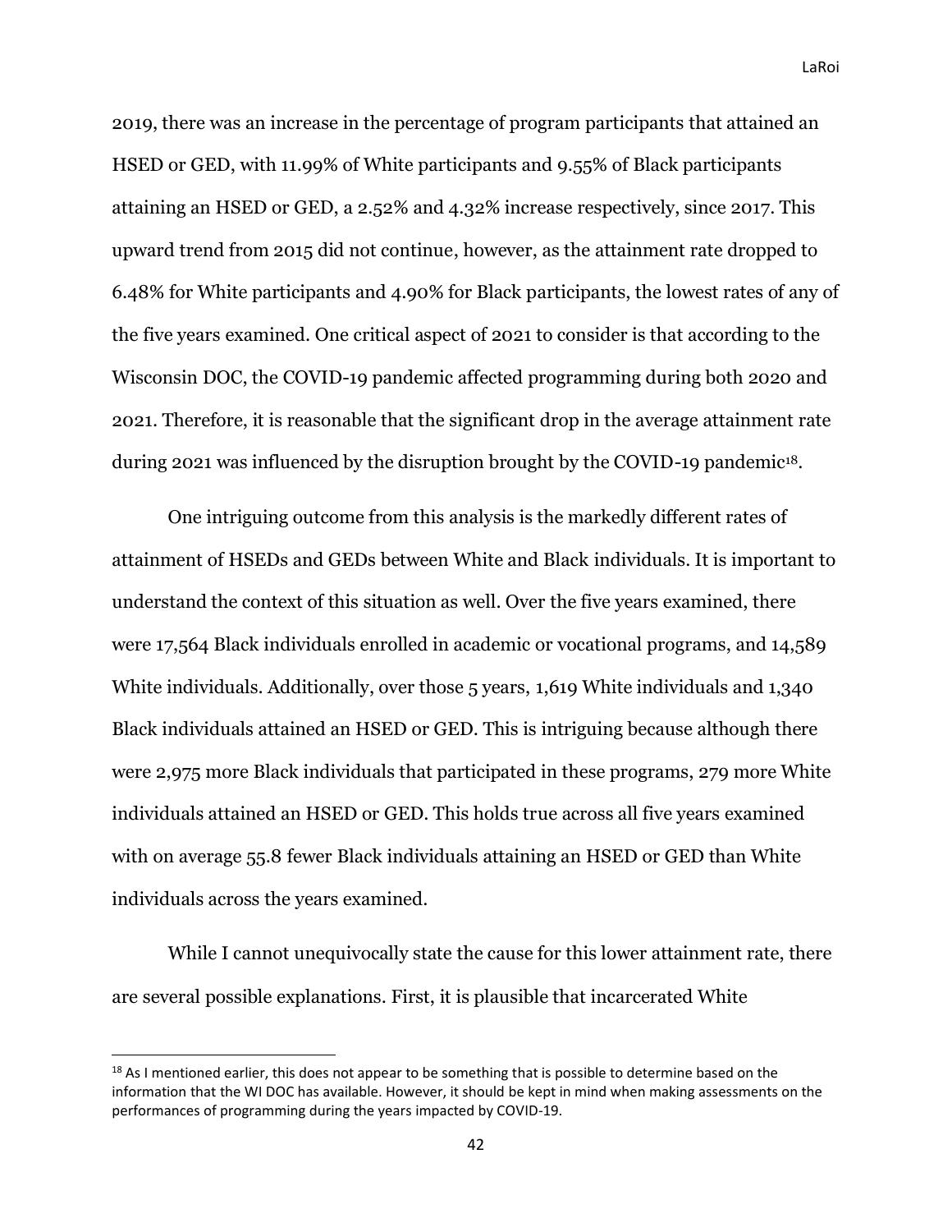2019, there was an increase in the percentage of program participants that attained an HSED or GED, with 11.99% of White participants and 9.55% of Black participants attaining an HSED or GED, a 2.52% and 4.32% increase respectively, since 2017. This upward trend from 2015 did not continue, however, as the attainment rate dropped to 6.48% for White participants and 4.90% for Black participants, the lowest rates of any of the five years examined. One critical aspect of 2021 to consider is that according to the Wisconsin DOC, the COVID-19 pandemic affected programming during both 2020 and 2021. Therefore, it is reasonable that the significant drop in the average attainment rate during 2021 was influenced by the disruption brought by the COVID-19 pandemic[18].

One intriguing outcome from this analysis is the markedly different rates of attainment of HSEDs and GEDs between White and Black individuals. It is important to understand the context of this situation as well. Over the five years examined, there were 17,564 Black individuals enrolled in academic or vocational programs, and 14,589 White individuals. Additionally, over those 5 years, 1,619 White individuals and 1,340 Black individuals attained an HSED or GED. This is intriguing because although there were 2,975 more Black individuals that participated in these programs, 279 more White individuals attained an HSED or GED. This holds true across all five years examined with on average 55.8 fewer Black individuals attaining an HSED or GED than White individuals across the years examined.

While I cannot unequivocally state the cause for this lower attainment rate, there are several possible explanations. First, it is plausible that incarcerated White

[18] As I mentioned earlier, this does not appear to be something that is possible to determine based on the information that the WI DOC has available. However, it should be kept in mind when making assessments on the performances of programming during the years impacted by COVID-19.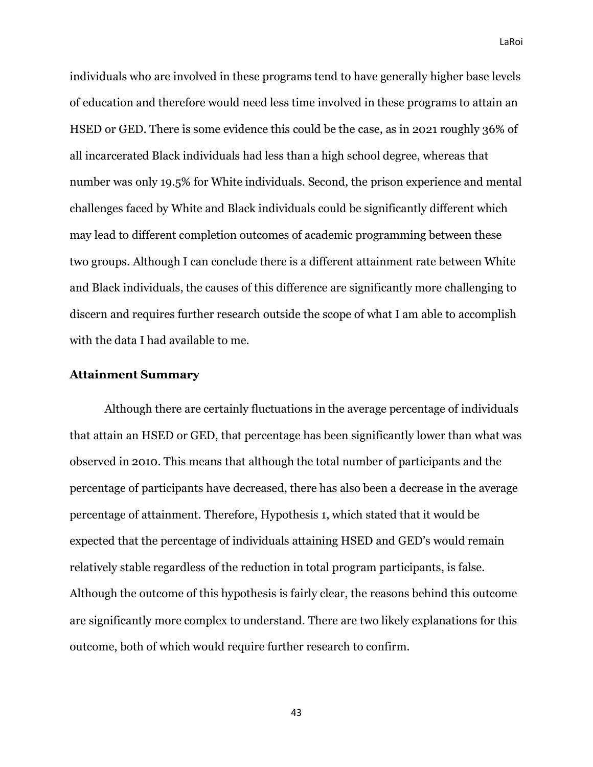individuals who are involved in these programs tend to have generally higher base levels of education and therefore would need less time involved in these programs to attain an HSED or GED. There is some evidence this could be the case, as in 2021 roughly 36% of all incarcerated Black individuals had less than a high school degree, whereas that number was only 19.5% for White individuals. Second, the prison experience and mental challenges faced by White and Black individuals could be significantly different which may lead to different completion outcomes of academic programming between these two groups. Although I can conclude there is a different attainment rate between White and Black individuals, the causes of this difference are significantly more challenging to discern and requires further research outside the scope of what I am able to accomplish with the data I had available to me.

**Attainment Summary**

Although there are certainly fluctuations in the average percentage of individuals that attain an HSED or GED, that percentage has been significantly lower than what was observed in 2010. This means that although the total number of participants and the percentage of participants have decreased, there has also been a decrease in the average percentage of attainment. Therefore, Hypothesis 1, which stated that it would be expected that the percentage of individuals attaining HSED and GED's would remain relatively stable regardless of the reduction in total program participants, is false. Although the outcome of this hypothesis is fairly clear, the reasons behind this outcome are significantly more complex to understand. There are two likely explanations for this outcome, both of which would require further research to confirm.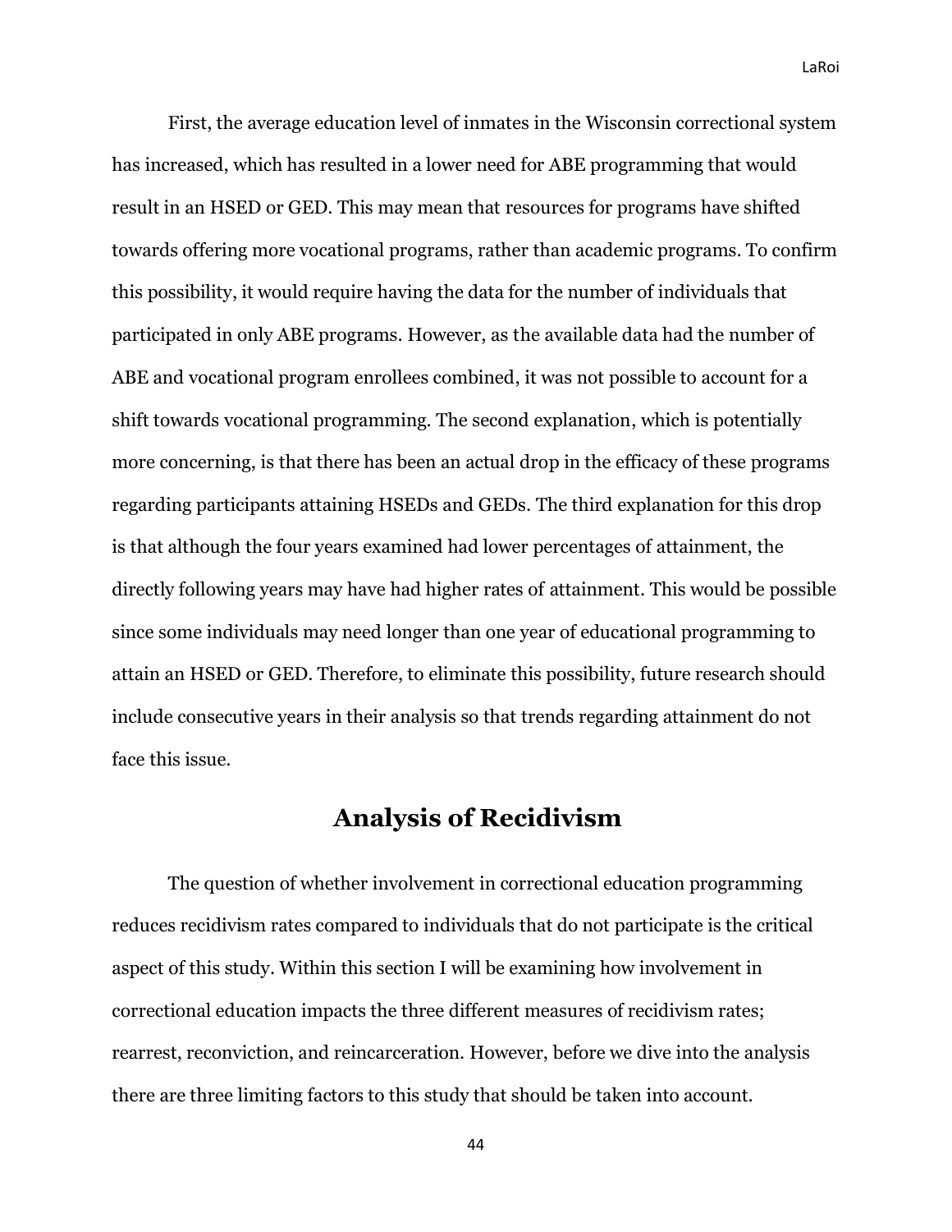First, the average education level of inmates in the Wisconsin correctional system has increased, which has resulted in a lower need for ABE programming that would result in an HSED or GED. This may mean that resources for programs have shifted towards offering more vocational programs, rather than academic programs. To confirm this possibility, it would require having the data for the number of individuals that participated in only ABE programs. However, as the available data had the number of ABE and vocational program enrollees combined, it was not possible to account for a shift towards vocational programming. The second explanation, which is potentially more concerning, is that there has been an actual drop in the efficacy of these programs regarding participants attaining HSEDs and GEDs. The third explanation for this drop is that although the four years examined had lower percentages of attainment, the directly following years may have had higher rates of attainment. This would be possible since some individuals may need longer than one year of educational programming to attain an HSED or GED. Therefore, to eliminate this possibility, future research should include consecutive years in their analysis so that trends regarding attainment do not face this issue.

## Analysis of Recidivism

The question of whether involvement in correctional education programming reduces recidivism rates compared to individuals that do not participate is the critical aspect of this study. Within this section I will be examining how involvement in correctional education impacts the three different measures of recidivism rates; rearrest, reconviction, and reincarceration. However, before we dive into the analysis there are three limiting factors to this study that should be taken into account.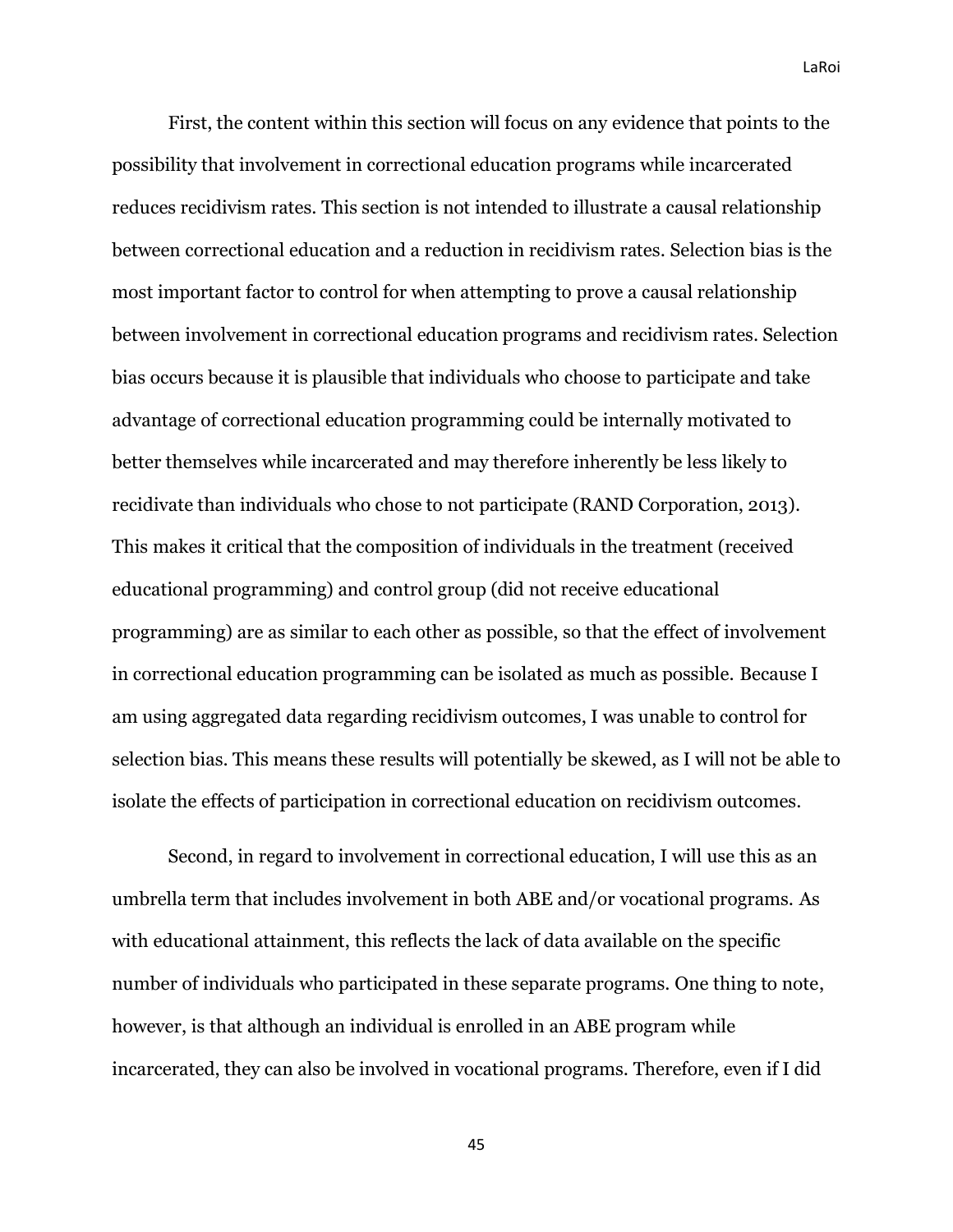First, the content within this section will focus on any evidence that points to the possibility that involvement in correctional education programs while incarcerated reduces recidivism rates. This section is not intended to illustrate a causal relationship between correctional education and a reduction in recidivism rates. Selection bias is the most important factor to control for when attempting to prove a causal relationship between involvement in correctional education programs and recidivism rates. Selection bias occurs because it is plausible that individuals who choose to participate and take advantage of correctional education programming could be internally motivated to better themselves while incarcerated and may therefore inherently be less likely to recidivate than individuals who chose to not participate (RAND Corporation, 2013). This makes it critical that the composition of individuals in the treatment (received educational programming) and control group (did not receive educational programming) are as similar to each other as possible, so that the effect of involvement in correctional education programming can be isolated as much as possible. Because I am using aggregated data regarding recidivism outcomes, I was unable to control for selection bias. This means these results will potentially be skewed, as I will not be able to isolate the effects of participation in correctional education on recidivism outcomes.

Second, in regard to involvement in correctional education, I will use this as an umbrella term that includes involvement in both ABE and/or vocational programs. As with educational attainment, this reflects the lack of data available on the specific number of individuals who participated in these separate programs. One thing to note, however, is that although an individual is enrolled in an ABE program while incarcerated, they can also be involved in vocational programs. Therefore, even if I did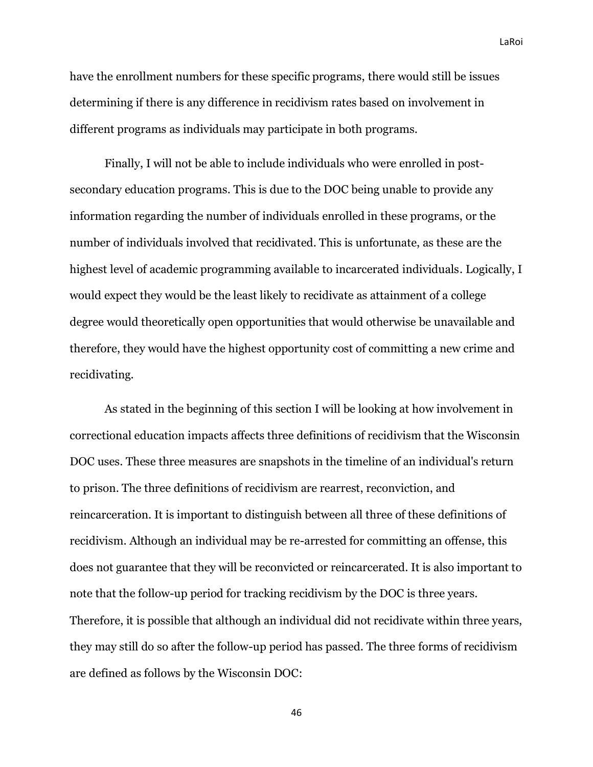have the enrollment numbers for these specific programs, there would still be issues determining if there is any difference in recidivism rates based on involvement in different programs as individuals may participate in both programs.

Finally, I will not be able to include individuals who were enrolled in post-secondary education programs. This is due to the DOC being unable to provide any information regarding the number of individuals enrolled in these programs, or the number of individuals involved that recidivated. This is unfortunate, as these are the highest level of academic programming available to incarcerated individuals. Logically, I would expect they would be the least likely to recidivate as attainment of a college degree would theoretically open opportunities that would otherwise be unavailable and therefore, they would have the highest opportunity cost of committing a new crime and recidivating.

As stated in the beginning of this section I will be looking at how involvement in correctional education impacts affects three definitions of recidivism that the Wisconsin DOC uses. These three measures are snapshots in the timeline of an individual's return to prison. The three definitions of recidivism are rearrest, reconviction, and reincarceration. It is important to distinguish between all three of these definitions of recidivism. Although an individual may be re-arrested for committing an offense, this does not guarantee that they will be reconvicted or reincarcerated. It is also important to note that the follow-up period for tracking recidivism by the DOC is three years. Therefore, it is possible that although an individual did not recidivate within three years, they may still do so after the follow-up period has passed. The three forms of recidivism are defined as follows by the Wisconsin DOC: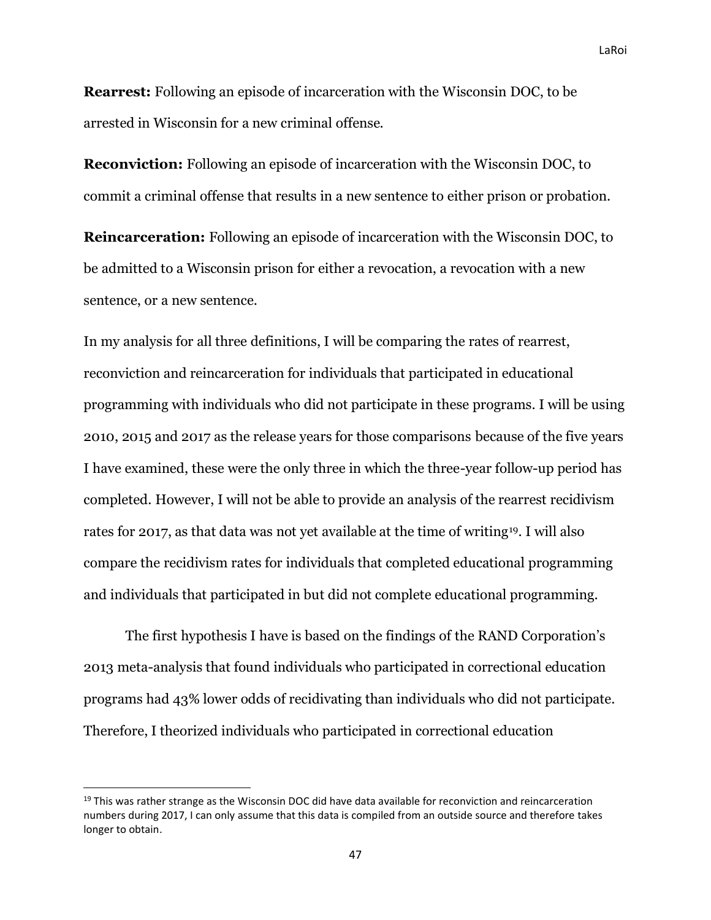**Rearrest:** Following an episode of incarceration with the Wisconsin DOC, to be arrested in Wisconsin for a new criminal offense.

**Reconviction:** Following an episode of incarceration with the Wisconsin DOC, to commit a criminal offense that results in a new sentence to either prison or probation.

**Reincarceration:** Following an episode of incarceration with the Wisconsin DOC, to be admitted to a Wisconsin prison for either a revocation, a revocation with a new sentence, or a new sentence.

In my analysis for all three definitions, I will be comparing the rates of rearrest, reconviction and reincarceration for individuals that participated in educational programming with individuals who did not participate in these programs. I will be using 2010, 2015 and 2017 as the release years for those comparisons because of the five years I have examined, these were the only three in which the three-year follow-up period has completed. However, I will not be able to provide an analysis of the rearrest recidivism rates for 2017, as that data was not yet available at the time of writing[19]. I will also compare the recidivism rates for individuals that completed educational programming and individuals that participated in but did not complete educational programming.

The first hypothesis I have is based on the findings of the RAND Corporation's 2013 meta-analysis that found individuals who participated in correctional education programs had 43% lower odds of recidivating than individuals who did not participate. Therefore, I theorized individuals who participated in correctional education

[19] This was rather strange as the Wisconsin DOC did have data available for reconviction and reincarceration numbers during 2017, I can only assume that this data is compiled from an outside source and therefore takes longer to obtain.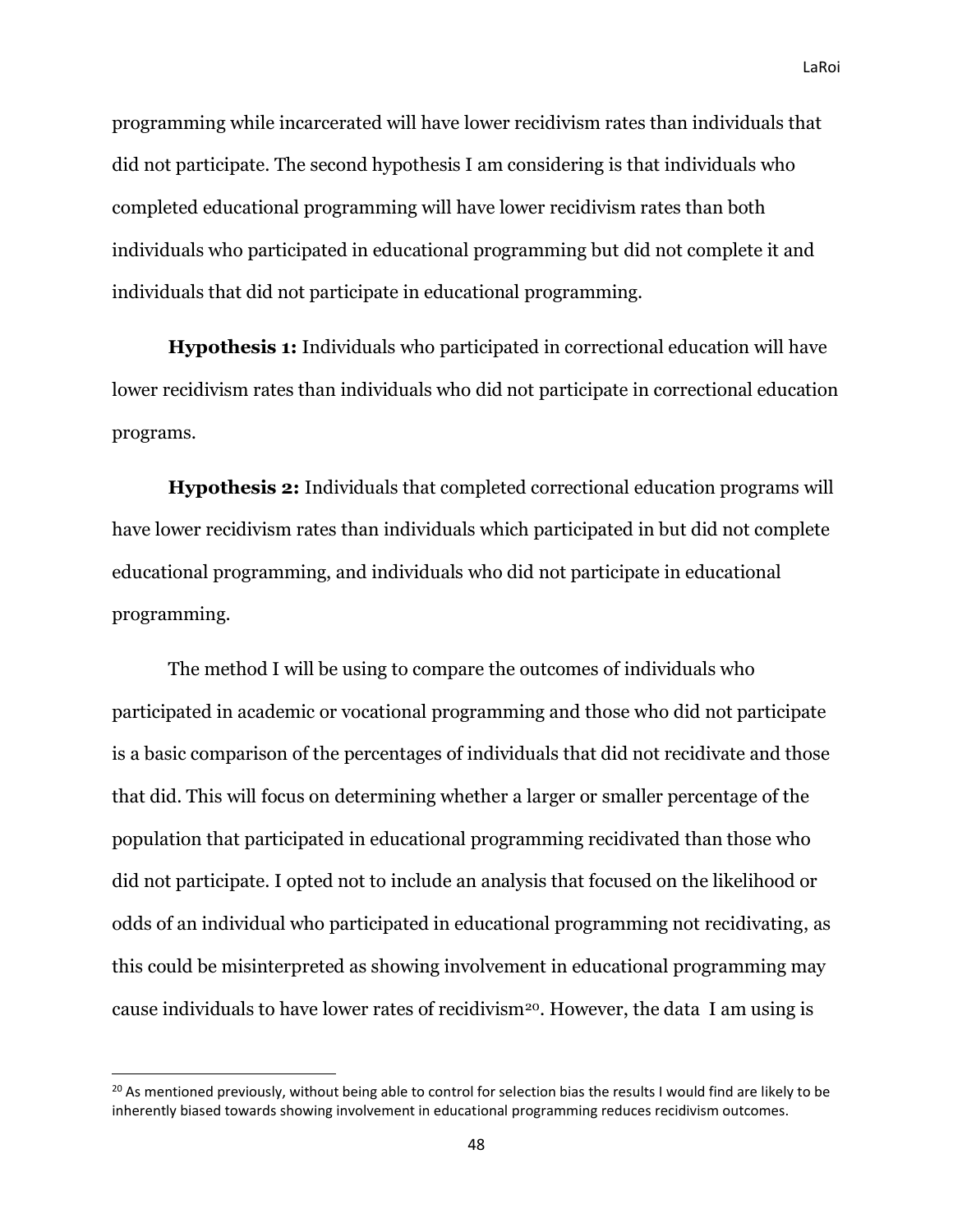programming while incarcerated will have lower recidivism rates than individuals that did not participate. The second hypothesis I am considering is that individuals who completed educational programming will have lower recidivism rates than both individuals who participated in educational programming but did not complete it and individuals that did not participate in educational programming.

**Hypothesis 1:** Individuals who participated in correctional education will have lower recidivism rates than individuals who did not participate in correctional education programs.

**Hypothesis 2:** Individuals that completed correctional education programs will have lower recidivism rates than individuals which participated in but did not complete educational programming, and individuals who did not participate in educational programming.

The method I will be using to compare the outcomes of individuals who participated in academic or vocational programming and those who did not participate is a basic comparison of the percentages of individuals that did not recidivate and those that did. This will focus on determining whether a larger or smaller percentage of the population that participated in educational programming recidivated than those who did not participate. I opted not to include an analysis that focused on the likelihood or odds of an individual who participated in educational programming not recidivating, as this could be misinterpreted as showing involvement in educational programming may cause individuals to have lower rates of recidivism[20]. However, the data I am using is

[20] As mentioned previously, without being able to control for selection bias the results I would find are likely to be inherently biased towards showing involvement in educational programming reduces recidivism outcomes.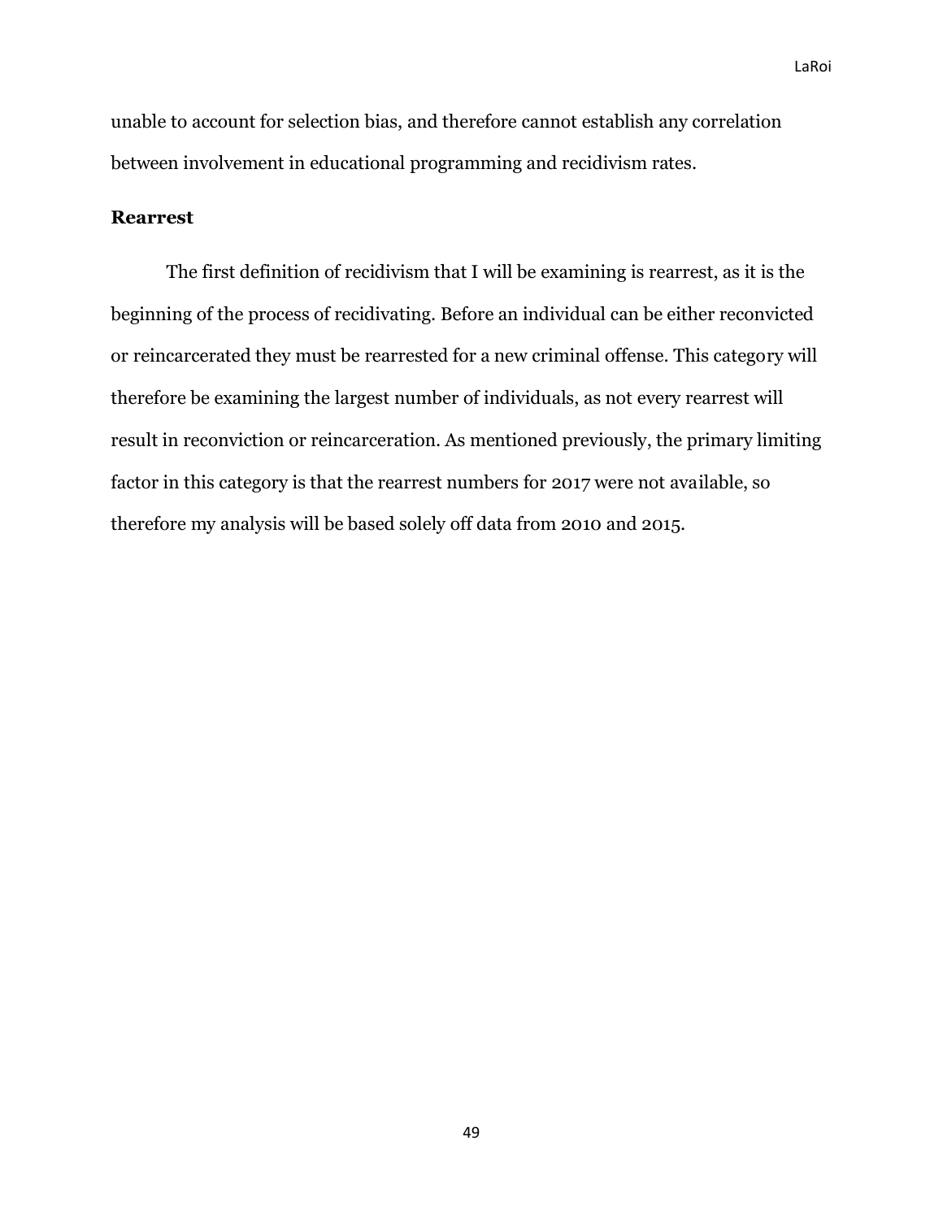unable to account for selection bias, and therefore cannot establish any correlation between involvement in educational programming and recidivism rates.

## Rearrest

The first definition of recidivism that I will be examining is rearrest, as it is the beginning of the process of recidivating. Before an individual can be either reconvicted or reincarcerated they must be rearrested for a new criminal offense. This category will therefore be examining the largest number of individuals, as not every rearrest will result in reconviction or reincarceration. As mentioned previously, the primary limiting factor in this category is that the rearrest numbers for 2017 were not available, so therefore my analysis will be based solely off data from 2010 and 2015.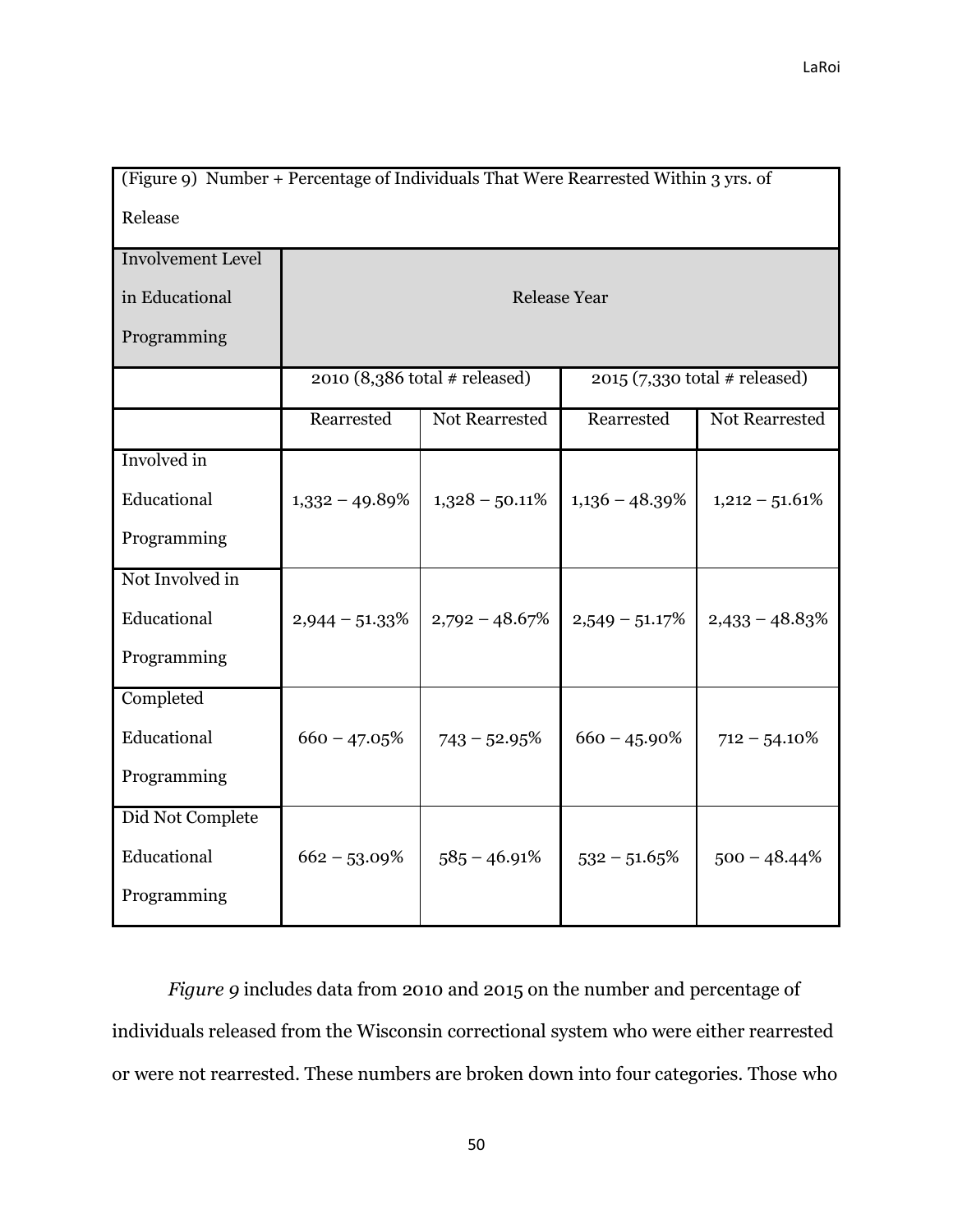| (Figure 9) Number + Percentage of Individuals That Were Rearrested Within 3 yrs. of Release | | | | |
|---|---|---|---|---|
| Involvement Level in Educational Programming | Release Year | | | |
| | 2010 (8,386 total # released) | | 2015 (7,330 total # released) | |
| | Rearrested | Not Rearrested | Rearrested | Not Rearrested |
| Involved in Educational Programming | 1,332 – 49.89% | 1,328 – 50.11% | 1,136 – 48.39% | 1,212 – 51.61% |
| Not Involved in Educational Programming | 2,944 – 51.33% | 2,792 – 48.67% | 2,549 – 51.17% | 2,433 – 48.83% |
| Completed Educational Programming | 660 – 47.05% | 743 – 52.95% | 660 – 45.90% | 712 – 54.10% |
| Did Not Complete Educational Programming | 662 – 53.09% | 585 – 46.91% | 532 – 51.65% | 500 – 48.44% |

*Figure 9* includes data from 2010 and 2015 on the number and percentage of individuals released from the Wisconsin correctional system who were either rearrested or were not rearrested. These numbers are broken down into four categories. Those who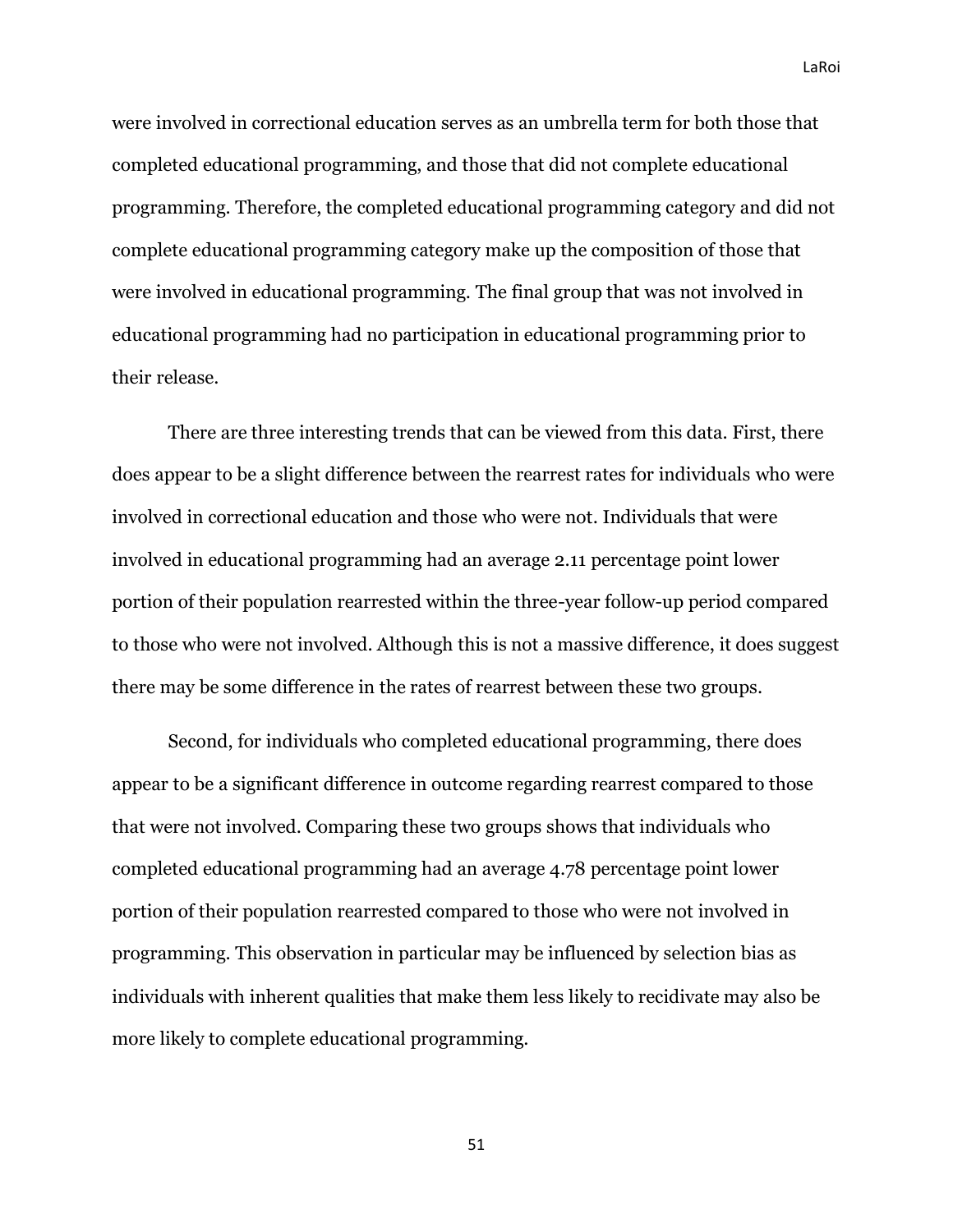were involved in correctional education serves as an umbrella term for both those that completed educational programming, and those that did not complete educational programming. Therefore, the completed educational programming category and did not complete educational programming category make up the composition of those that were involved in educational programming. The final group that was not involved in educational programming had no participation in educational programming prior to their release.

There are three interesting trends that can be viewed from this data. First, there does appear to be a slight difference between the rearrest rates for individuals who were involved in correctional education and those who were not. Individuals that were involved in educational programming had an average 2.11 percentage point lower portion of their population rearrested within the three-year follow-up period compared to those who were not involved. Although this is not a massive difference, it does suggest there may be some difference in the rates of rearrest between these two groups.

Second, for individuals who completed educational programming, there does appear to be a significant difference in outcome regarding rearrest compared to those that were not involved. Comparing these two groups shows that individuals who completed educational programming had an average 4.78 percentage point lower portion of their population rearrested compared to those who were not involved in programming. This observation in particular may be influenced by selection bias as individuals with inherent qualities that make them less likely to recidivate may also be more likely to complete educational programming.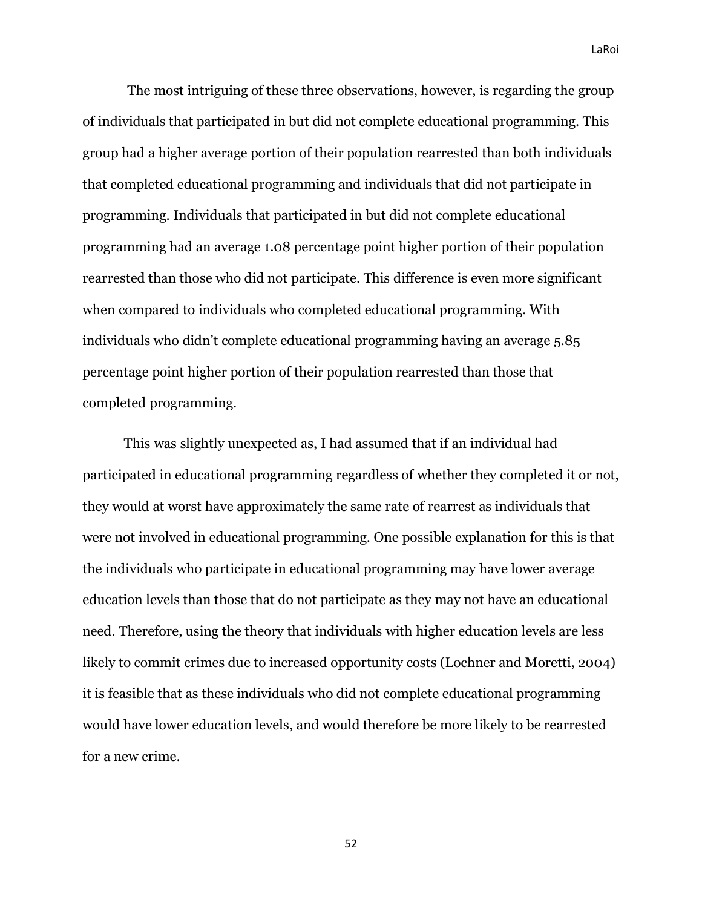The most intriguing of these three observations, however, is regarding the group of individuals that participated in but did not complete educational programming. This group had a higher average portion of their population rearrested than both individuals that completed educational programming and individuals that did not participate in programming. Individuals that participated in but did not complete educational programming had an average 1.08 percentage point higher portion of their population rearrested than those who did not participate. This difference is even more significant when compared to individuals who completed educational programming. With individuals who didn't complete educational programming having an average 5.85 percentage point higher portion of their population rearrested than those that completed programming.

This was slightly unexpected as, I had assumed that if an individual had participated in educational programming regardless of whether they completed it or not, they would at worst have approximately the same rate of rearrest as individuals that were not involved in educational programming. One possible explanation for this is that the individuals who participate in educational programming may have lower average education levels than those that do not participate as they may not have an educational need. Therefore, using the theory that individuals with higher education levels are less likely to commit crimes due to increased opportunity costs (Lochner and Moretti, 2004) it is feasible that as these individuals who did not complete educational programming would have lower education levels, and would therefore be more likely to be rearrested for a new crime.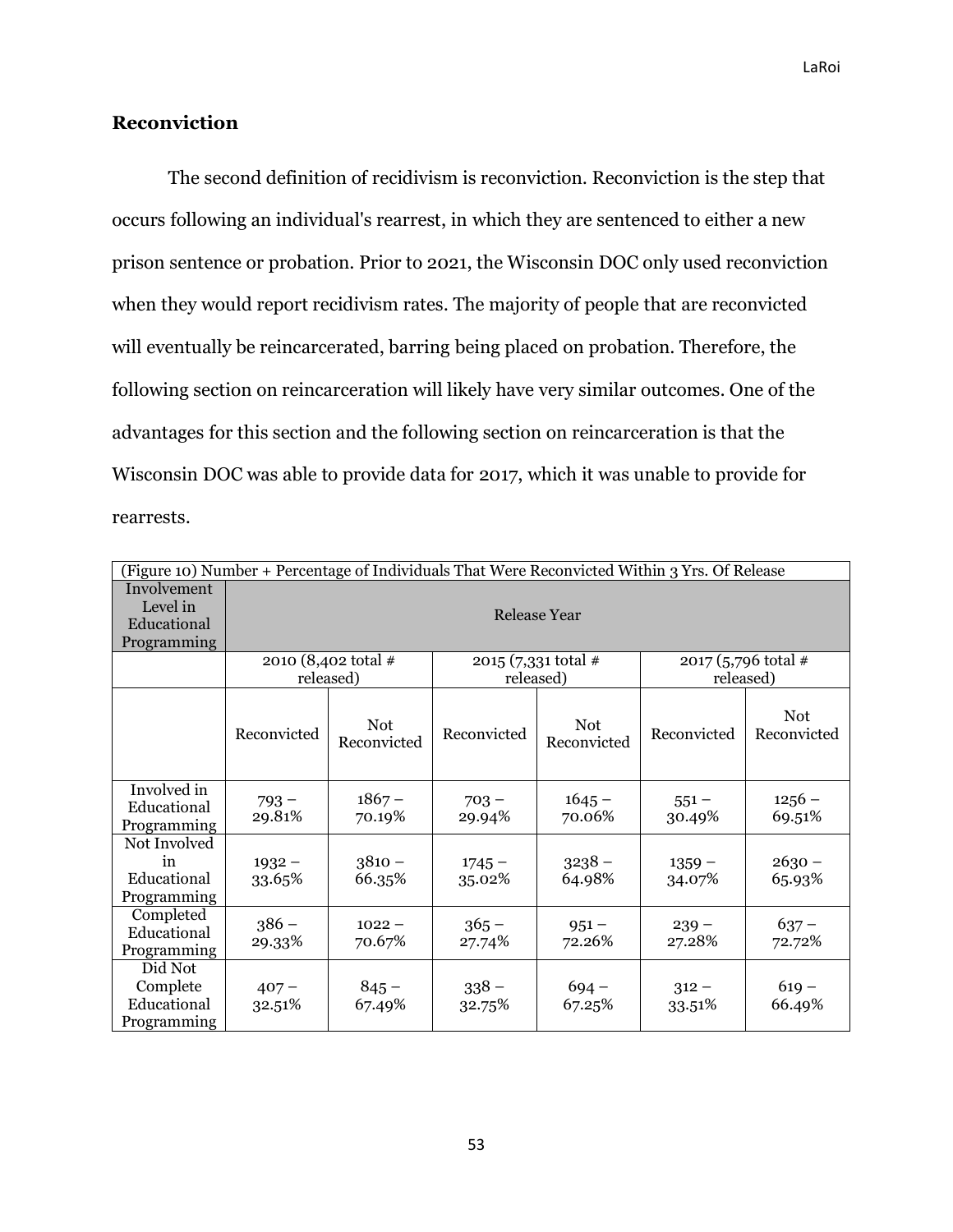## Reconviction

The second definition of recidivism is reconviction. Reconviction is the step that occurs following an individual's rearrest, in which they are sentenced to either a new prison sentence or probation. Prior to 2021, the Wisconsin DOC only used reconviction when they would report recidivism rates. The majority of people that are reconvicted will eventually be reincarcerated, barring being placed on probation. Therefore, the following section on reincarceration will likely have very similar outcomes. One of the advantages for this section and the following section on reincarceration is that the Wisconsin DOC was able to provide data for 2017, which it was unable to provide for rearrests.

| (Figure 10) Number + Percentage of Individuals That Were Reconvicted Within 3 Yrs. Of Release | | | | | | |
|---|---|---|---|---|---|---|
| Involvement Level in Educational Programming | Release Year | | | | | |
| | 2010 (8,402 total # released) | | 2015 (7,331 total # released) | | 2017 (5,796 total # released) | |
| | Reconvicted | Not Reconvicted | Reconvicted | Not Reconvicted | Reconvicted | Not Reconvicted |
| Involved in Educational Programming | 793 – 29.81% | 1867 – 70.19% | 703 – 29.94% | 1645 – 70.06% | 551 – 30.49% | 1256 – 69.51% |
| Not Involved in Educational Programming | 1932 – 33.65% | 3810 – 66.35% | 1745 – 35.02% | 3238 – 64.98% | 1359 – 34.07% | 2630 – 65.93% |
| Completed Educational Programming | 386 – 29.33% | 1022 – 70.67% | 365 – 27.74% | 951 – 72.26% | 239 – 27.28% | 637 – 72.72% |
| Did Not Complete Educational Programming | 407 – 32.51% | 845 – 67.49% | 338 – 32.75% | 694 – 67.25% | 312 – 33.51% | 619 – 66.49% |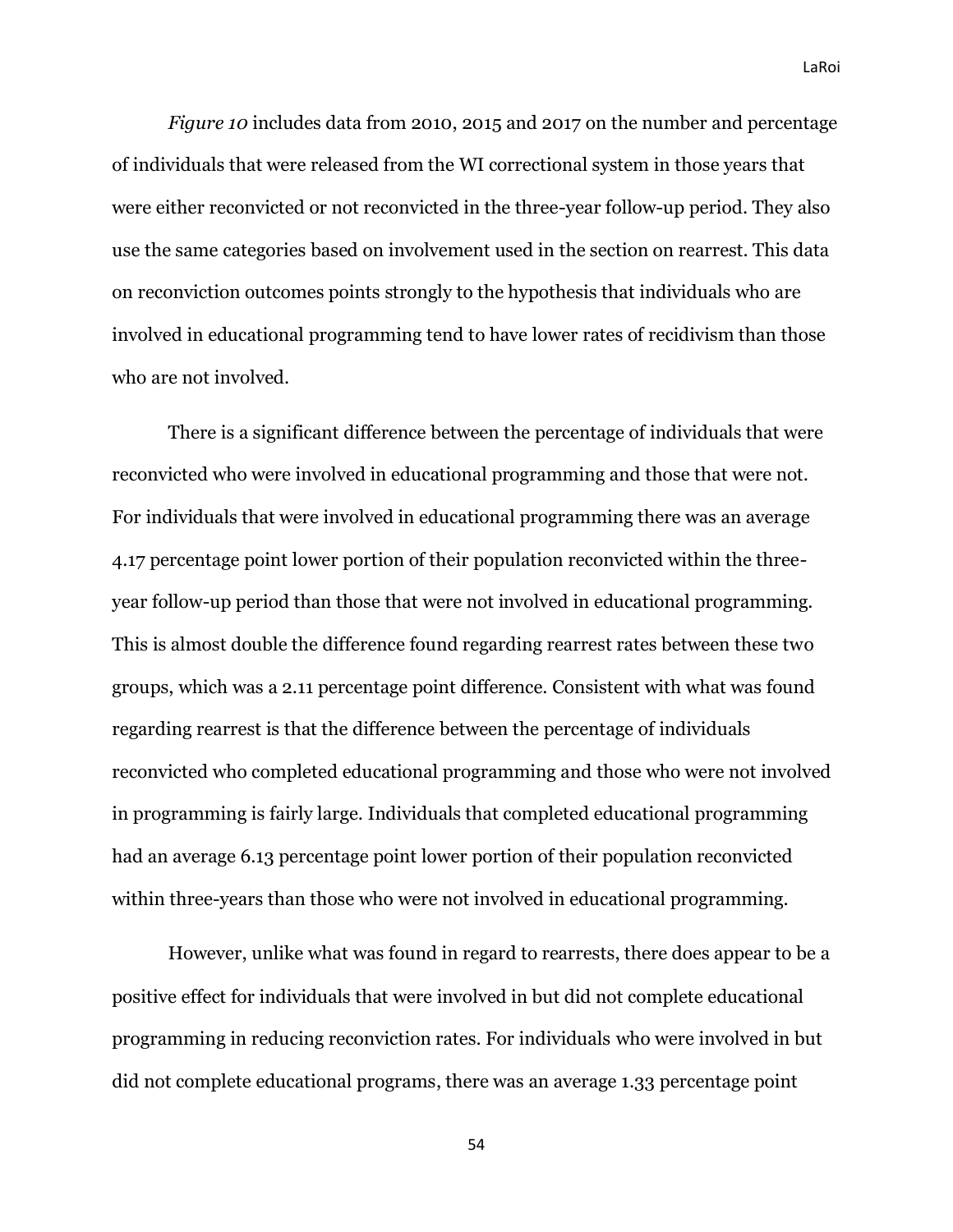*Figure 10* includes data from 2010, 2015 and 2017 on the number and percentage of individuals that were released from the WI correctional system in those years that were either reconvicted or not reconvicted in the three-year follow-up period. They also use the same categories based on involvement used in the section on rearrest. This data on reconviction outcomes points strongly to the hypothesis that individuals who are involved in educational programming tend to have lower rates of recidivism than those who are not involved.

There is a significant difference between the percentage of individuals that were reconvicted who were involved in educational programming and those that were not. For individuals that were involved in educational programming there was an average 4.17 percentage point lower portion of their population reconvicted within the three-year follow-up period than those that were not involved in educational programming. This is almost double the difference found regarding rearrest rates between these two groups, which was a 2.11 percentage point difference. Consistent with what was found regarding rearrest is that the difference between the percentage of individuals reconvicted who completed educational programming and those who were not involved in programming is fairly large. Individuals that completed educational programming had an average 6.13 percentage point lower portion of their population reconvicted within three-years than those who were not involved in educational programming.

However, unlike what was found in regard to rearrests, there does appear to be a positive effect for individuals that were involved in but did not complete educational programming in reducing reconviction rates. For individuals who were involved in but did not complete educational programs, there was an average 1.33 percentage point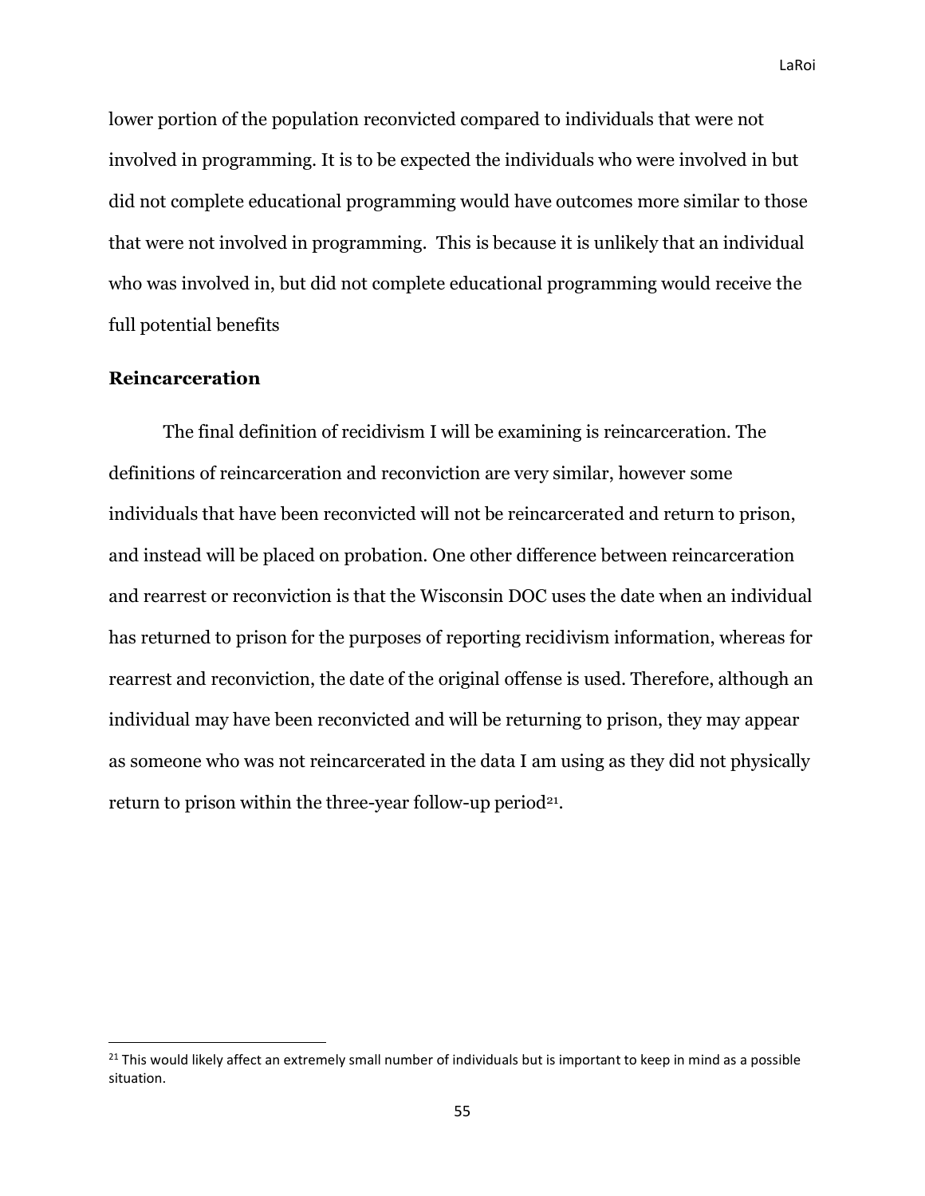lower portion of the population reconvicted compared to individuals that were not involved in programming. It is to be expected the individuals who were involved in but did not complete educational programming would have outcomes more similar to those that were not involved in programming. This is because it is unlikely that an individual who was involved in, but did not complete educational programming would receive the full potential benefits

### Reincarceration

The final definition of recidivism I will be examining is reincarceration. The definitions of reincarceration and reconviction are very similar, however some individuals that have been reconvicted will not be reincarcerated and return to prison, and instead will be placed on probation. One other difference between reincarceration and rearrest or reconviction is that the Wisconsin DOC uses the date when an individual has returned to prison for the purposes of reporting recidivism information, whereas for rearrest and reconviction, the date of the original offense is used. Therefore, although an individual may have been reconvicted and will be returning to prison, they may appear as someone who was not reincarcerated in the data I am using as they did not physically return to prison within the three-year follow-up period[21].

[21] This would likely affect an extremely small number of individuals but is important to keep in mind as a possible situation.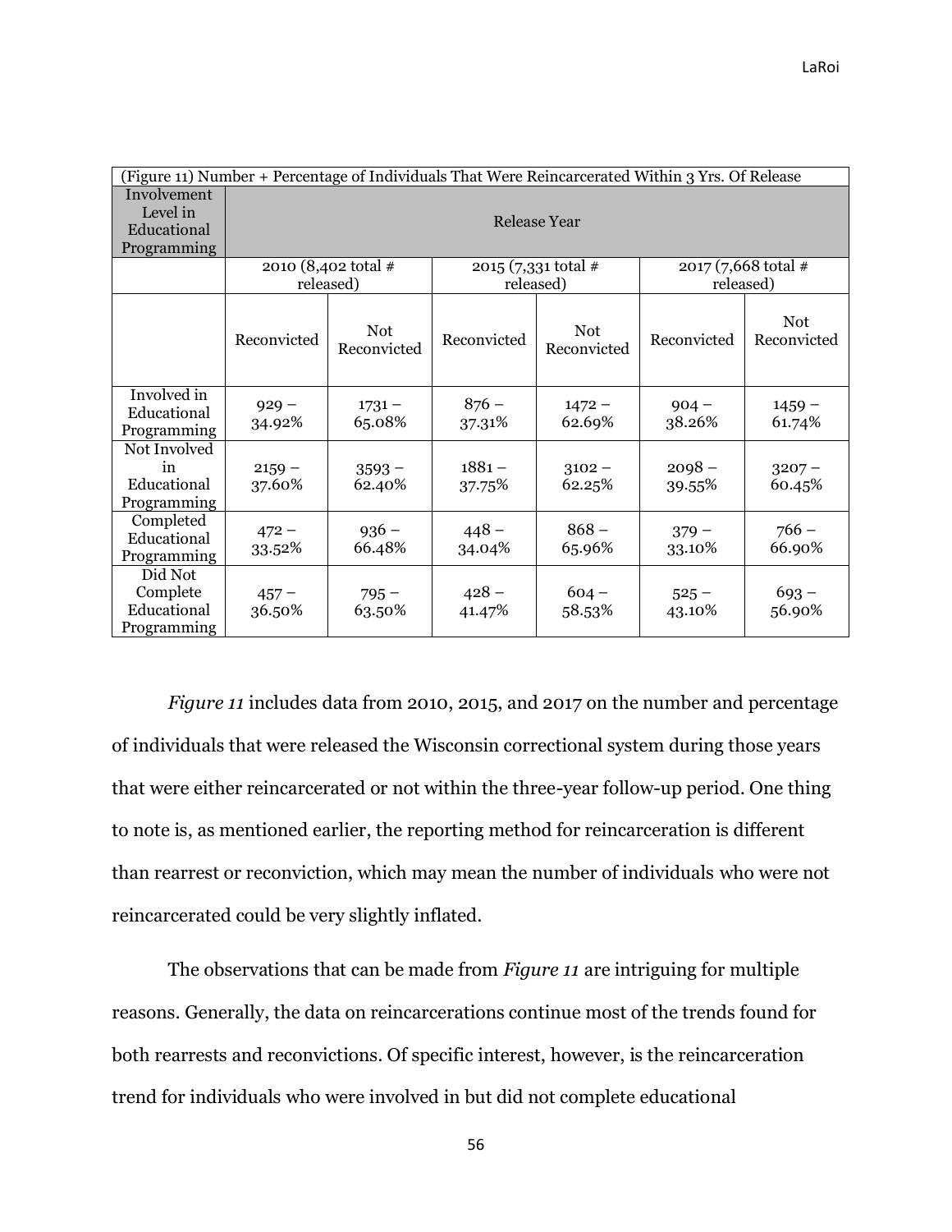| (Figure 11) Number + Percentage of Individuals That Were Reincarcerated Within 3 Yrs. Of Release | | | | | | |
|---|---|---|---|---|---|---|
| Involvement Level in Educational Programming | Release Year | | | | | |
| | 2010 (8,402 total # released) | | 2015 (7,331 total # released) | | 2017 (7,668 total # released) | |
| | Reconvicted | Not Reconvicted | Reconvicted | Not Reconvicted | Reconvicted | Not Reconvicted |
| Involved in Educational Programming | 929 – 34.92% | 1731 – 65.08% | 876 – 37.31% | 1472 – 62.69% | 904 – 38.26% | 1459 – 61.74% |
| Not Involved in Educational Programming | 2159 – 37.60% | 3593 – 62.40% | 1881 – 37.75% | 3102 – 62.25% | 2098 – 39.55% | 3207 – 60.45% |
| Completed Educational Programming | 472 – 33.52% | 936 – 66.48% | 448 – 34.04% | 868 – 65.96% | 379 – 33.10% | 766 – 66.90% |
| Did Not Complete Educational Programming | 457 – 36.50% | 795 – 63.50% | 428 – 41.47% | 604 – 58.53% | 525 – 43.10% | 693 – 56.90% |

*Figure 11* includes data from 2010, 2015, and 2017 on the number and percentage of individuals that were released the Wisconsin correctional system during those years that were either reincarcerated or not within the three-year follow-up period. One thing to note is, as mentioned earlier, the reporting method for reincarceration is different than rearrest or reconviction, which may mean the number of individuals who were not reincarcerated could be very slightly inflated.

The observations that can be made from *Figure 11* are intriguing for multiple reasons. Generally, the data on reincarcerations continue most of the trends found for both rearrests and reconvictions. Of specific interest, however, is the reincarceration trend for individuals who were involved in but did not complete educational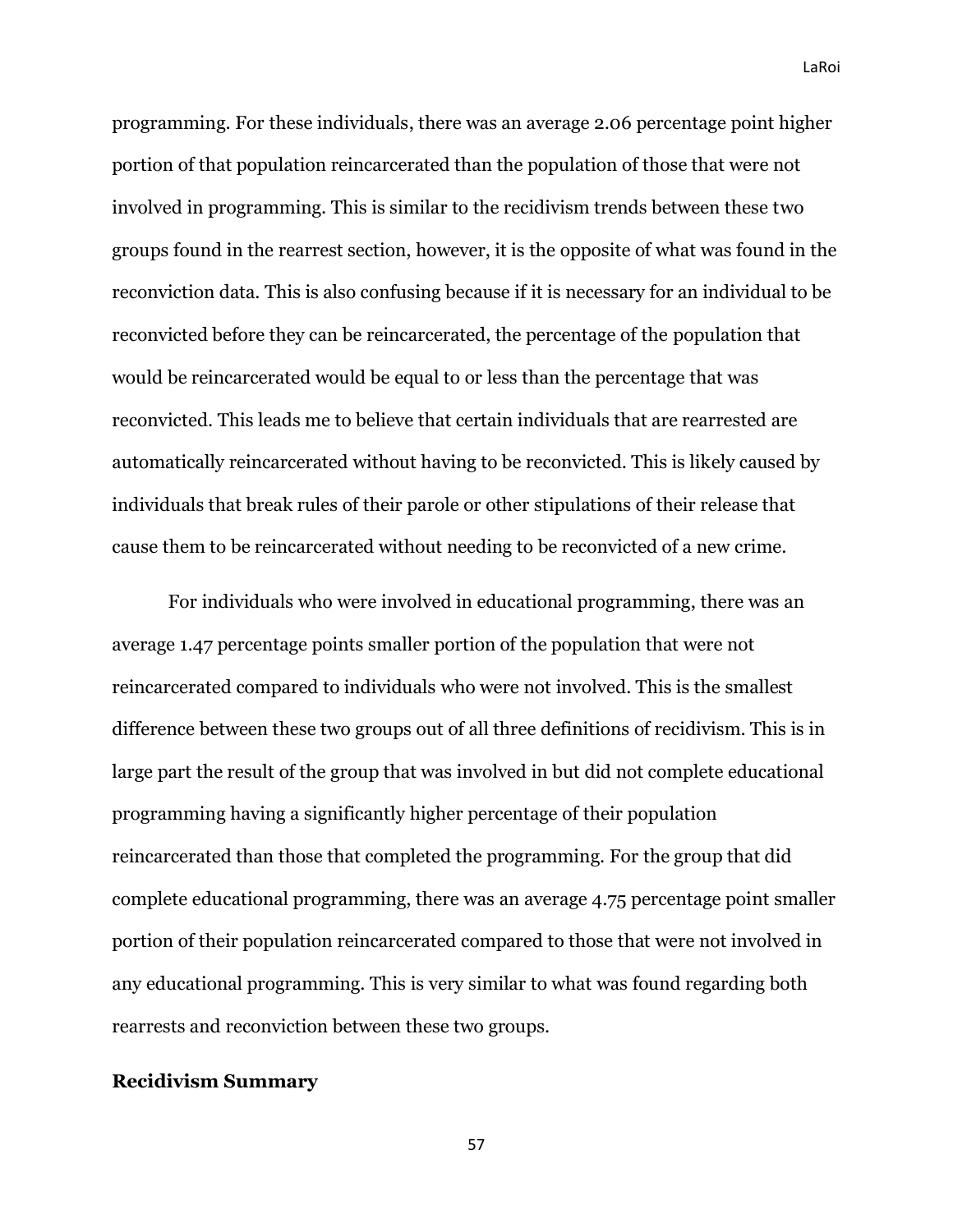programming. For these individuals, there was an average 2.06 percentage point higher portion of that population reincarcerated than the population of those that were not involved in programming. This is similar to the recidivism trends between these two groups found in the rearrest section, however, it is the opposite of what was found in the reconviction data. This is also confusing because if it is necessary for an individual to be reconvicted before they can be reincarcerated, the percentage of the population that would be reincarcerated would be equal to or less than the percentage that was reconvicted. This leads me to believe that certain individuals that are rearrested are automatically reincarcerated without having to be reconvicted. This is likely caused by individuals that break rules of their parole or other stipulations of their release that cause them to be reincarcerated without needing to be reconvicted of a new crime.

For individuals who were involved in educational programming, there was an average 1.47 percentage points smaller portion of the population that were not reincarcerated compared to individuals who were not involved. This is the smallest difference between these two groups out of all three definitions of recidivism. This is in large part the result of the group that was involved in but did not complete educational programming having a significantly higher percentage of their population reincarcerated than those that completed the programming. For the group that did complete educational programming, there was an average 4.75 percentage point smaller portion of their population reincarcerated compared to those that were not involved in any educational programming. This is very similar to what was found regarding both rearrests and reconviction between these two groups.

**Recidivism Summary**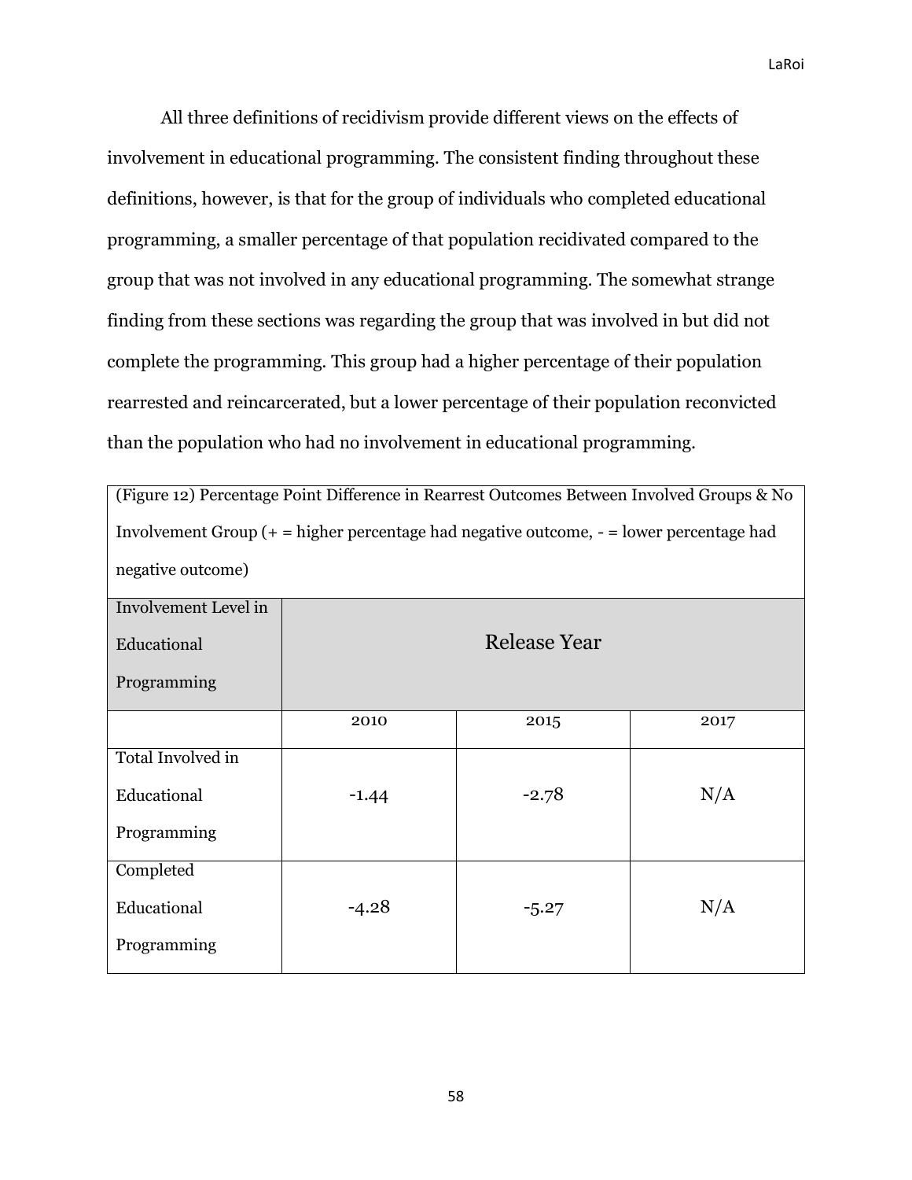All three definitions of recidivism provide different views on the effects of involvement in educational programming. The consistent finding throughout these definitions, however, is that for the group of individuals who completed educational programming, a smaller percentage of that population recidivated compared to the group that was not involved in any educational programming. The somewhat strange finding from these sections was regarding the group that was involved in but did not complete the programming. This group had a higher percentage of their population rearrested and reincarcerated, but a lower percentage of their population reconvicted than the population who had no involvement in educational programming.

(Figure 12) Percentage Point Difference in Rearrest Outcomes Between Involved Groups & No Involvement Group (+ = higher percentage had negative outcome, - = lower percentage had negative outcome)

| Involvement Level in Educational Programming | Release Year | | |
|---|---|---|---|
| | 2010 | 2015 | 2017 |
| Total Involved in Educational Programming | -1.44 | -2.78 | N/A |
| Completed Educational Programming | -4.28 | -5.27 | N/A |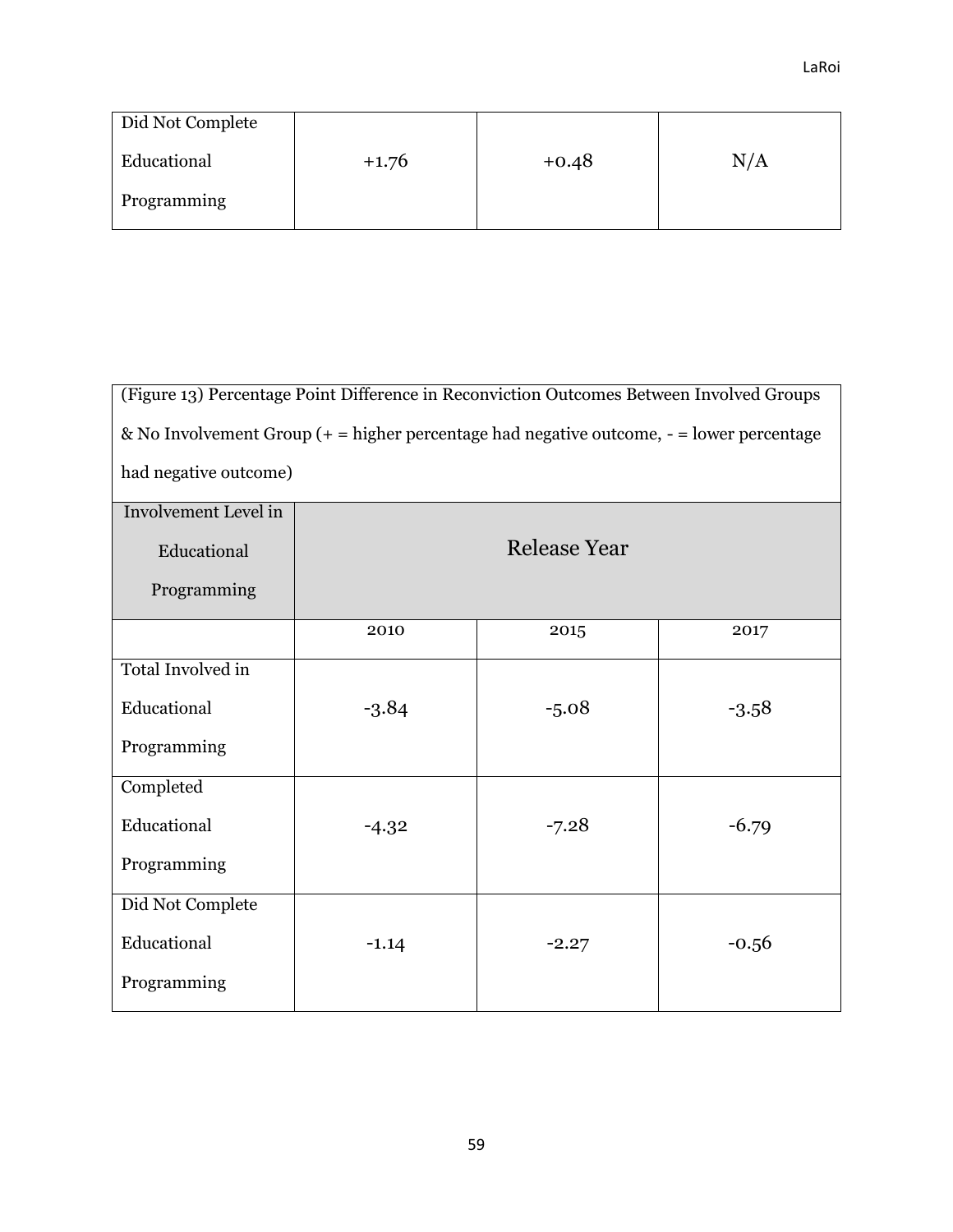| Did Not Complete Educational Programming | +1.76 | +0.48 | N/A |
|---|---|---|---|

(Figure 13) Percentage Point Difference in Reconviction Outcomes Between Involved Groups & No Involvement Group (+ = higher percentage had negative outcome, - = lower percentage had negative outcome)

| Involvement Level in Educational Programming | Release Year | | |
|---|---|---|---|
| | 2010 | 2015 | 2017 |
| Total Involved in Educational Programming | -3.84 | -5.08 | -3.58 |
| Completed Educational Programming | -4.32 | -7.28 | -6.79 |
| Did Not Complete Educational Programming | -1.14 | -2.27 | -0.56 |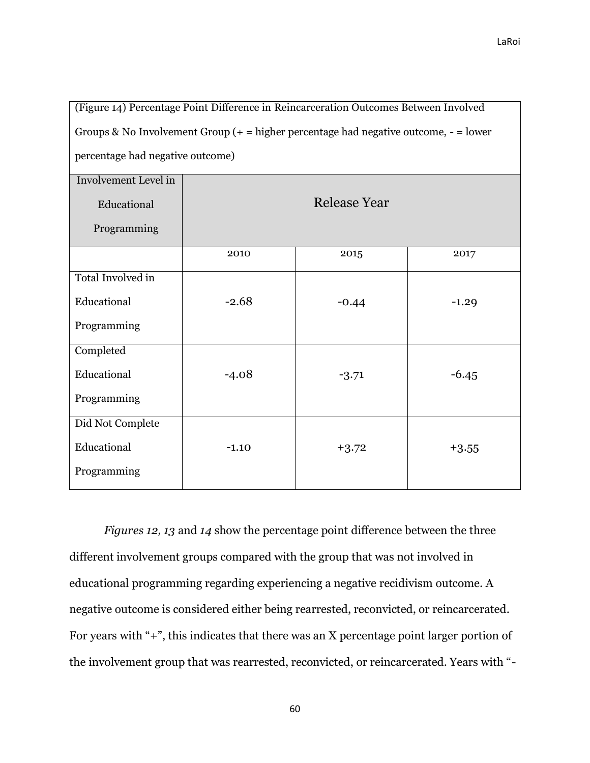| (Figure 14) Percentage Point Difference in Reincarceration Outcomes Between Involved Groups & No Involvement Group (+ = higher percentage had negative outcome, - = lower percentage had negative outcome) | | | |
|---|---|---|---|
| Involvement Level in Educational Programming | Release Year | | |
| | 2010 | 2015 | 2017 |
| Total Involved in Educational Programming | -2.68 | -0.44 | -1.29 |
| Completed Educational Programming | -4.08 | -3.71 | -6.45 |
| Did Not Complete Educational Programming | -1.10 | +3.72 | +3.55 |

*Figures 12, 13* and *14* show the percentage point difference between the three different involvement groups compared with the group that was not involved in educational programming regarding experiencing a negative recidivism outcome. A negative outcome is considered either being rearrested, reconvicted, or reincarcerated. For years with "+", this indicates that there was an X percentage point larger portion of the involvement group that was rearrested, reconvicted, or reincarcerated. Years with "-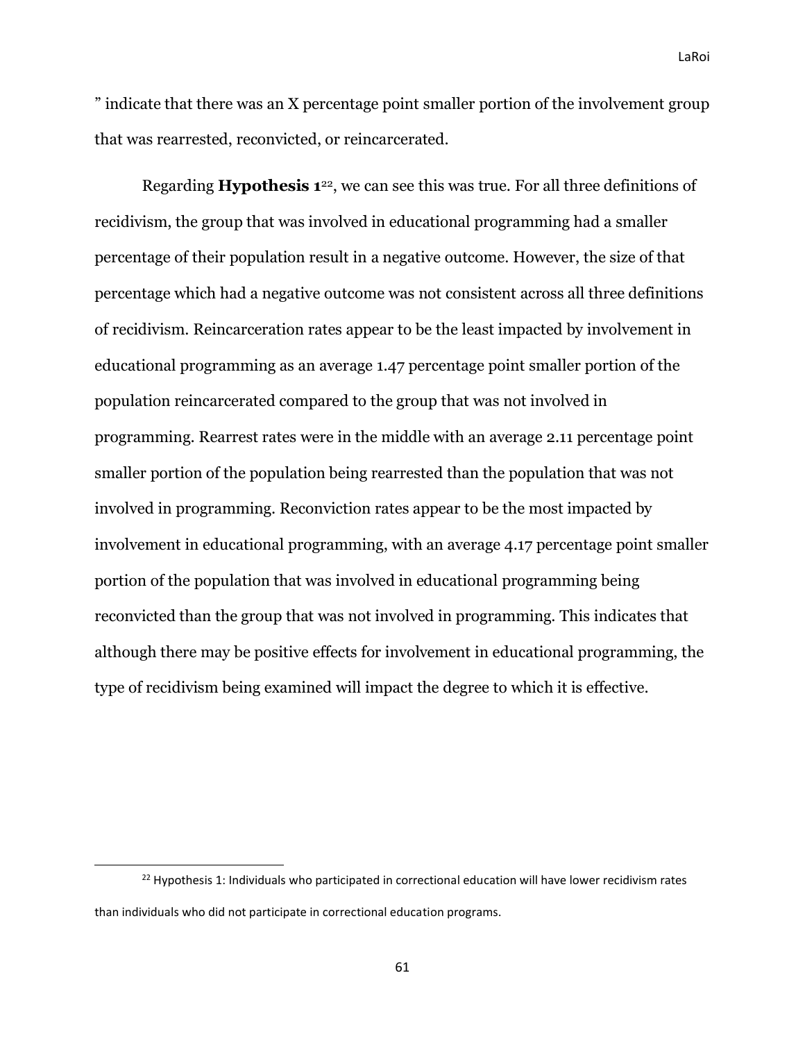” indicate that there was an X percentage point smaller portion of the involvement group that was rearrested, reconvicted, or reincarcerated.

Regarding **Hypothesis 1**[22], we can see this was true. For all three definitions of recidivism, the group that was involved in educational programming had a smaller percentage of their population result in a negative outcome. However, the size of that percentage which had a negative outcome was not consistent across all three definitions of recidivism. Reincarceration rates appear to be the least impacted by involvement in educational programming as an average 1.47 percentage point smaller portion of the population reincarcerated compared to the group that was not involved in programming. Rearrest rates were in the middle with an average 2.11 percentage point smaller portion of the population being rearrested than the population that was not involved in programming. Reconviction rates appear to be the most impacted by involvement in educational programming, with an average 4.17 percentage point smaller portion of the population that was involved in educational programming being reconvicted than the group that was not involved in programming. This indicates that although there may be positive effects for involvement in educational programming, the type of recidivism being examined will impact the degree to which it is effective.

[22] Hypothesis 1: Individuals who participated in correctional education will have lower recidivism rates than individuals who did not participate in correctional education programs.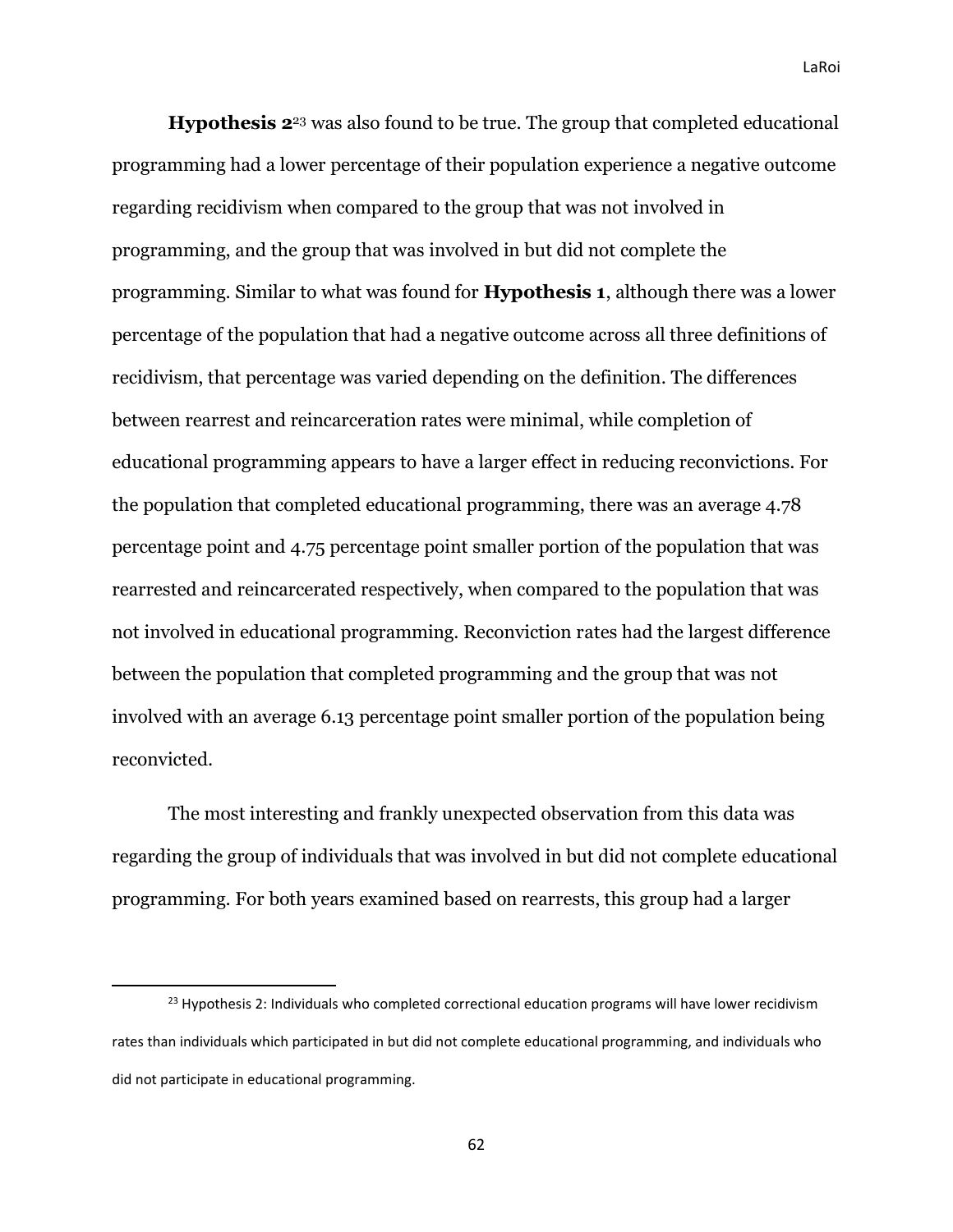**Hypothesis 2**[23] was also found to be true. The group that completed educational programming had a lower percentage of their population experience a negative outcome regarding recidivism when compared to the group that was not involved in programming, and the group that was involved in but did not complete the programming. Similar to what was found for **Hypothesis 1**, although there was a lower percentage of the population that had a negative outcome across all three definitions of recidivism, that percentage was varied depending on the definition. The differences between rearrest and reincarceration rates were minimal, while completion of educational programming appears to have a larger effect in reducing reconvictions. For the population that completed educational programming, there was an average 4.78 percentage point and 4.75 percentage point smaller portion of the population that was rearrested and reincarcerated respectively, when compared to the population that was not involved in educational programming. Reconviction rates had the largest difference between the population that completed programming and the group that was not involved with an average 6.13 percentage point smaller portion of the population being reconvicted.

The most interesting and frankly unexpected observation from this data was regarding the group of individuals that was involved in but did not complete educational programming. For both years examined based on rearrests, this group had a larger

---

[23] Hypothesis 2: Individuals who completed correctional education programs will have lower recidivism rates than individuals which participated in but did not complete educational programming, and individuals who did not participate in educational programming.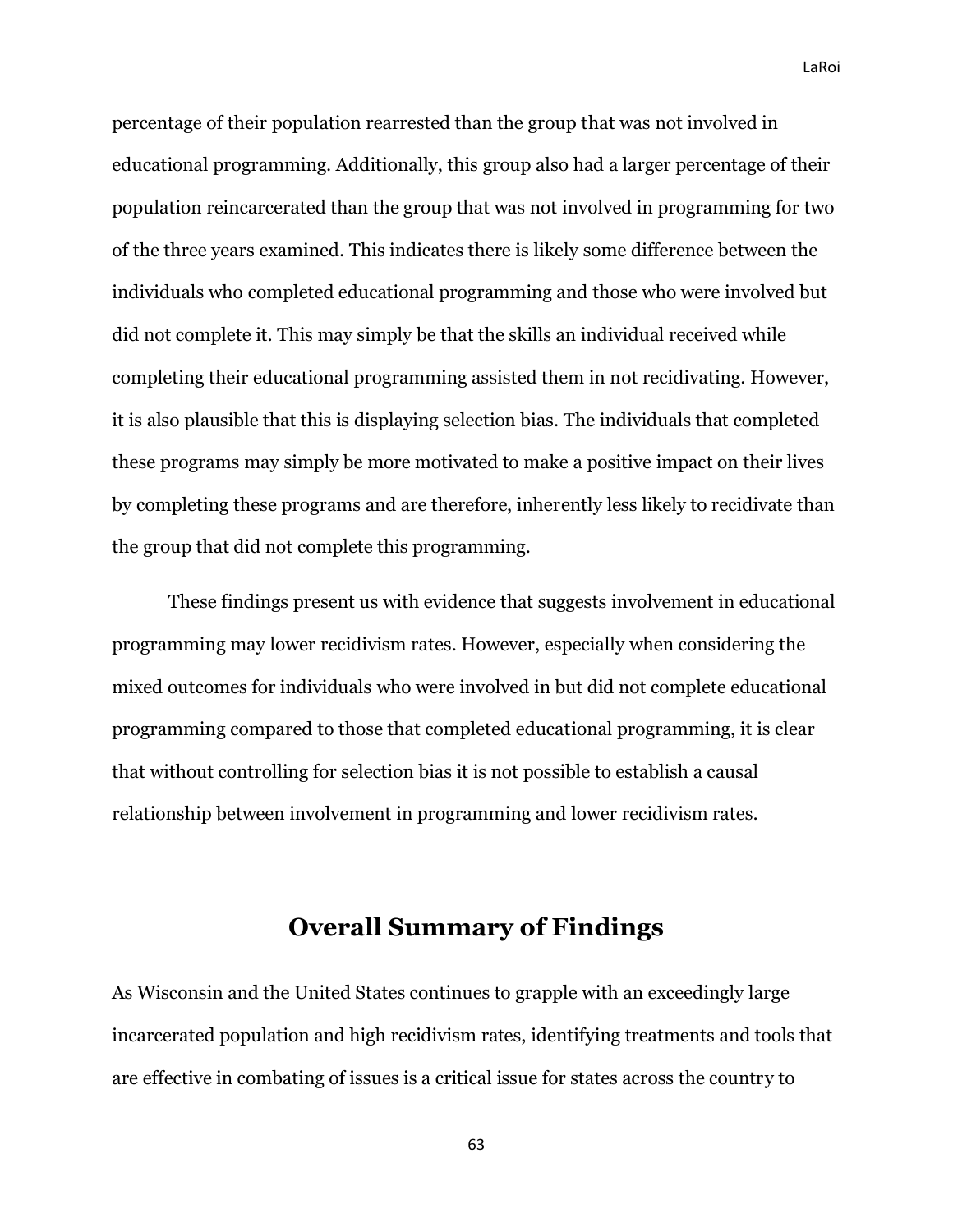percentage of their population rearrested than the group that was not involved in educational programming. Additionally, this group also had a larger percentage of their population reincarcerated than the group that was not involved in programming for two of the three years examined. This indicates there is likely some difference between the individuals who completed educational programming and those who were involved but did not complete it. This may simply be that the skills an individual received while completing their educational programming assisted them in not recidivating. However, it is also plausible that this is displaying selection bias. The individuals that completed these programs may simply be more motivated to make a positive impact on their lives by completing these programs and are therefore, inherently less likely to recidivate than the group that did not complete this programming.

These findings present us with evidence that suggests involvement in educational programming may lower recidivism rates. However, especially when considering the mixed outcomes for individuals who were involved in but did not complete educational programming compared to those that completed educational programming, it is clear that without controlling for selection bias it is not possible to establish a causal relationship between involvement in programming and lower recidivism rates.

## Overall Summary of Findings

As Wisconsin and the United States continues to grapple with an exceedingly large incarcerated population and high recidivism rates, identifying treatments and tools that are effective in combating of issues is a critical issue for states across the country to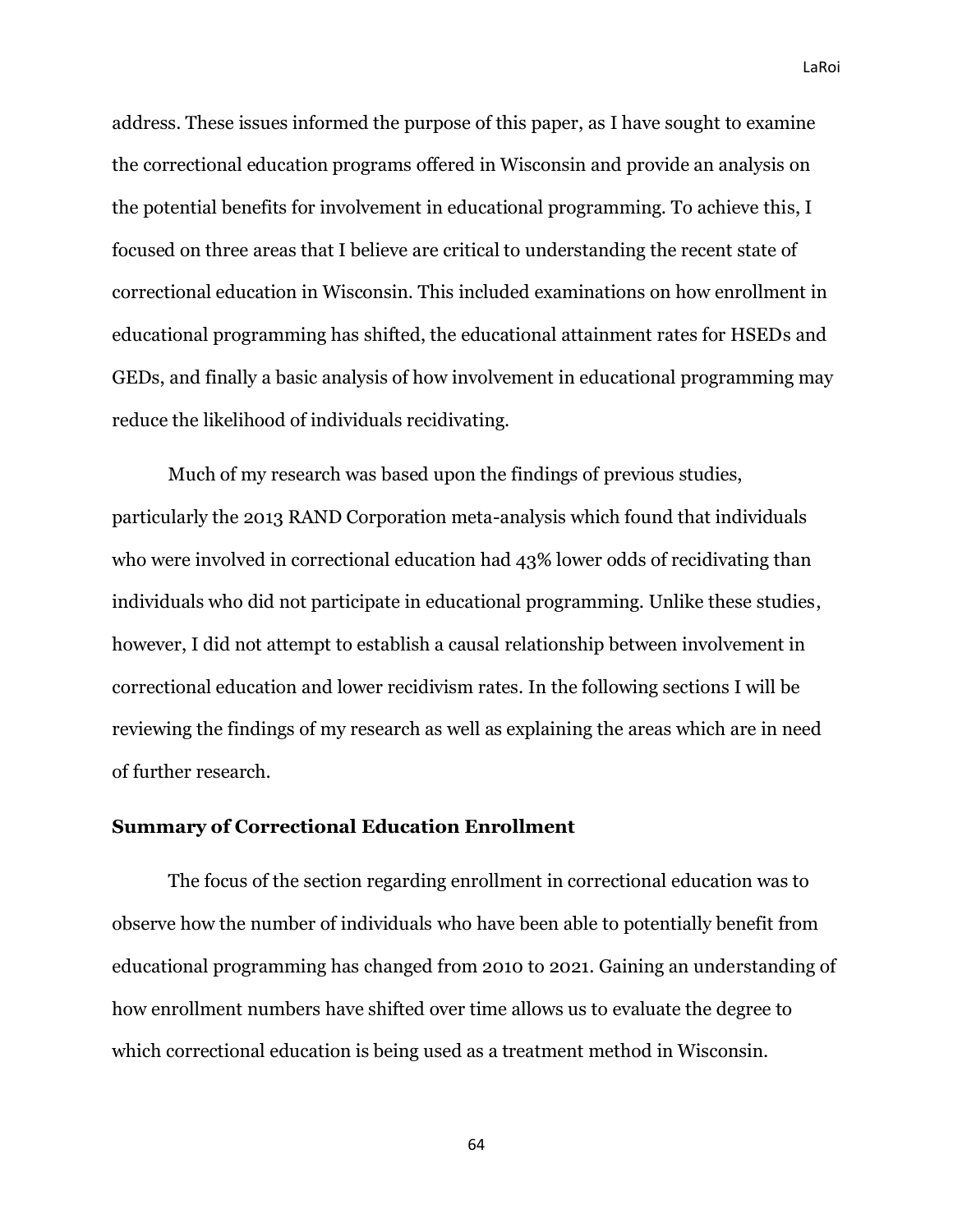address. These issues informed the purpose of this paper, as I have sought to examine the correctional education programs offered in Wisconsin and provide an analysis on the potential benefits for involvement in educational programming. To achieve this, I focused on three areas that I believe are critical to understanding the recent state of correctional education in Wisconsin. This included examinations on how enrollment in educational programming has shifted, the educational attainment rates for HSEDs and GEDs, and finally a basic analysis of how involvement in educational programming may reduce the likelihood of individuals recidivating.

Much of my research was based upon the findings of previous studies, particularly the 2013 RAND Corporation meta-analysis which found that individuals who were involved in correctional education had 43% lower odds of recidivating than individuals who did not participate in educational programming. Unlike these studies, however, I did not attempt to establish a causal relationship between involvement in correctional education and lower recidivism rates. In the following sections I will be reviewing the findings of my research as well as explaining the areas which are in need of further research.

### Summary of Correctional Education Enrollment

The focus of the section regarding enrollment in correctional education was to observe how the number of individuals who have been able to potentially benefit from educational programming has changed from 2010 to 2021. Gaining an understanding of how enrollment numbers have shifted over time allows us to evaluate the degree to which correctional education is being used as a treatment method in Wisconsin.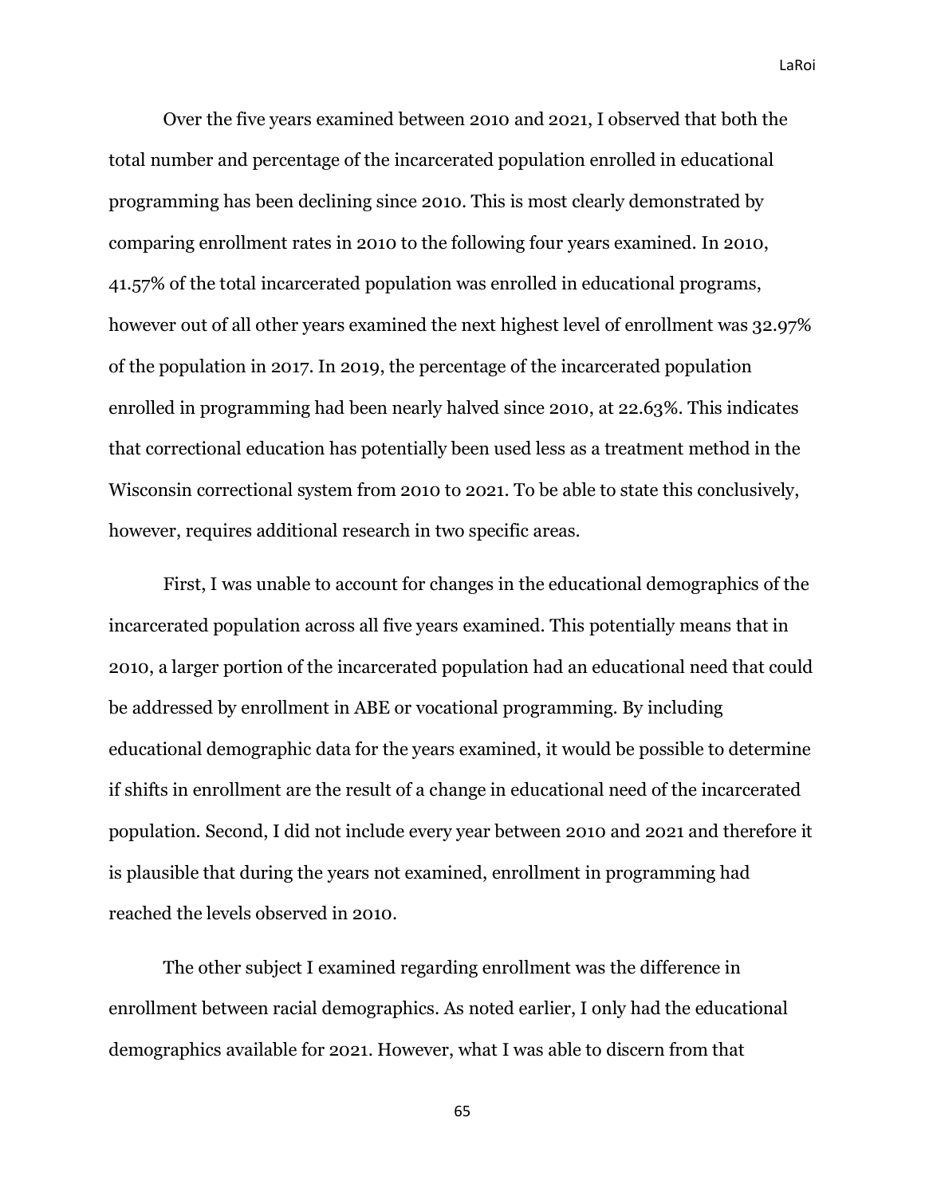Over the five years examined between 2010 and 2021, I observed that both the total number and percentage of the incarcerated population enrolled in educational programming has been declining since 2010. This is most clearly demonstrated by comparing enrollment rates in 2010 to the following four years examined. In 2010, 41.57% of the total incarcerated population was enrolled in educational programs, however out of all other years examined the next highest level of enrollment was 32.97% of the population in 2017. In 2019, the percentage of the incarcerated population enrolled in programming had been nearly halved since 2010, at 22.63%. This indicates that correctional education has potentially been used less as a treatment method in the Wisconsin correctional system from 2010 to 2021. To be able to state this conclusively, however, requires additional research in two specific areas.

First, I was unable to account for changes in the educational demographics of the incarcerated population across all five years examined. This potentially means that in 2010, a larger portion of the incarcerated population had an educational need that could be addressed by enrollment in ABE or vocational programming. By including educational demographic data for the years examined, it would be possible to determine if shifts in enrollment are the result of a change in educational need of the incarcerated population. Second, I did not include every year between 2010 and 2021 and therefore it is plausible that during the years not examined, enrollment in programming had reached the levels observed in 2010.

The other subject I examined regarding enrollment was the difference in enrollment between racial demographics. As noted earlier, I only had the educational demographics available for 2021. However, what I was able to discern from that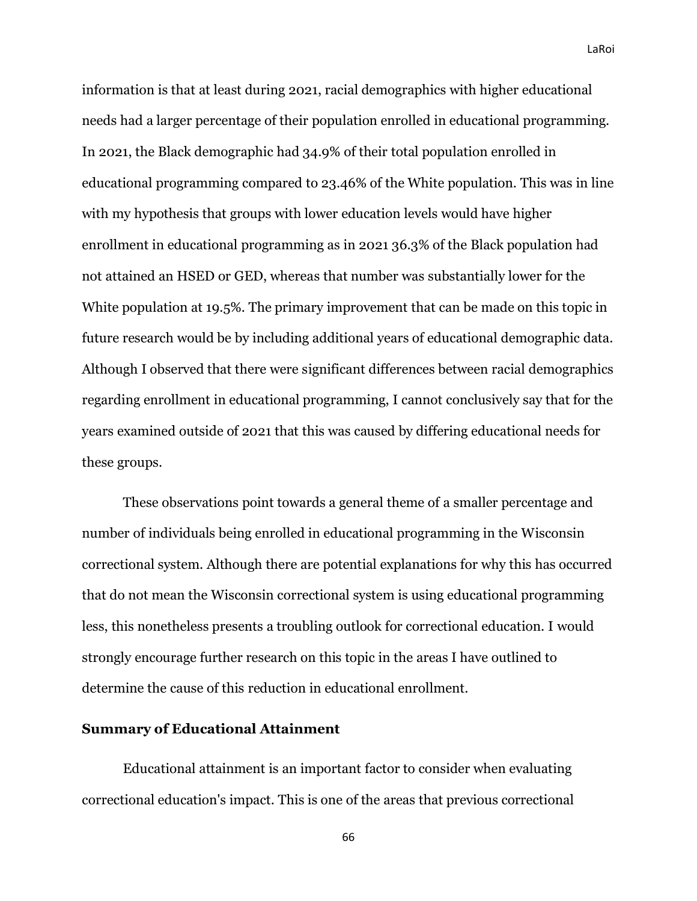information is that at least during 2021, racial demographics with higher educational needs had a larger percentage of their population enrolled in educational programming. In 2021, the Black demographic had 34.9% of their total population enrolled in educational programming compared to 23.46% of the White population. This was in line with my hypothesis that groups with lower education levels would have higher enrollment in educational programming as in 2021 36.3% of the Black population had not attained an HSED or GED, whereas that number was substantially lower for the White population at 19.5%. The primary improvement that can be made on this topic in future research would be by including additional years of educational demographic data. Although I observed that there were significant differences between racial demographics regarding enrollment in educational programming, I cannot conclusively say that for the years examined outside of 2021 that this was caused by differing educational needs for these groups.

These observations point towards a general theme of a smaller percentage and number of individuals being enrolled in educational programming in the Wisconsin correctional system. Although there are potential explanations for why this has occurred that do not mean the Wisconsin correctional system is using educational programming less, this nonetheless presents a troubling outlook for correctional education. I would strongly encourage further research on this topic in the areas I have outlined to determine the cause of this reduction in educational enrollment.

**Summary of Educational Attainment**

Educational attainment is an important factor to consider when evaluating correctional education's impact. This is one of the areas that previous correctional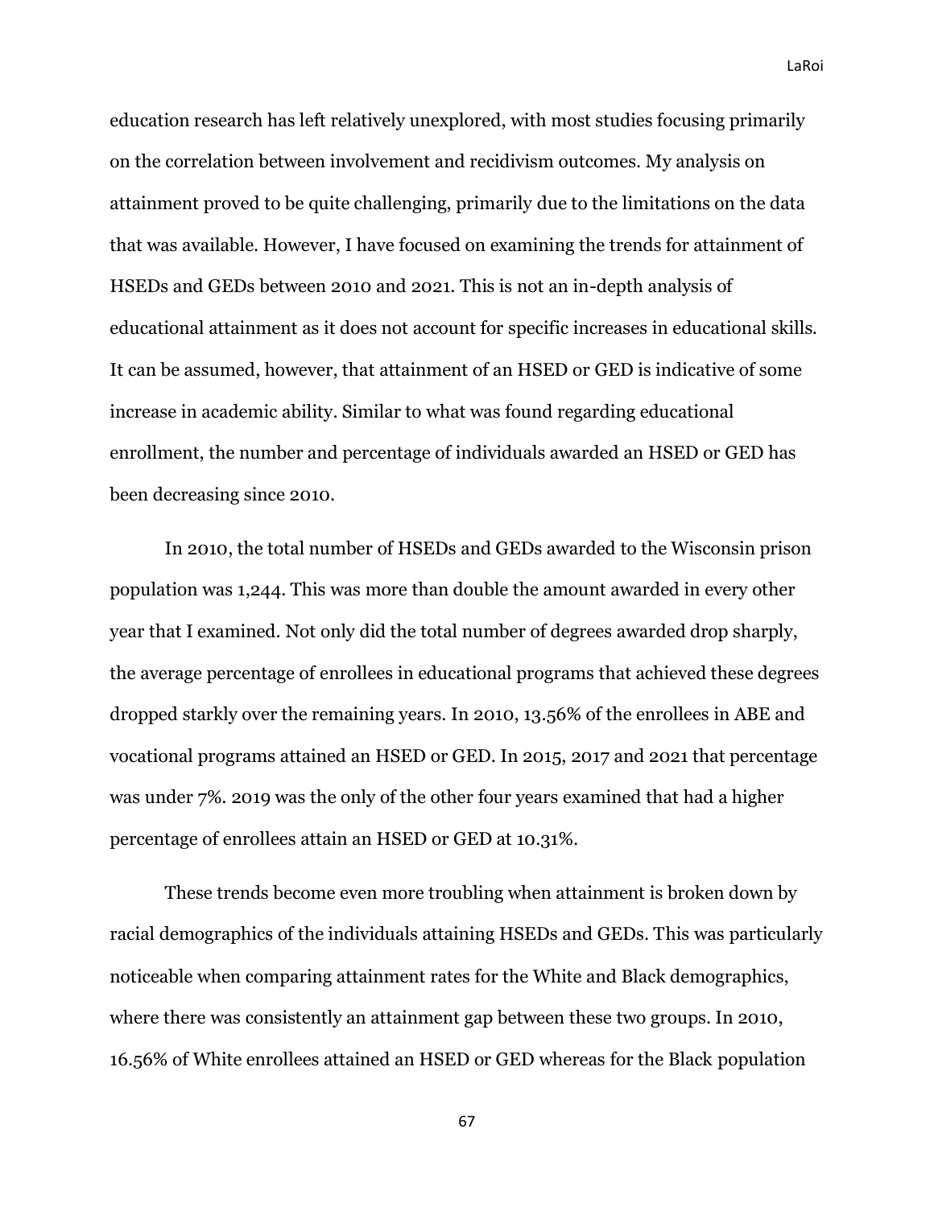education research has left relatively unexplored, with most studies focusing primarily on the correlation between involvement and recidivism outcomes. My analysis on attainment proved to be quite challenging, primarily due to the limitations on the data that was available. However, I have focused on examining the trends for attainment of HSEDs and GEDs between 2010 and 2021. This is not an in-depth analysis of educational attainment as it does not account for specific increases in educational skills. It can be assumed, however, that attainment of an HSED or GED is indicative of some increase in academic ability. Similar to what was found regarding educational enrollment, the number and percentage of individuals awarded an HSED or GED has been decreasing since 2010.

In 2010, the total number of HSEDs and GEDs awarded to the Wisconsin prison population was 1,244. This was more than double the amount awarded in every other year that I examined. Not only did the total number of degrees awarded drop sharply, the average percentage of enrollees in educational programs that achieved these degrees dropped starkly over the remaining years. In 2010, 13.56% of the enrollees in ABE and vocational programs attained an HSED or GED. In 2015, 2017 and 2021 that percentage was under 7%. 2019 was the only of the other four years examined that had a higher percentage of enrollees attain an HSED or GED at 10.31%.

These trends become even more troubling when attainment is broken down by racial demographics of the individuals attaining HSEDs and GEDs. This was particularly noticeable when comparing attainment rates for the White and Black demographics, where there was consistently an attainment gap between these two groups. In 2010, 16.56% of White enrollees attained an HSED or GED whereas for the Black population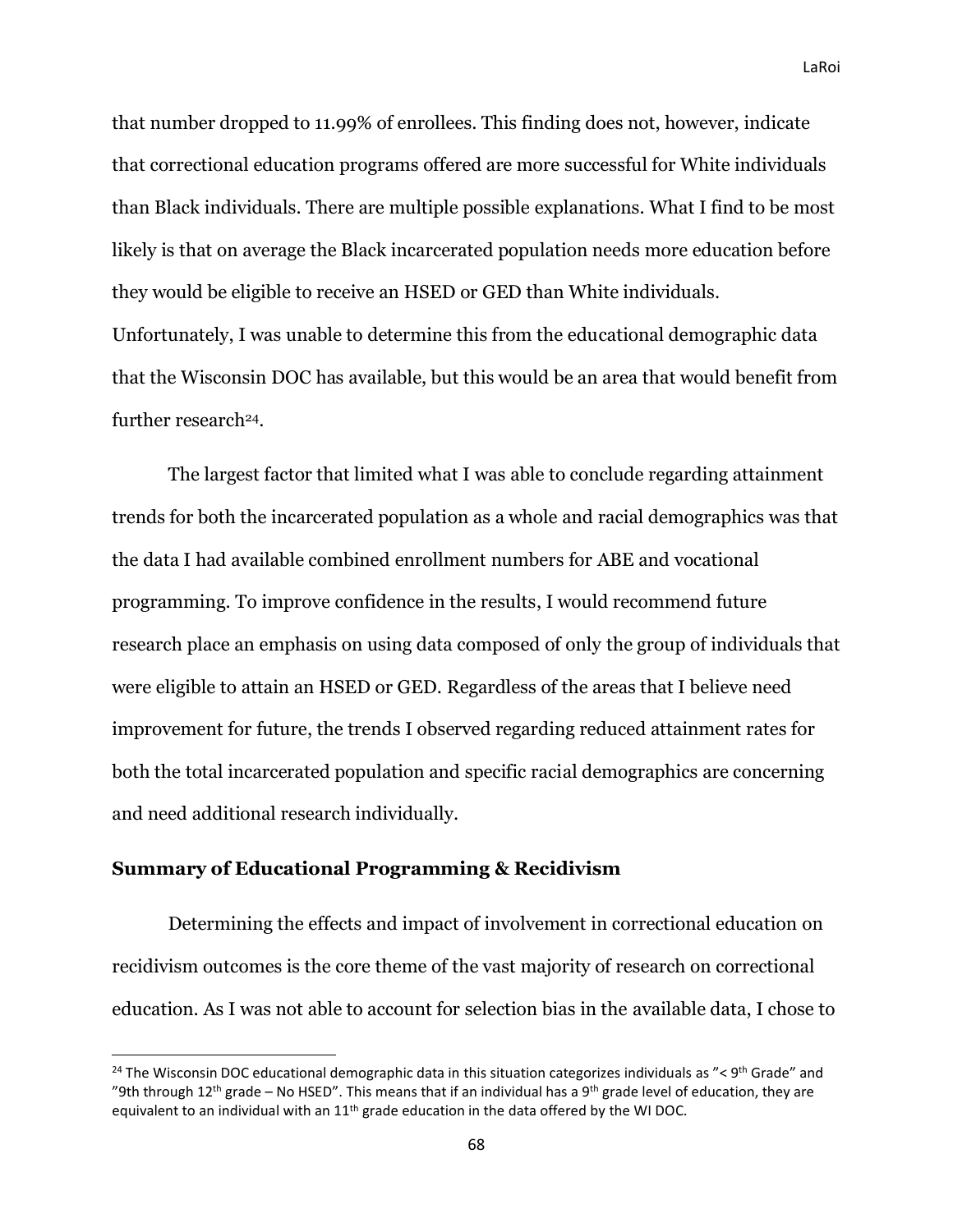that number dropped to 11.99% of enrollees. This finding does not, however, indicate that correctional education programs offered are more successful for White individuals than Black individuals. There are multiple possible explanations. What I find to be most likely is that on average the Black incarcerated population needs more education before they would be eligible to receive an HSED or GED than White individuals. Unfortunately, I was unable to determine this from the educational demographic data that the Wisconsin DOC has available, but this would be an area that would benefit from further research[24].

The largest factor that limited what I was able to conclude regarding attainment trends for both the incarcerated population as a whole and racial demographics was that the data I had available combined enrollment numbers for ABE and vocational programming. To improve confidence in the results, I would recommend future research place an emphasis on using data composed of only the group of individuals that were eligible to attain an HSED or GED. Regardless of the areas that I believe need improvement for future, the trends I observed regarding reduced attainment rates for both the total incarcerated population and specific racial demographics are concerning and need additional research individually.

### Summary of Educational Programming & Recidivism

Determining the effects and impact of involvement in correctional education on recidivism outcomes is the core theme of the vast majority of research on correctional education. As I was not able to account for selection bias in the available data, I chose to

[24] The Wisconsin DOC educational demographic data in this situation categorizes individuals as "< 9th Grade" and "9th through 12th grade – No HSED". This means that if an individual has a 9th grade level of education, they are equivalent to an individual with an 11th grade education in the data offered by the WI DOC.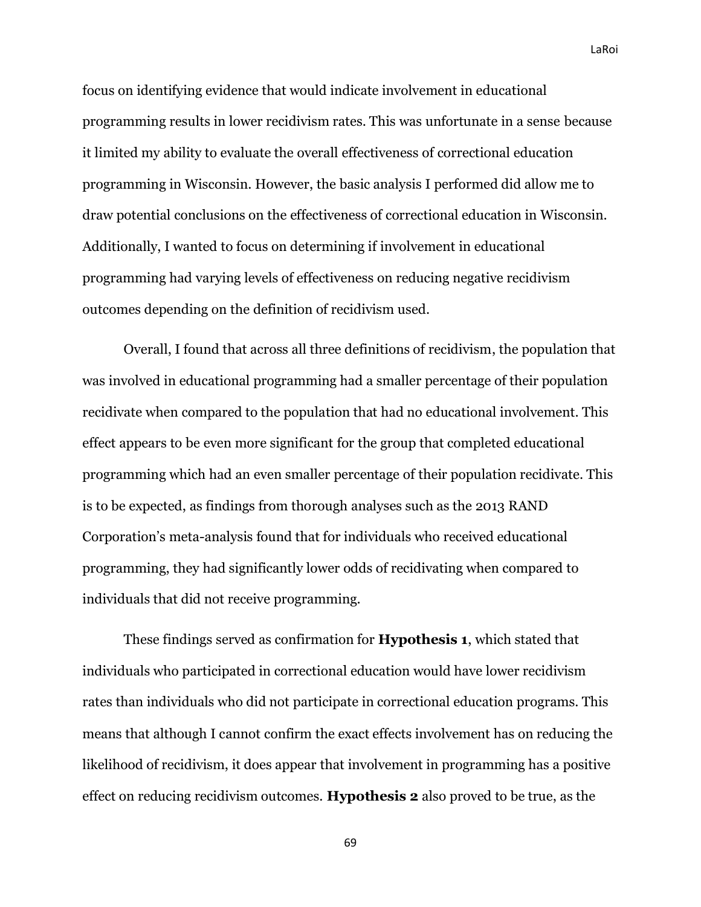focus on identifying evidence that would indicate involvement in educational programming results in lower recidivism rates. This was unfortunate in a sense because it limited my ability to evaluate the overall effectiveness of correctional education programming in Wisconsin. However, the basic analysis I performed did allow me to draw potential conclusions on the effectiveness of correctional education in Wisconsin. Additionally, I wanted to focus on determining if involvement in educational programming had varying levels of effectiveness on reducing negative recidivism outcomes depending on the definition of recidivism used.

Overall, I found that across all three definitions of recidivism, the population that was involved in educational programming had a smaller percentage of their population recidivate when compared to the population that had no educational involvement. This effect appears to be even more significant for the group that completed educational programming which had an even smaller percentage of their population recidivate. This is to be expected, as findings from thorough analyses such as the 2013 RAND Corporation's meta-analysis found that for individuals who received educational programming, they had significantly lower odds of recidivating when compared to individuals that did not receive programming.

These findings served as confirmation for **Hypothesis 1**, which stated that individuals who participated in correctional education would have lower recidivism rates than individuals who did not participate in correctional education programs. This means that although I cannot confirm the exact effects involvement has on reducing the likelihood of recidivism, it does appear that involvement in programming has a positive effect on reducing recidivism outcomes. **Hypothesis 2** also proved to be true, as the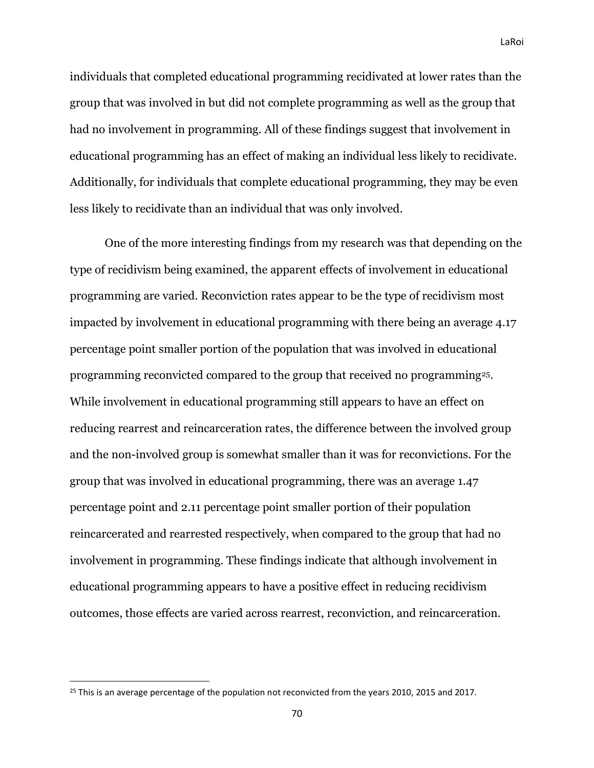individuals that completed educational programming recidivated at lower rates than the group that was involved in but did not complete programming as well as the group that had no involvement in programming. All of these findings suggest that involvement in educational programming has an effect of making an individual less likely to recidivate. Additionally, for individuals that complete educational programming, they may be even less likely to recidivate than an individual that was only involved.

One of the more interesting findings from my research was that depending on the type of recidivism being examined, the apparent effects of involvement in educational programming are varied. Reconviction rates appear to be the type of recidivism most impacted by involvement in educational programming with there being an average 4.17 percentage point smaller portion of the population that was involved in educational programming reconvicted compared to the group that received no programming[25]. While involvement in educational programming still appears to have an effect on reducing rearrest and reincarceration rates, the difference between the involved group and the non-involved group is somewhat smaller than it was for reconvictions. For the group that was involved in educational programming, there was an average 1.47 percentage point and 2.11 percentage point smaller portion of their population reincarcerated and rearrested respectively, when compared to the group that had no involvement in programming. These findings indicate that although involvement in educational programming appears to have a positive effect in reducing recidivism outcomes, those effects are varied across rearrest, reconviction, and reincarceration.

[25] This is an average percentage of the population not reconvicted from the years 2010, 2015 and 2017.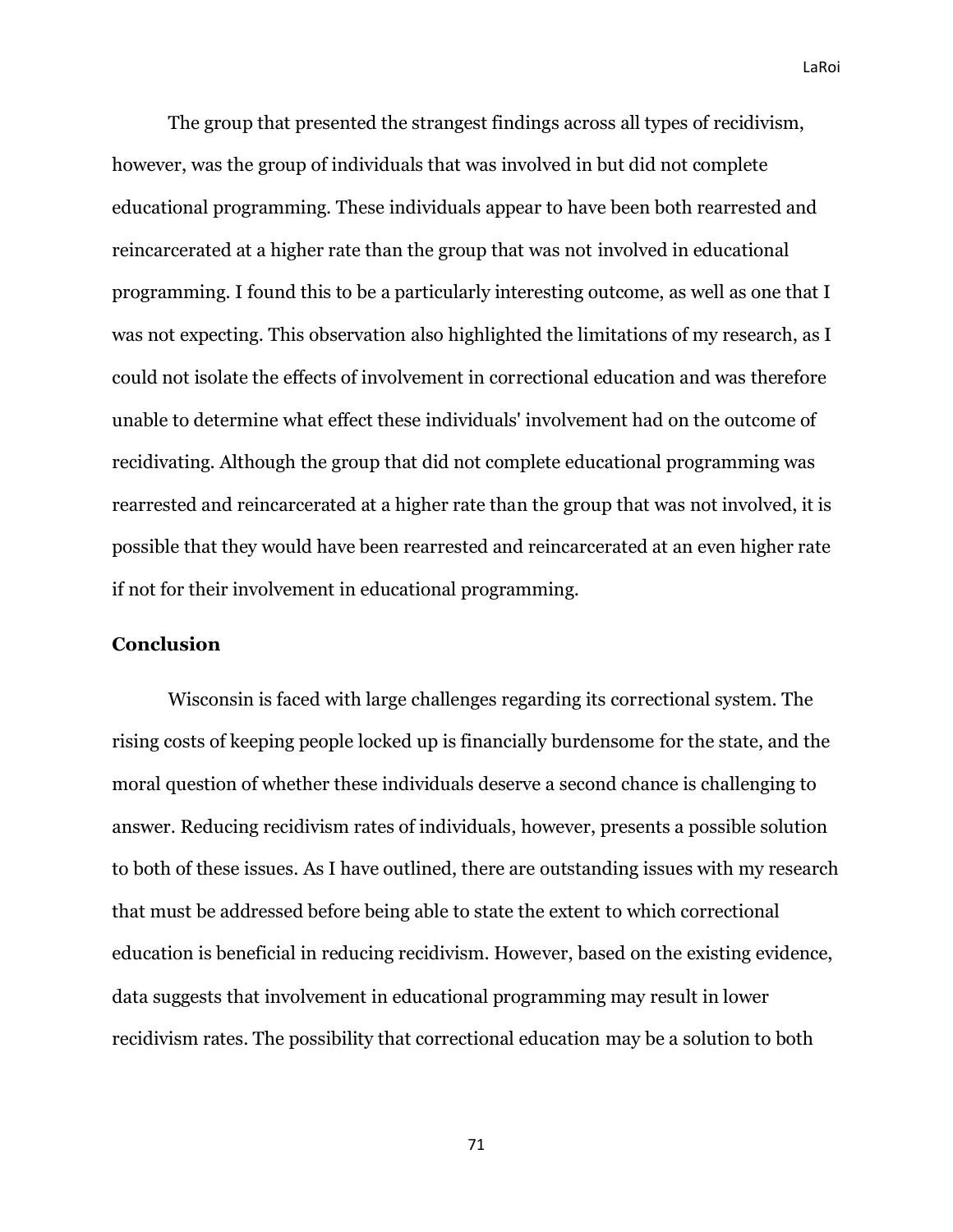The group that presented the strangest findings across all types of recidivism, however, was the group of individuals that was involved in but did not complete educational programming. These individuals appear to have been both rearrested and reincarcerated at a higher rate than the group that was not involved in educational programming. I found this to be a particularly interesting outcome, as well as one that I was not expecting. This observation also highlighted the limitations of my research, as I could not isolate the effects of involvement in correctional education and was therefore unable to determine what effect these individuals' involvement had on the outcome of recidivating. Although the group that did not complete educational programming was rearrested and reincarcerated at a higher rate than the group that was not involved, it is possible that they would have been rearrested and reincarcerated at an even higher rate if not for their involvement in educational programming.

## Conclusion

Wisconsin is faced with large challenges regarding its correctional system. The rising costs of keeping people locked up is financially burdensome for the state, and the moral question of whether these individuals deserve a second chance is challenging to answer. Reducing recidivism rates of individuals, however, presents a possible solution to both of these issues. As I have outlined, there are outstanding issues with my research that must be addressed before being able to state the extent to which correctional education is beneficial in reducing recidivism. However, based on the existing evidence, data suggests that involvement in educational programming may result in lower recidivism rates. The possibility that correctional education may be a solution to both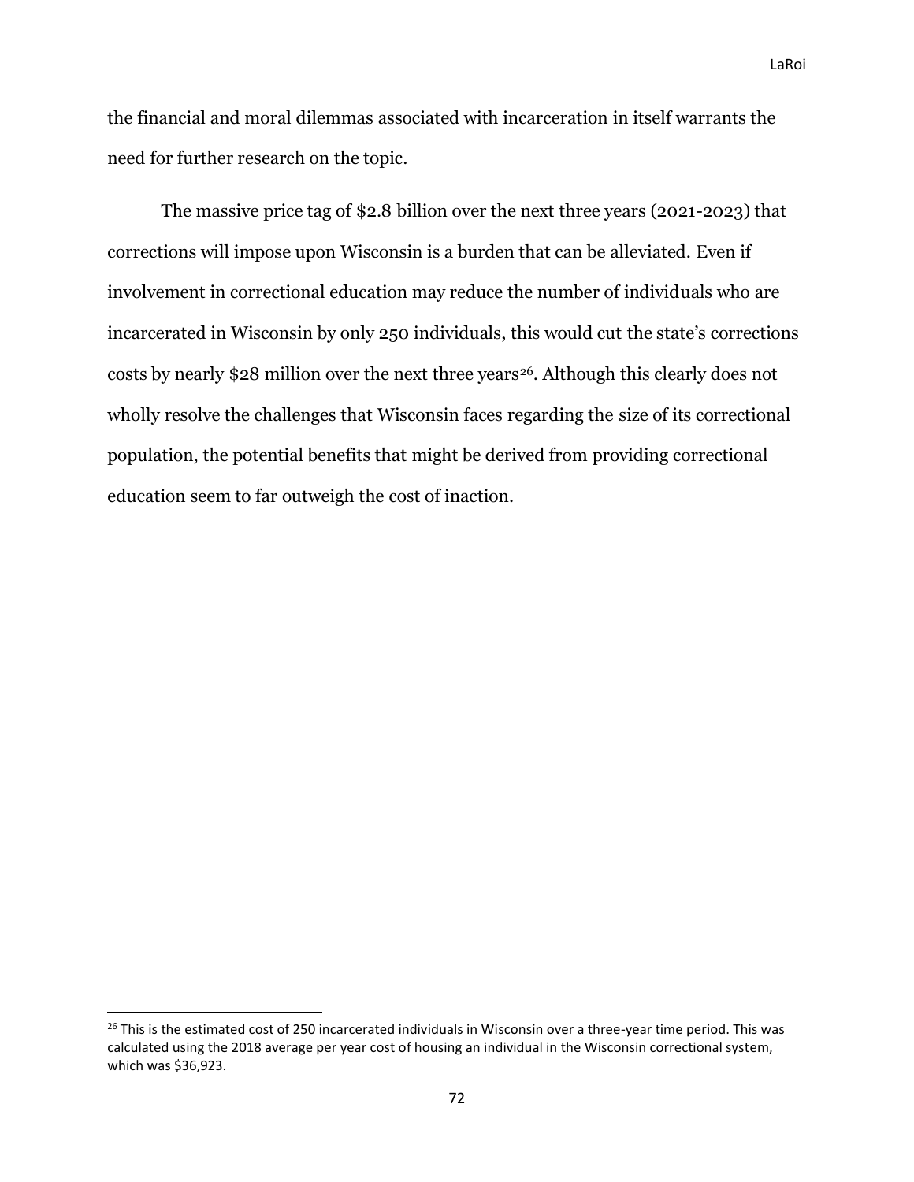the financial and moral dilemmas associated with incarceration in itself warrants the need for further research on the topic.

The massive price tag of $2.8 billion over the next three years (2021-2023) that corrections will impose upon Wisconsin is a burden that can be alleviated. Even if involvement in correctional education may reduce the number of individuals who are incarcerated in Wisconsin by only 250 individuals, this would cut the state's corrections costs by nearly $28 million over the next three years[26]. Although this clearly does not wholly resolve the challenges that Wisconsin faces regarding the size of its correctional population, the potential benefits that might be derived from providing correctional education seem to far outweigh the cost of inaction.

[26] This is the estimated cost of 250 incarcerated individuals in Wisconsin over a three-year time period. This was calculated using the 2018 average per year cost of housing an individual in the Wisconsin correctional system, which was $36,923.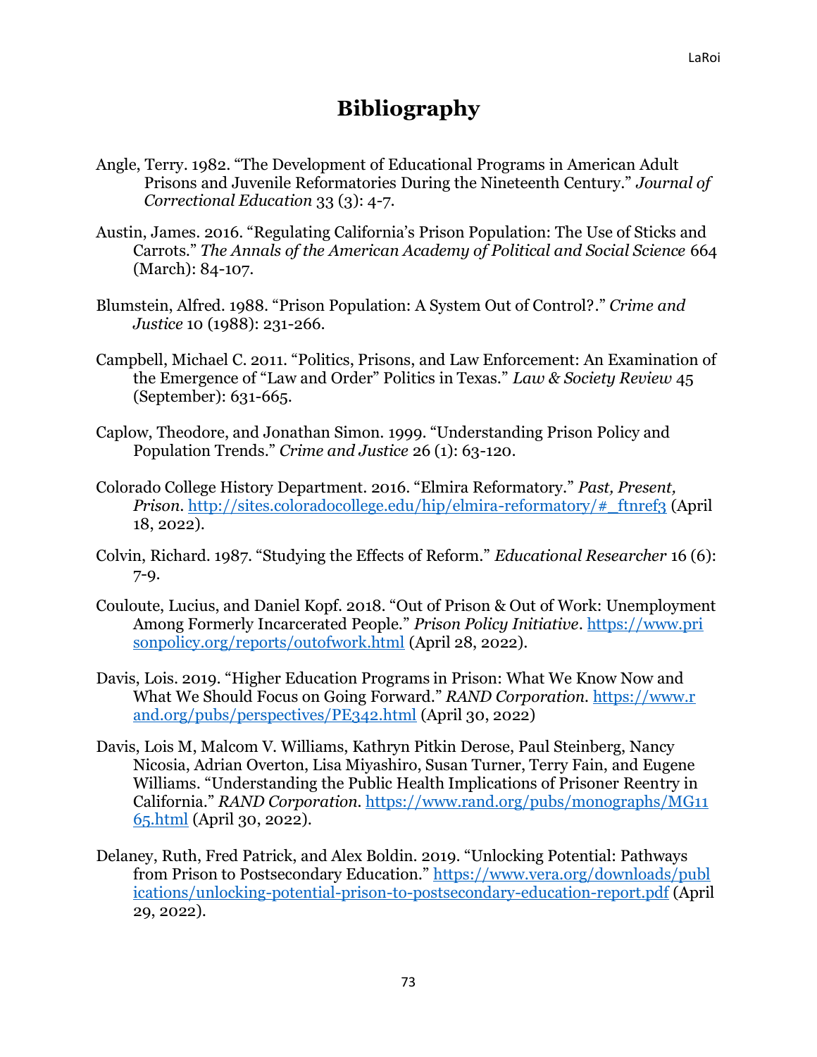# Bibliography

Angle, Terry. 1982. "The Development of Educational Programs in American Adult Prisons and Juvenile Reformatories During the Nineteenth Century." *Journal of Correctional Education* 33 (3): 4-7.

Austin, James. 2016. "Regulating California's Prison Population: The Use of Sticks and Carrots." *The Annals of the American Academy of Political and Social Science* 664 (March): 84-107.

Blumstein, Alfred. 1988. "Prison Population: A System Out of Control?." *Crime and Justice* 10 (1988): 231-266.

Campbell, Michael C. 2011. "Politics, Prisons, and Law Enforcement: An Examination of the Emergence of "Law and Order" Politics in Texas." *Law & Society Review* 45 (September): 631-665.

Caplow, Theodore, and Jonathan Simon. 1999. "Understanding Prison Policy and Population Trends." *Crime and Justice* 26 (1): 63-120.

Colorado College History Department. 2016. "Elmira Reformatory." *Past, Present, Prison*. http://sites.coloradocollege.edu/hip/elmira-reformatory/#_ftnref3 (April 18, 2022).

Colvin, Richard. 1987. "Studying the Effects of Reform." *Educational Researcher* 16 (6): 7-9.

Couloute, Lucius, and Daniel Kopf. 2018. "Out of Prison & Out of Work: Unemployment Among Formerly Incarcerated People." *Prison Policy Initiative*. https://www.prisonpolicy.org/reports/outofwork.html (April 28, 2022).

Davis, Lois. 2019. "Higher Education Programs in Prison: What We Know Now and What We Should Focus on Going Forward." *RAND Corporation*. https://www.rand.org/pubs/perspectives/PE342.html (April 30, 2022)

Davis, Lois M, Malcom V. Williams, Kathryn Pitkin Derose, Paul Steinberg, Nancy Nicosia, Adrian Overton, Lisa Miyashiro, Susan Turner, Terry Fain, and Eugene Williams. "Understanding the Public Health Implications of Prisoner Reentry in California." *RAND Corporation*. https://www.rand.org/pubs/monographs/MG1165.html (April 30, 2022).

Delaney, Ruth, Fred Patrick, and Alex Boldin. 2019. "Unlocking Potential: Pathways from Prison to Postsecondary Education." https://www.vera.org/downloads/publications/unlocking-potential-prison-to-postsecondary-education-report.pdf (April 29, 2022).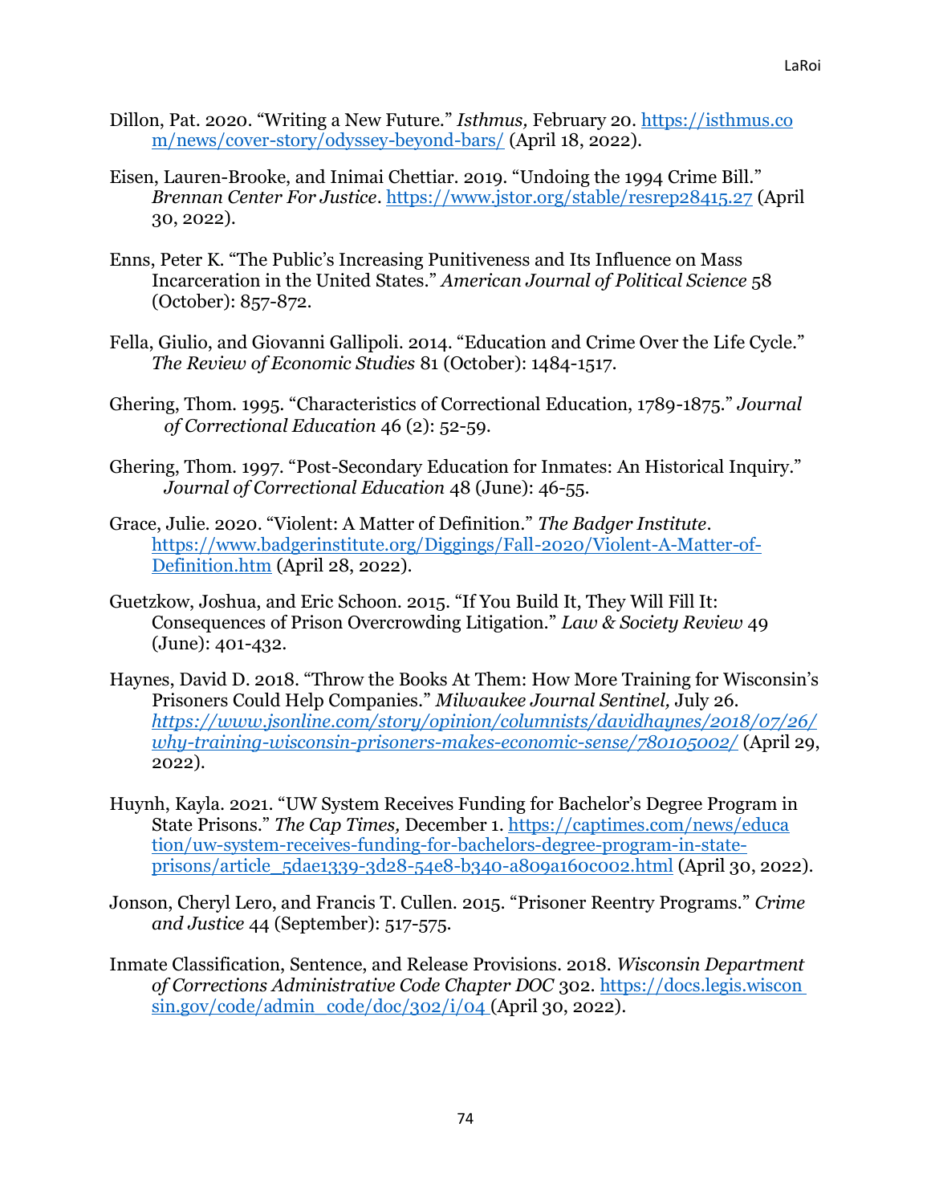Dillon, Pat. 2020. "Writing a New Future." *Isthmus,* February 20. https://isthmus.com/news/cover-story/odyssey-beyond-bars/ (April 18, 2022).

Eisen, Lauren-Brooke, and Inimai Chettiar. 2019. "Undoing the 1994 Crime Bill." *Brennan Center For Justice*. https://www.jstor.org/stable/resrep28415.27 (April 30, 2022).

Enns, Peter K. "The Public's Increasing Punitiveness and Its Influence on Mass Incarceration in the United States." *American Journal of Political Science* 58 (October): 857-872.

Fella, Giulio, and Giovanni Gallipoli. 2014. "Education and Crime Over the Life Cycle." *The Review of Economic Studies* 81 (October): 1484-1517.

Ghering, Thom. 1995. "Characteristics of Correctional Education, 1789-1875." *Journal of Correctional Education* 46 (2): 52-59.

Ghering, Thom. 1997. "Post-Secondary Education for Inmates: An Historical Inquiry." *Journal of Correctional Education* 48 (June): 46-55.

Grace, Julie. 2020. "Violent: A Matter of Definition." *The Badger Institute*. https://www.badgerinstitute.org/Diggings/Fall-2020/Violent-A-Matter-of-Definition.htm (April 28, 2022).

Guetzkow, Joshua, and Eric Schoon. 2015. "If You Build It, They Will Fill It: Consequences of Prison Overcrowding Litigation." *Law & Society Review* 49 (June): 401-432.

Haynes, David D. 2018. "Throw the Books At Them: How More Training for Wisconsin's Prisoners Could Help Companies." *Milwaukee Journal Sentinel,* July 26. *https://www.jsonline.com/story/opinion/columnists/davidhaynes/2018/07/26/why-training-wisconsin-prisoners-makes-economic-sense/780105002/* (April 29, 2022).

Huynh, Kayla. 2021. "UW System Receives Funding for Bachelor's Degree Program in State Prisons." *The Cap Times,* December 1. https://captimes.com/news/education/uw-system-receives-funding-for-bachelors-degree-program-in-state-prisons/article_5dae1339-3d28-54e8-b340-a809a160c002.html (April 30, 2022).

Jonson, Cheryl Lero, and Francis T. Cullen. 2015. "Prisoner Reentry Programs." *Crime and Justice* 44 (September): 517-575.

Inmate Classification, Sentence, and Release Provisions. 2018. *Wisconsin Department of Corrections Administrative Code Chapter DOC* 302. https://docs.legis.wisconsin.gov/code/admin_code/doc/302/i/04 (April 30, 2022).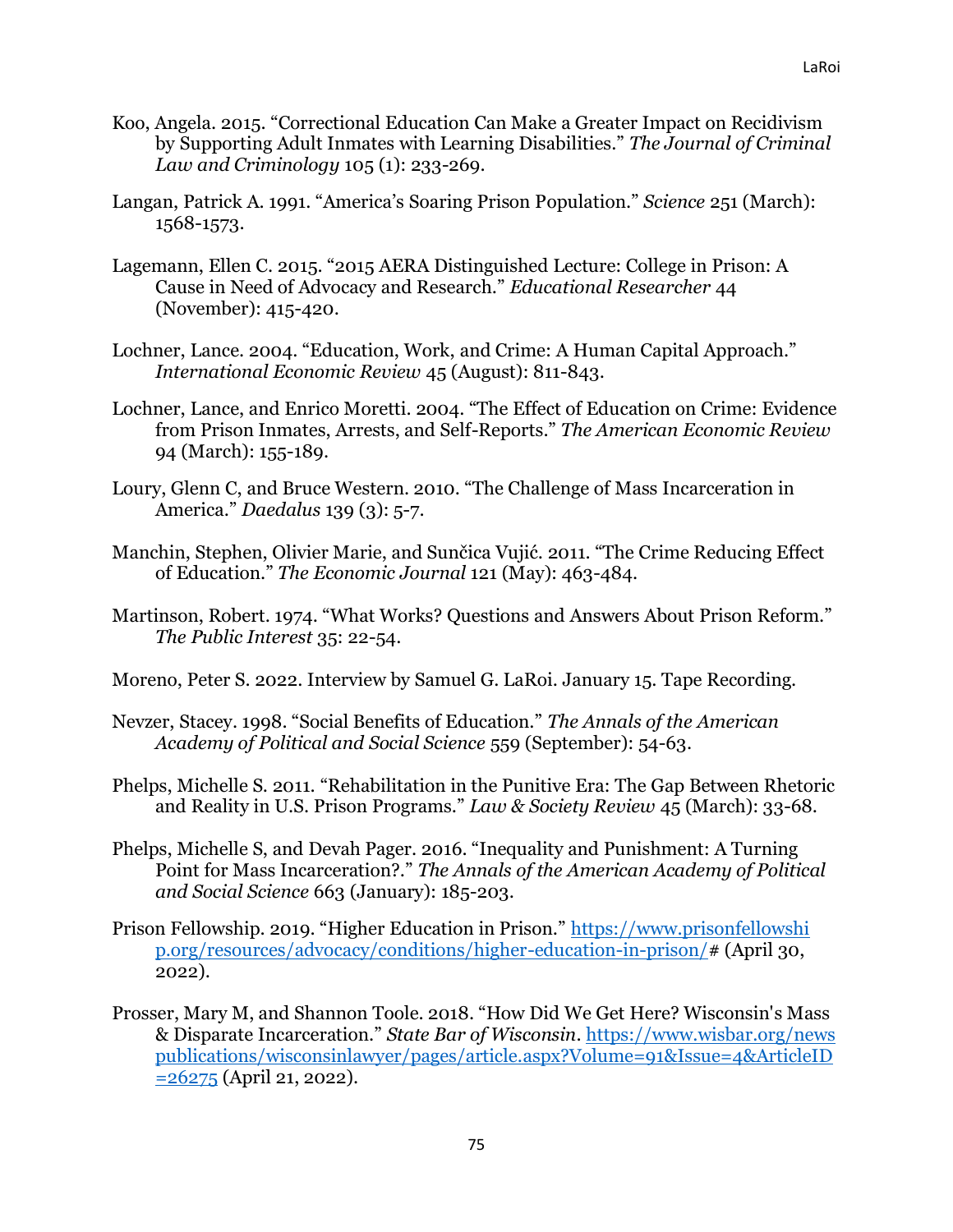Koo, Angela. 2015. "Correctional Education Can Make a Greater Impact on Recidivism by Supporting Adult Inmates with Learning Disabilities." *The Journal of Criminal Law and Criminology* 105 (1): 233-269.

Langan, Patrick A. 1991. "America's Soaring Prison Population." *Science* 251 (March): 1568-1573.

Lagemann, Ellen C. 2015. "2015 AERA Distinguished Lecture: College in Prison: A Cause in Need of Advocacy and Research." *Educational Researcher* 44 (November): 415-420.

Lochner, Lance. 2004. "Education, Work, and Crime: A Human Capital Approach." *International Economic Review* 45 (August): 811-843.

Lochner, Lance, and Enrico Moretti. 2004. "The Effect of Education on Crime: Evidence from Prison Inmates, Arrests, and Self-Reports." *The American Economic Review* 94 (March): 155-189.

Loury, Glenn C, and Bruce Western. 2010. "The Challenge of Mass Incarceration in America." *Daedalus* 139 (3): 5-7.

Manchin, Stephen, Olivier Marie, and Sunčica Vujić. 2011. "The Crime Reducing Effect of Education." *The Economic Journal* 121 (May): 463-484.

Martinson, Robert. 1974. "What Works? Questions and Answers About Prison Reform." *The Public Interest* 35: 22-54.

Moreno, Peter S. 2022. Interview by Samuel G. LaRoi. January 15. Tape Recording.

Nevzer, Stacey. 1998. "Social Benefits of Education." *The Annals of the American Academy of Political and Social Science* 559 (September): 54-63.

Phelps, Michelle S. 2011. "Rehabilitation in the Punitive Era: The Gap Between Rhetoric and Reality in U.S. Prison Programs." *Law & Society Review* 45 (March): 33-68.

Phelps, Michelle S, and Devah Pager. 2016. "Inequality and Punishment: A Turning Point for Mass Incarceration?." *The Annals of the American Academy of Political and Social Science* 663 (January): 185-203.

Prison Fellowship. 2019. "Higher Education in Prison." https://www.prisonfellowship.org/resources/advocacy/conditions/higher-education-in-prison/# (April 30, 2022).

Prosser, Mary M, and Shannon Toole. 2018. "How Did We Get Here? Wisconsin's Mass & Disparate Incarceration." *State Bar of Wisconsin*. https://www.wisbar.org/newspublications/wisconsinlawyer/pages/article.aspx?Volume=91&Issue=4&ArticleID=26275 (April 21, 2022).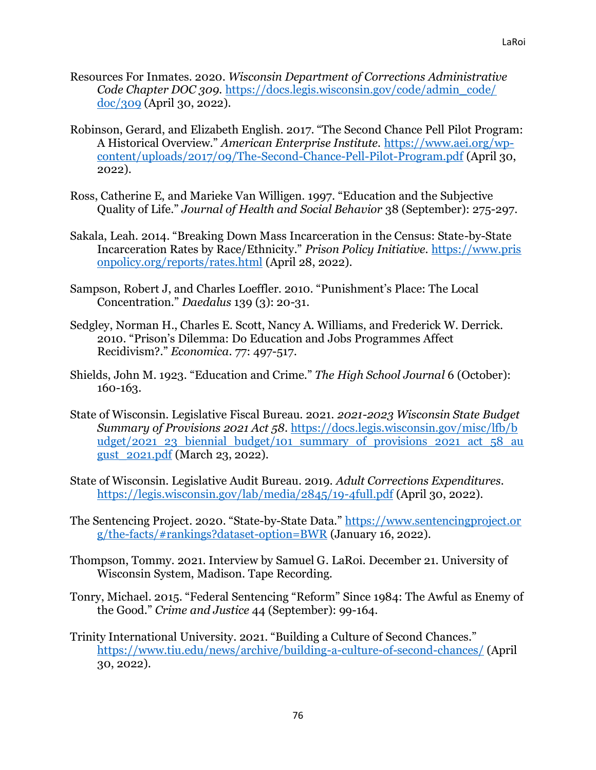Resources For Inmates. 2020. *Wisconsin Department of Corrections Administrative Code Chapter DOC 309*. https://docs.legis.wisconsin.gov/code/admin_code/doc/309 (April 30, 2022).

Robinson, Gerard, and Elizabeth English. 2017. "The Second Chance Pell Pilot Program: A Historical Overview." *American Enterprise Institute*. https://www.aei.org/wp-content/uploads/2017/09/The-Second-Chance-Pell-Pilot-Program.pdf (April 30, 2022).

Ross, Catherine E, and Marieke Van Willigen. 1997. "Education and the Subjective Quality of Life." *Journal of Health and Social Behavior* 38 (September): 275-297.

Sakala, Leah. 2014. "Breaking Down Mass Incarceration in the Census: State-by-State Incarceration Rates by Race/Ethnicity." *Prison Policy Initiative*. https://www.prisonpolicy.org/reports/rates.html (April 28, 2022).

Sampson, Robert J, and Charles Loeffler. 2010. "Punishment's Place: The Local Concentration." *Daedalus* 139 (3): 20-31.

Sedgley, Norman H., Charles E. Scott, Nancy A. Williams, and Frederick W. Derrick. 2010. "Prison's Dilemma: Do Education and Jobs Programmes Affect Recidivism?." *Economica*. 77: 497-517.

Shields, John M. 1923. "Education and Crime." *The High School Journal* 6 (October): 160-163.

State of Wisconsin. Legislative Fiscal Bureau. 2021. *2021-2023 Wisconsin State Budget Summary of Provisions 2021 Act 58*. https://docs.legis.wisconsin.gov/misc/lfb/budget/2021_23_biennial_budget/101_summary_of_provisions_2021_act_58_august_2021.pdf (March 23, 2022).

State of Wisconsin. Legislative Audit Bureau. 2019. *Adult Corrections Expenditures*. https://legis.wisconsin.gov/lab/media/2845/19-4full.pdf (April 30, 2022).

The Sentencing Project. 2020. "State-by-State Data." https://www.sentencingproject.org/the-facts/#rankings?dataset-option=BWR (January 16, 2022).

Thompson, Tommy. 2021. Interview by Samuel G. LaRoi. December 21. University of Wisconsin System, Madison. Tape Recording.

Tonry, Michael. 2015. "Federal Sentencing "Reform" Since 1984: The Awful as Enemy of the Good." *Crime and Justice* 44 (September): 99-164.

Trinity International University. 2021. "Building a Culture of Second Chances." https://www.tiu.edu/news/archive/building-a-culture-of-second-chances/ (April 30, 2022).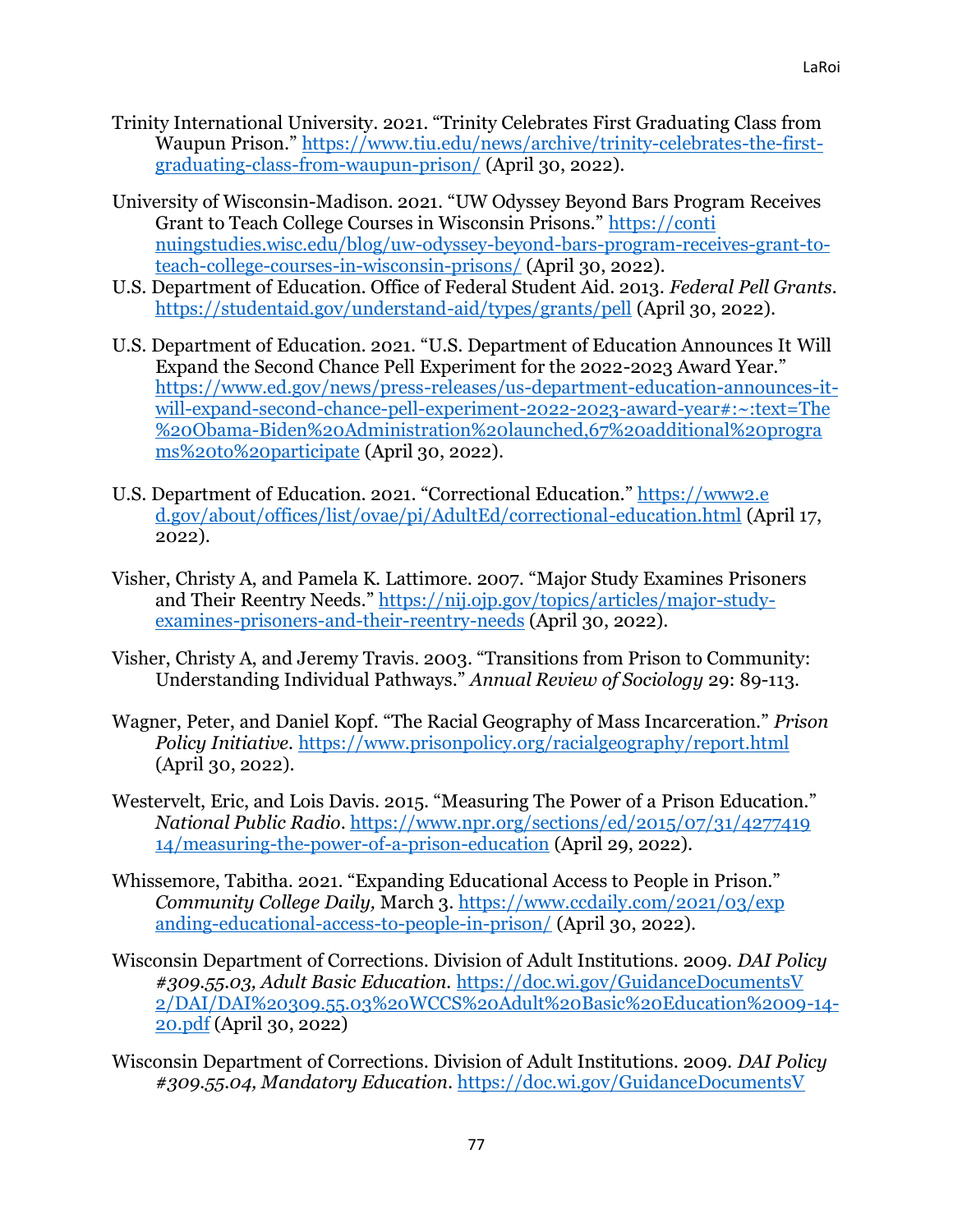Trinity International University. 2021. "Trinity Celebrates First Graduating Class from Waupun Prison." [https://www.tiu.edu/news/archive/trinity-celebrates-the-first-graduating-class-from-waupun-prison/](https://www.tiu.edu/news/archive/trinity-celebrates-the-first-graduating-class-from-waupun-prison/) (April 30, 2022).

University of Wisconsin-Madison. 2021. "UW Odyssey Beyond Bars Program Receives Grant to Teach College Courses in Wisconsin Prisons." [https://continuingstudies.wisc.edu/blog/uw-odyssey-beyond-bars-program-receives-grant-to-teach-college-courses-in-wisconsin-prisons/](https://continuingstudies.wisc.edu/blog/uw-odyssey-beyond-bars-program-receives-grant-to-teach-college-courses-in-wisconsin-prisons/) (April 30, 2022).

U.S. Department of Education. Office of Federal Student Aid. 2013. *Federal Pell Grants*. [https://studentaid.gov/understand-aid/types/grants/pell](https://studentaid.gov/understand-aid/types/grants/pell) (April 30, 2022).

U.S. Department of Education. 2021. "U.S. Department of Education Announces It Will Expand the Second Chance Pell Experiment for the 2022-2023 Award Year." [https://www.ed.gov/news/press-releases/us-department-education-announces-it-will-expand-second-chance-pell-experiment-2022-2023-award-year#:~:text=The%20Obama-Biden%20Administration%20launched,67%20additional%20programs%20to%20participate](https://www.ed.gov/news/press-releases/us-department-education-announces-it-will-expand-second-chance-pell-experiment-2022-2023-award-year#:~:text=The%20Obama-Biden%20Administration%20launched,67%20additional%20programs%20to%20participate) (April 30, 2022).

U.S. Department of Education. 2021. "Correctional Education." [https://www2.ed.gov/about/offices/list/ovae/pi/AdultEd/correctional-education.html](https://www2.ed.gov/about/offices/list/ovae/pi/AdultEd/correctional-education.html) (April 17, 2022).

Visher, Christy A, and Pamela K. Lattimore. 2007. "Major Study Examines Prisoners and Their Reentry Needs." [https://nij.ojp.gov/topics/articles/major-study-examines-prisoners-and-their-reentry-needs](https://nij.ojp.gov/topics/articles/major-study-examines-prisoners-and-their-reentry-needs) (April 30, 2022).

Visher, Christy A, and Jeremy Travis. 2003. "Transitions from Prison to Community: Understanding Individual Pathways." *Annual Review of Sociology* 29: 89-113.

Wagner, Peter, and Daniel Kopf. "The Racial Geography of Mass Incarceration." *Prison Policy Initiative*. [https://www.prisonpolicy.org/racialgeography/report.html](https://www.prisonpolicy.org/racialgeography/report.html) (April 30, 2022).

Westervelt, Eric, and Lois Davis. 2015. "Measuring The Power of a Prison Education." *National Public Radio*. [https://www.npr.org/sections/ed/2015/07/31/427741914/measuring-the-power-of-a-prison-education](https://www.npr.org/sections/ed/2015/07/31/427741914/measuring-the-power-of-a-prison-education) (April 29, 2022).

Whissemore, Tabitha. 2021. "Expanding Educational Access to People in Prison." *Community College Daily,* March 3. [https://www.ccdaily.com/2021/03/expanding-educational-access-to-people-in-prison/](https://www.ccdaily.com/2021/03/expanding-educational-access-to-people-in-prison/) (April 30, 2022).

Wisconsin Department of Corrections. Division of Adult Institutions. 2009. *DAI Policy #309.55.03, Adult Basic Education*. [https://doc.wi.gov/GuidanceDocumentsV2/DAI/DAI%20309.55.03%20WCCS%20Adult%20Basic%20Education%2009-14-20.pdf](https://doc.wi.gov/GuidanceDocumentsV2/DAI/DAI%20309.55.03%20WCCS%20Adult%20Basic%20Education%2009-14-20.pdf) (April 30, 2022)

Wisconsin Department of Corrections. Division of Adult Institutions. 2009. *DAI Policy #309.55.04, Mandatory Education*. https://doc.wi.gov/GuidanceDocumentsV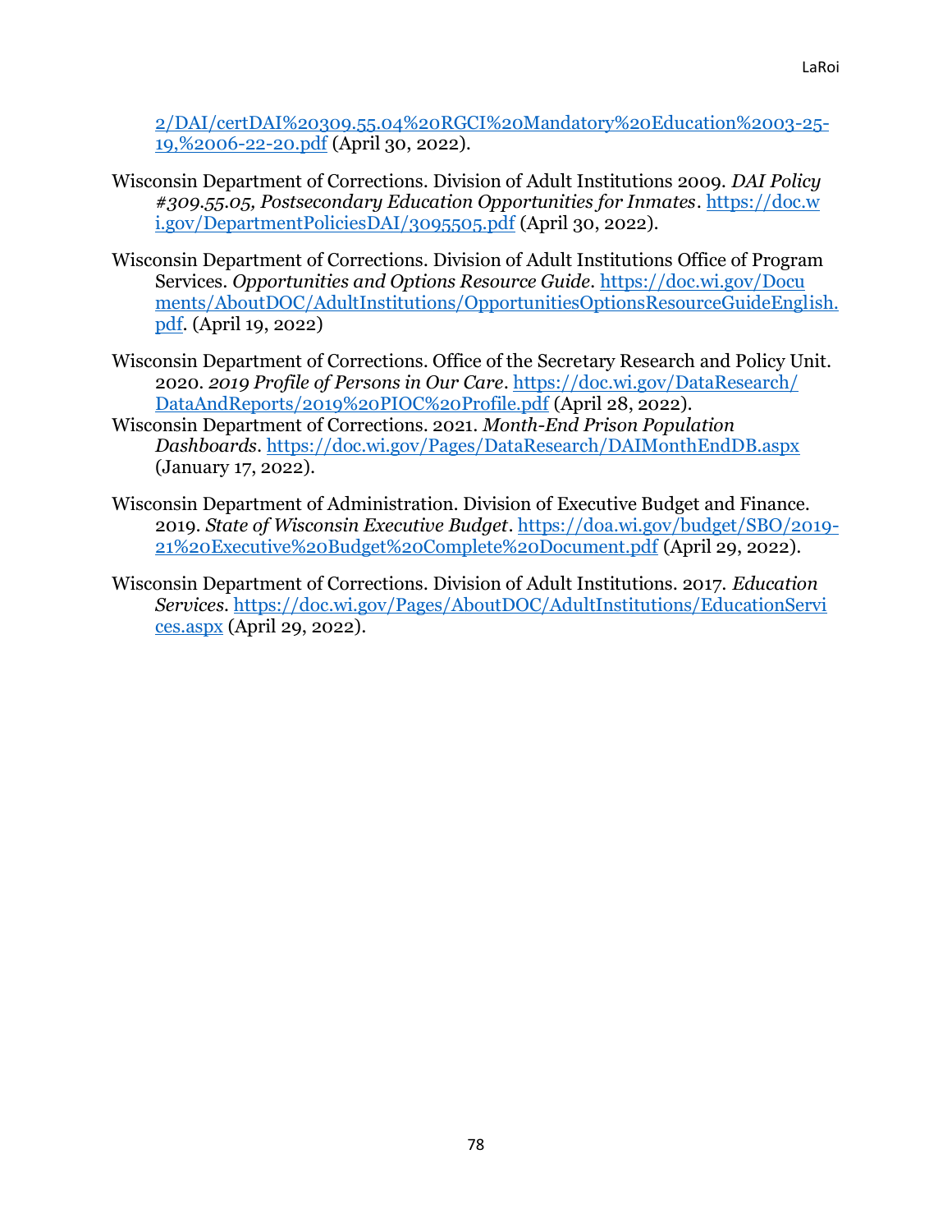2/DAI/certDAI%20309.55.04%20RGCI%20Mandatory%20Education%2003-25-19,%2006-22-20.pdf (April 30, 2022).

Wisconsin Department of Corrections. Division of Adult Institutions 2009. *DAI Policy #309.55.05, Postsecondary Education Opportunities for Inmates*. https://doc.wi.gov/DepartmentPoliciesDAI/3095505.pdf (April 30, 2022).

Wisconsin Department of Corrections. Division of Adult Institutions Office of Program Services. *Opportunities and Options Resource Guide*. https://doc.wi.gov/Documents/AboutDOC/AdultInstitutions/OpportunitiesOptionsResourceGuideEnglish.pdf. (April 19, 2022)

Wisconsin Department of Corrections. Office of the Secretary Research and Policy Unit. 2020. *2019 Profile of Persons in Our Care*. https://doc.wi.gov/DataResearch/DataAndReports/2019%20PIOC%20Profile.pdf (April 28, 2022).

Wisconsin Department of Corrections. 2021. *Month-End Prison Population Dashboards*. https://doc.wi.gov/Pages/DataResearch/DAIMonthEndDB.aspx (January 17, 2022).

Wisconsin Department of Administration. Division of Executive Budget and Finance. 2019. *State of Wisconsin Executive Budget*. https://doa.wi.gov/budget/SBO/2019-21%20Executive%20Budget%20Complete%20Document.pdf (April 29, 2022).

Wisconsin Department of Corrections. Division of Adult Institutions. 2017. *Education Services*. https://doc.wi.gov/Pages/AboutDOC/AdultInstitutions/EducationServices.aspx (April 29, 2022).